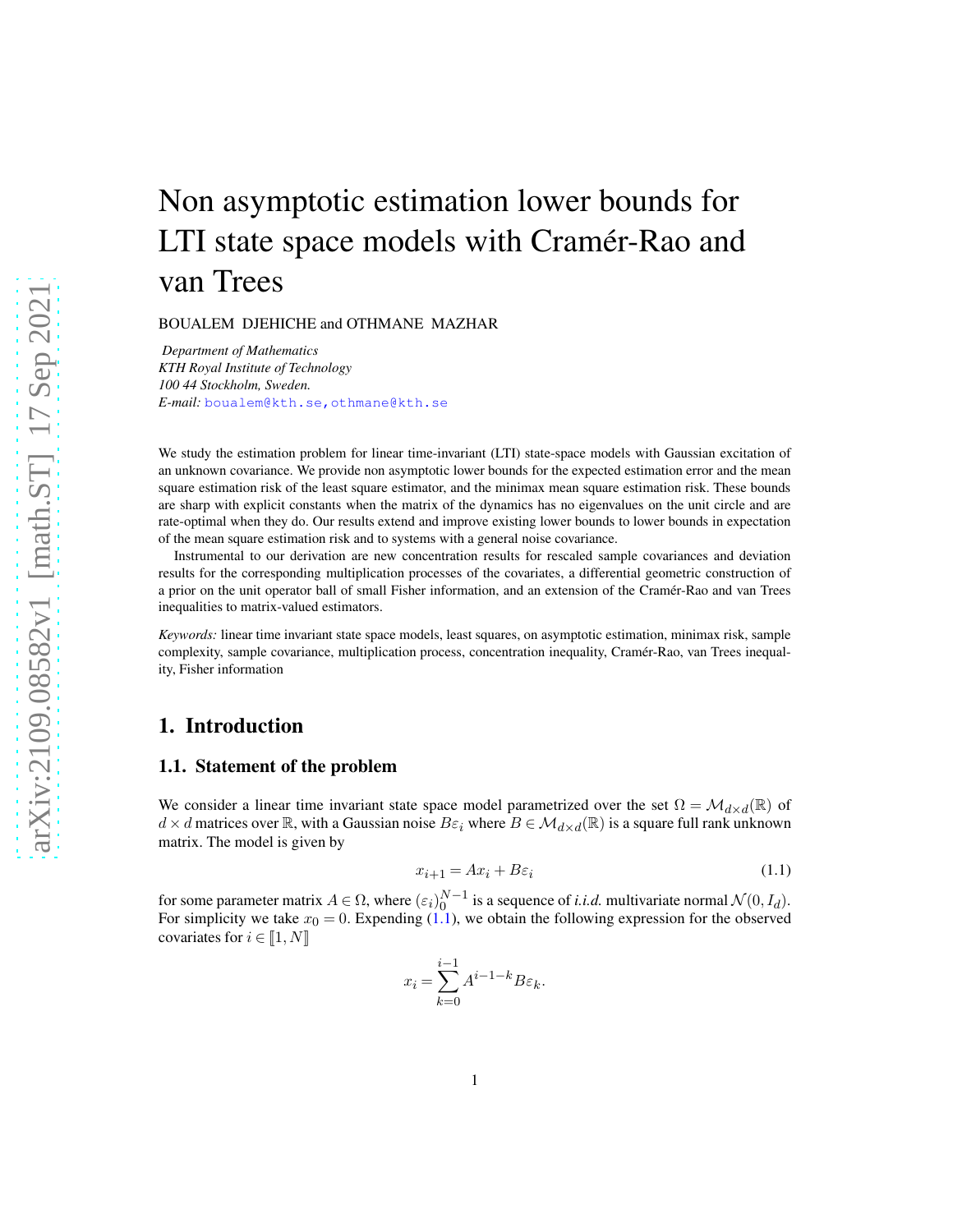# Non asymptotic estimation lower bounds for LTI state space models with Cramér-Rao and van Trees

BOUALEM DJEHICHE and OTHMANE MAZHAR

*Department of Mathematics*
*KTH Royal Institute of Technology*
*100 44 Stockholm, Sweden.*
*E-mail:* boualem@kth.se, othmane@kth.se

We study the estimation problem for linear time-invariant (LTI) state-space models with Gaussian excitation of an unknown covariance. We provide non asymptotic lower bounds for the expected estimation error and the mean square estimation risk of the least square estimator, and the minimax mean square estimation risk. These bounds are sharp with explicit constants when the matrix of the dynamics has no eigenvalues on the unit circle and are rate-optimal when they do. Our results extend and improve existing lower bounds to lower bounds in expectation of the mean square estimation risk and to systems with a general noise covariance.

Instrumental to our derivation are new concentration results for rescaled sample covariances and deviation results for the corresponding multiplication processes of the covariates, a differential geometric construction of a prior on the unit operator ball of small Fisher information, and an extension of the Cramér-Rao and van Trees inequalities to matrix-valued estimators.

*Keywords:* linear time invariant state space models, least squares, on asymptotic estimation, minimax risk, sample complexity, sample covariance, multiplication process, concentration inequality, Cramér-Rao, van Trees inequality, Fisher information

## 1. Introduction

### 1.1. Statement of the problem

We consider a linear time invariant state space model parametrized over the set $\Omega = \mathcal{M}_{d\times d}(\mathbb{R})$ of $d \times d$ matrices over $\mathbb{R}$, with a Gaussian noise $B\varepsilon_i$ where $B \in \mathcal{M}_{d\times d}(\mathbb{R})$ is a square full rank unknown matrix. The model is given by

$$x_{i+1} = Ax_i + B\varepsilon_i \tag{1.1}$$

for some parameter matrix $A \in \Omega$, where $(\varepsilon_i)_0^{N-1}$ is a sequence of *i.i.d.* multivariate normal $\mathcal{N}(0, I_d)$. For simplicity we take $x_0 = 0$. Expending (1.1), we obtain the following expression for the observed covariates for $i \in [\![1, N]\!]$

$$x_i = \sum_{k=0}^{i-1} A^{i-1-k} B\varepsilon_k.$$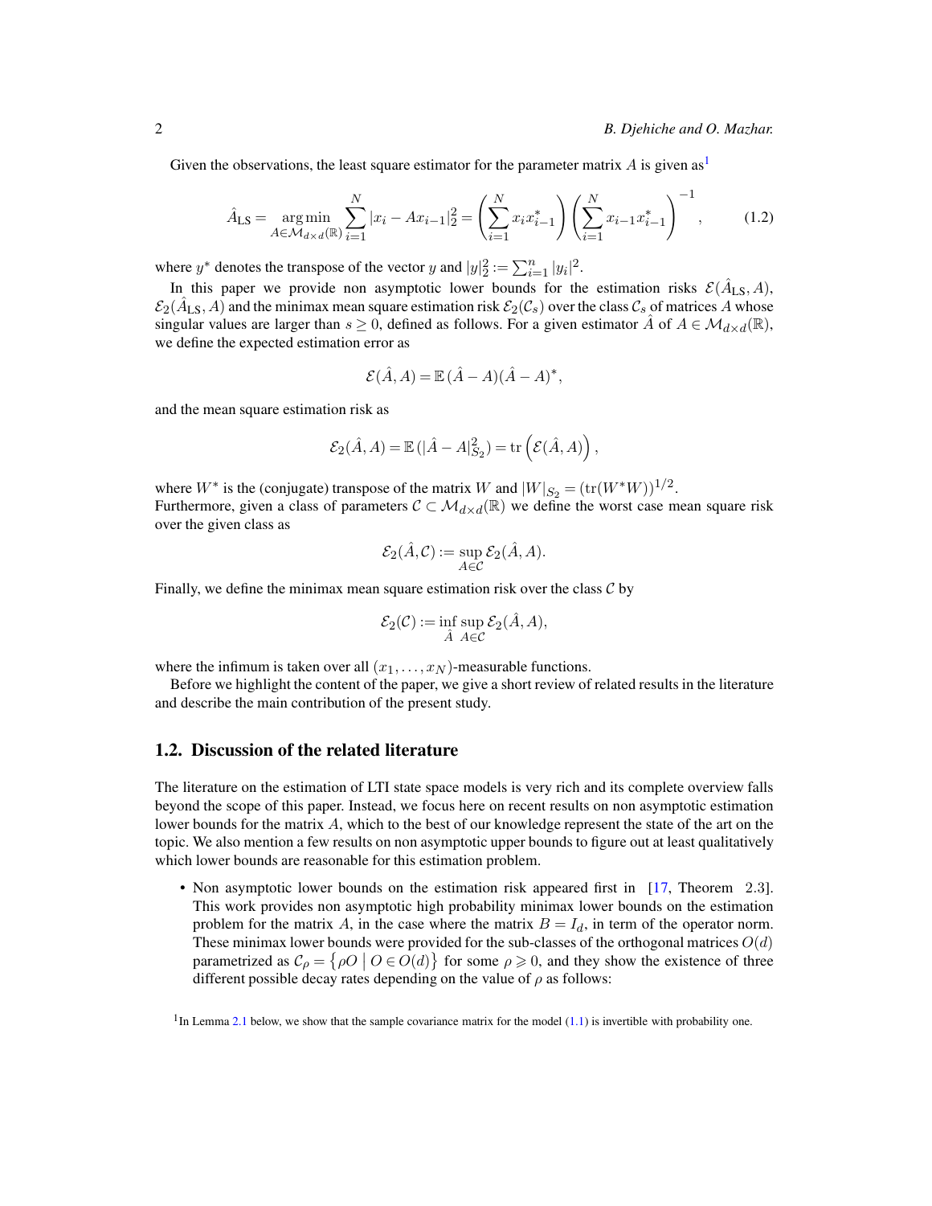Given the observations, the least square estimator for the parameter matrix $A$ is given as[1]

$$\hat{A}_{\rm LS} = \underset{A \in \mathcal{M}_{d\times d}(\mathbb{R})}{\arg\min} \sum_{i=1}^{N} |x_i - Ax_{i-1}|_2^2 = \left(\sum_{i=1}^{N} x_i x_{i-1}^*\right)\left(\sum_{i=1}^{N} x_{i-1}x_{i-1}^*\right)^{-1}, \tag{1.2}$$

where $y^*$ denotes the transpose of the vector $y$ and $|y|_2^2 := \sum_{i=1}^{n} |y_i|^2$.

In this paper we provide non asymptotic lower bounds for the estimation risks $\mathcal{E}(\hat{A}_{\rm LS}, A)$, $\mathcal{E}_2(\hat{A}_{\rm LS}, A)$ and the minimax mean square estimation risk $\mathcal{E}_2(\mathcal{C}_s)$ over the class $\mathcal{C}_s$ of matrices $A$ whose singular values are larger than $s \geq 0$, defined as follows. For a given estimator $\hat{A}$ of $A \in \mathcal{M}_{d\times d}(\mathbb{R})$, we define the expected estimation error as

$$\mathcal{E}(\hat{A}, A) = \mathbb{E}\,(\hat{A} - A)(\hat{A} - A)^*,$$

and the mean square estimation risk as

$$\mathcal{E}_2(\hat{A}, A) = \mathbb{E}\,(|\hat{A} - A|_{S_2}^2) = \mathrm{tr}\left(\mathcal{E}(\hat{A}, A)\right),$$

where $W^*$ is the (conjugate) transpose of the matrix $W$ and $|W|_{S_2} = (\mathrm{tr}(W^*W))^{1/2}$.
Furthermore, given a class of parameters $\mathcal{C} \subset \mathcal{M}_{d\times d}(\mathbb{R})$ we define the worst case mean square risk over the given class as

$$\mathcal{E}_2(\hat{A}, \mathcal{C}) := \sup_{A \in \mathcal{C}} \mathcal{E}_2(\hat{A}, A).$$

Finally, we define the minimax mean square estimation risk over the class $\mathcal{C}$ by

$$\mathcal{E}_2(\mathcal{C}) := \inf_{\hat{A}} \sup_{A \in \mathcal{C}} \mathcal{E}_2(\hat{A}, A),$$

where the infimum is taken over all $(x_1, \ldots, x_N)$-measurable functions.

Before we highlight the content of the paper, we give a short review of related results in the literature and describe the main contribution of the present study.

## 1.2. Discussion of the related literature

The literature on the estimation of LTI state space models is very rich and its complete overview falls beyond the scope of this paper. Instead, we focus here on recent results on non asymptotic estimation lower bounds for the matrix $A$, which to the best of our knowledge represent the state of the art on the topic. We also mention a few results on non asymptotic upper bounds to figure out at least qualitatively which lower bounds are reasonable for this estimation problem.

- Non asymptotic lower bounds on the estimation risk appeared first in [17, Theorem 2.3]. This work provides non asymptotic high probability minimax lower bounds on the estimation problem for the matrix $A$, in the case where the matrix $B = I_d$, in term of the operator norm. These minimax lower bounds were provided for the sub-classes of the orthogonal matrices $O(d)$ parametrized as $\mathcal{C}_\rho = \{\rho O \mid O \in O(d)\}$ for some $\rho \geqslant 0$, and they show the existence of three different possible decay rates depending on the value of $\rho$ as follows:

[1] In Lemma 2.1 below, we show that the sample covariance matrix for the model (1.1) is invertible with probability one.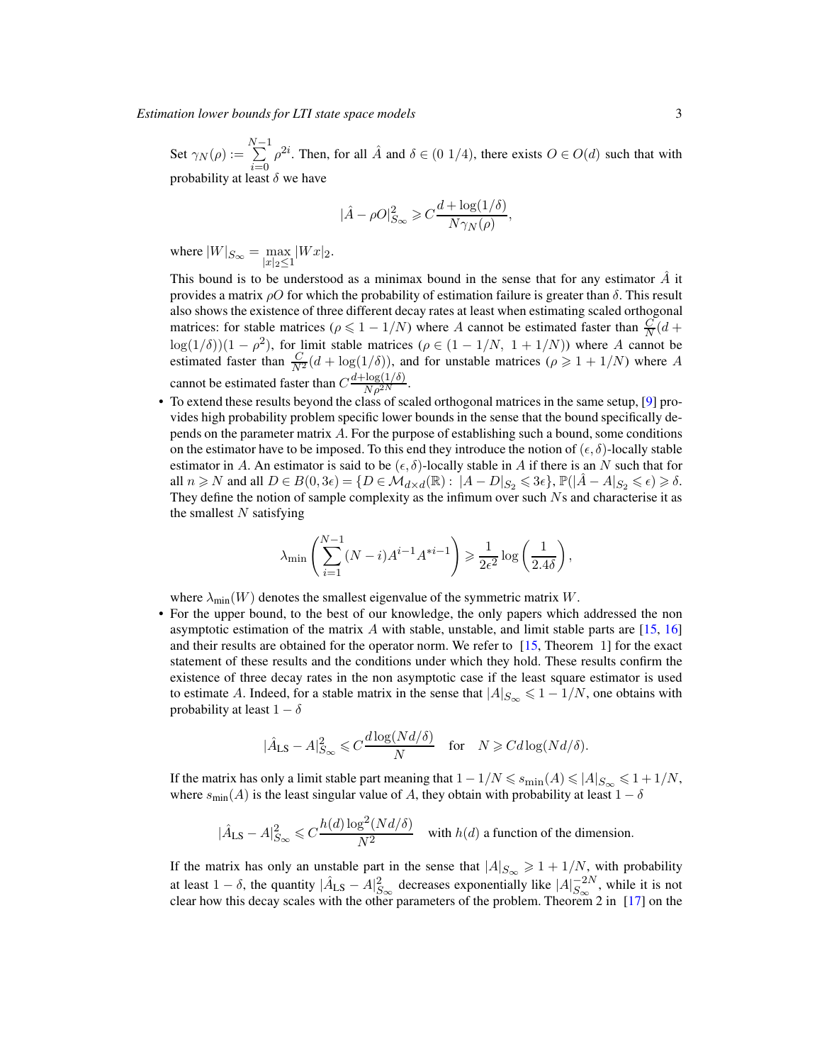Set $\gamma_N(\rho) := \sum_{i=0}^{N-1} \rho^{2i}$. Then, for all $\hat{A}$ and $\delta \in (0\ 1/4)$, there exists $O \in O(d)$ such that with probability at least $\delta$ we have

$$|\hat{A} - \rho O|_{S_\infty}^2 \geqslant C \frac{d + \log(1/\delta)}{N\gamma_N(\rho)},$$

where $|W|_{S_\infty} = \max_{|x|_2 \leq 1} |Wx|_2$.

This bound is to be understood as a minimax bound in the sense that for any estimator $\hat{A}$ it provides a matrix $\rho O$ for which the probability of estimation failure is greater than $\delta$. This result also shows the existence of three different decay rates at least when estimating scaled orthogonal matrices: for stable matrices ($\rho \leqslant 1 - 1/N$) where $A$ cannot be estimated faster than $\frac{C}{N}(d + \log(1/\delta))(1-\rho^2)$, for limit stable matrices ($\rho \in (1 - 1/N,\ 1 + 1/N)$) where $A$ cannot be estimated faster than $\frac{C}{N^2}(d + \log(1/\delta))$, and for unstable matrices ($\rho \geqslant 1 + 1/N$) where $A$ cannot be estimated faster than $C\frac{d+\log(1/\delta)}{N\rho^{2N}}$.

- To extend these results beyond the class of scaled orthogonal matrices in the same setup, [9] provides high probability problem specific lower bounds in the sense that the bound specifically depends on the parameter matrix $A$. For the purpose of establishing such a bound, some conditions on the estimator have to be imposed. To this end they introduce the notion of $(\epsilon, \delta)$-locally stable estimator in $A$. An estimator is said to be $(\epsilon, \delta)$-locally stable in $A$ if there is an $N$ such that for all $n \geqslant N$ and all $D \in B(0, 3\epsilon) = \{D \in \mathcal{M}_{d\times d}(\mathbb{R}) :\ |A - D|_{S_2} \leqslant 3\epsilon\}$, $\mathbb{P}(|\hat{A} - A|_{S_2} \leqslant \epsilon) \geqslant \delta$. They define the notion of sample complexity as the infimum over such $N$s and characterise it as the smallest $N$ satisfying

$$\lambda_{\min}\left(\sum_{i=1}^{N-1}(N-i)A^{i-1}A^{*i-1}\right) \geqslant \frac{1}{2\epsilon^2}\log\left(\frac{1}{2.4\delta}\right),$$

where $\lambda_{\min}(W)$ denotes the smallest eigenvalue of the symmetric matrix $W$.

- For the upper bound, to the best of our knowledge, the only papers which addressed the non asymptotic estimation of the matrix $A$ with stable, unstable, and limit stable parts are [15, 16] and their results are obtained for the operator norm. We refer to [15, Theorem 1] for the exact statement of these results and the conditions under which they hold. These results confirm the existence of three decay rates in the non asymptotic case if the least square estimator is used to estimate $A$. Indeed, for a stable matrix in the sense that $|A|_{S_\infty} \leqslant 1 - 1/N$, one obtains with probability at least $1 - \delta$

$$|\hat{A}_{\text{LS}} - A|_{S_\infty}^2 \leqslant C\frac{d\log(Nd/\delta)}{N} \quad \text{for} \quad N \geqslant Cd\log(Nd/\delta).$$

If the matrix has only a limit stable part meaning that $1 - 1/N \leqslant s_{\min}(A) \leqslant |A|_{S_\infty} \leqslant 1 + 1/N$, where $s_{\min}(A)$ is the least singular value of $A$, they obtain with probability at least $1 - \delta$

$$|\hat{A}_{\text{LS}} - A|_{S_\infty}^2 \leqslant C\frac{h(d)\log^2(Nd/\delta)}{N^2} \quad \text{with } h(d) \text{ a function of the dimension.}$$

If the matrix has only an unstable part in the sense that $|A|_{S_\infty} \geqslant 1 + 1/N$, with probability at least $1 - \delta$, the quantity $|\hat{A}_{\text{LS}} - A|_{S_\infty}^2$ decreases exponentially like $|A|_{S_\infty}^{-2N}$, while it is not clear how this decay scales with the other parameters of the problem. Theorem 2 in [17] on the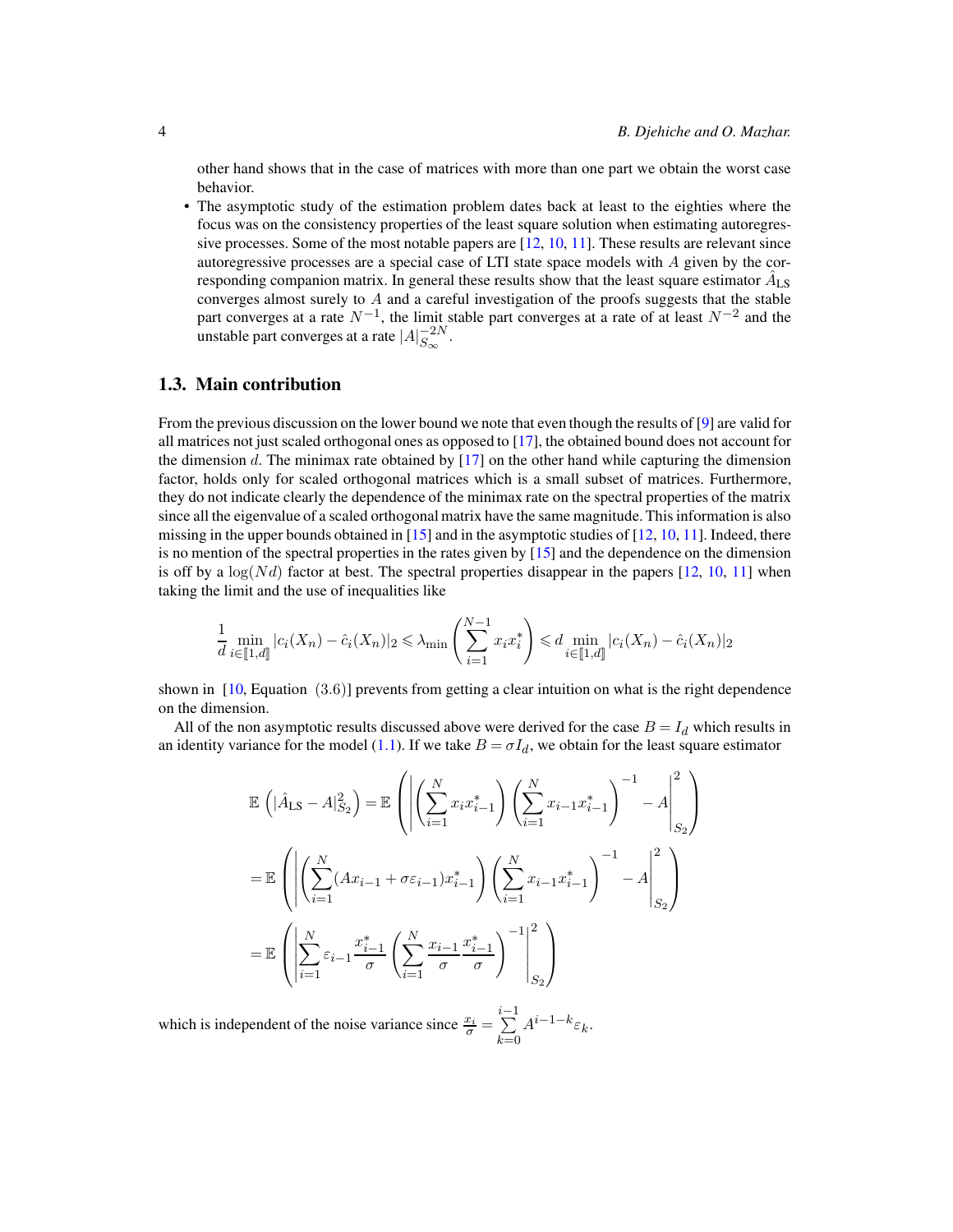other hand shows that in the case of matrices with more than one part we obtain the worst case behavior.

- The asymptotic study of the estimation problem dates back at least to the eighties where the focus was on the consistency properties of the least square solution when estimating autoregressive processes. Some of the most notable papers are [12, 10, 11]. These results are relevant since autoregressive processes are a special case of LTI state space models with $A$ given by the corresponding companion matrix. In general these results show that the least square estimator $\hat{A}_{\mathrm{LS}}$ converges almost surely to $A$ and a careful investigation of the proofs suggests that the stable part converges at a rate $N^{-1}$, the limit stable part converges at a rate of at least $N^{-2}$ and the unstable part converges at a rate $|A|_{S_\infty}^{-2N}$.

### 1.3. Main contribution

From the previous discussion on the lower bound we note that even though the results of [9] are valid for all matrices not just scaled orthogonal ones as opposed to [17], the obtained bound does not account for the dimension $d$. The minimax rate obtained by [17] on the other hand while capturing the dimension factor, holds only for scaled orthogonal matrices which is a small subset of matrices. Furthermore, they do not indicate clearly the dependence of the minimax rate on the spectral properties of the matrix since all the eigenvalue of a scaled orthogonal matrix have the same magnitude. This information is also missing in the upper bounds obtained in [15] and in the asymptotic studies of [12, 10, 11]. Indeed, there is no mention of the spectral properties in the rates given by [15] and the dependence on the dimension is off by a $\log(Nd)$ factor at best. The spectral properties disappear in the papers [12, 10, 11] when taking the limit and the use of inequalities like

$$\frac{1}{d} \min_{i \in [\![1,d]\!]} |c_i(X_n) - \hat{c}_i(X_n)|_2 \leqslant \lambda_{\min}\left(\sum_{i=1}^{N-1} x_i x_i^*\right) \leqslant d \min_{i \in [\![1,d]\!]} |c_i(X_n) - \hat{c}_i(X_n)|_2$$

shown in [10, Equation (3.6)] prevents from getting a clear intuition on what is the right dependence on the dimension.

All of the non asymptotic results discussed above were derived for the case $B = I_d$ which results in an identity variance for the model (1.1). If we take $B = \sigma I_d$, we obtain for the least square estimator

$$\begin{aligned}
\mathbb{E}\left(|\hat{A}_{\mathrm{LS}} - A|_{S_2}^2\right) &= \mathbb{E}\left(\left|\left(\sum_{i=1}^{N} x_i x_{i-1}^*\right)\left(\sum_{i=1}^{N} x_{i-1} x_{i-1}^*\right)^{-1} - A\right|_{S_2}^2\right) \\
&= \mathbb{E}\left(\left|\left(\sum_{i=1}^{N} (A x_{i-1} + \sigma \varepsilon_{i-1}) x_{i-1}^*\right)\left(\sum_{i=1}^{N} x_{i-1} x_{i-1}^*\right)^{-1} - A\right|_{S_2}^2\right) \\
&= \mathbb{E}\left(\left|\sum_{i=1}^{N} \varepsilon_{i-1} \frac{x_{i-1}^*}{\sigma}\left(\sum_{i=1}^{N} \frac{x_{i-1}}{\sigma}\frac{x_{i-1}^*}{\sigma}\right)^{-1}\right|_{S_2}^2\right)
\end{aligned}$$

which is independent of the noise variance since $\frac{x_i}{\sigma} = \sum_{k=0}^{i-1} A^{i-1-k} \varepsilon_k$.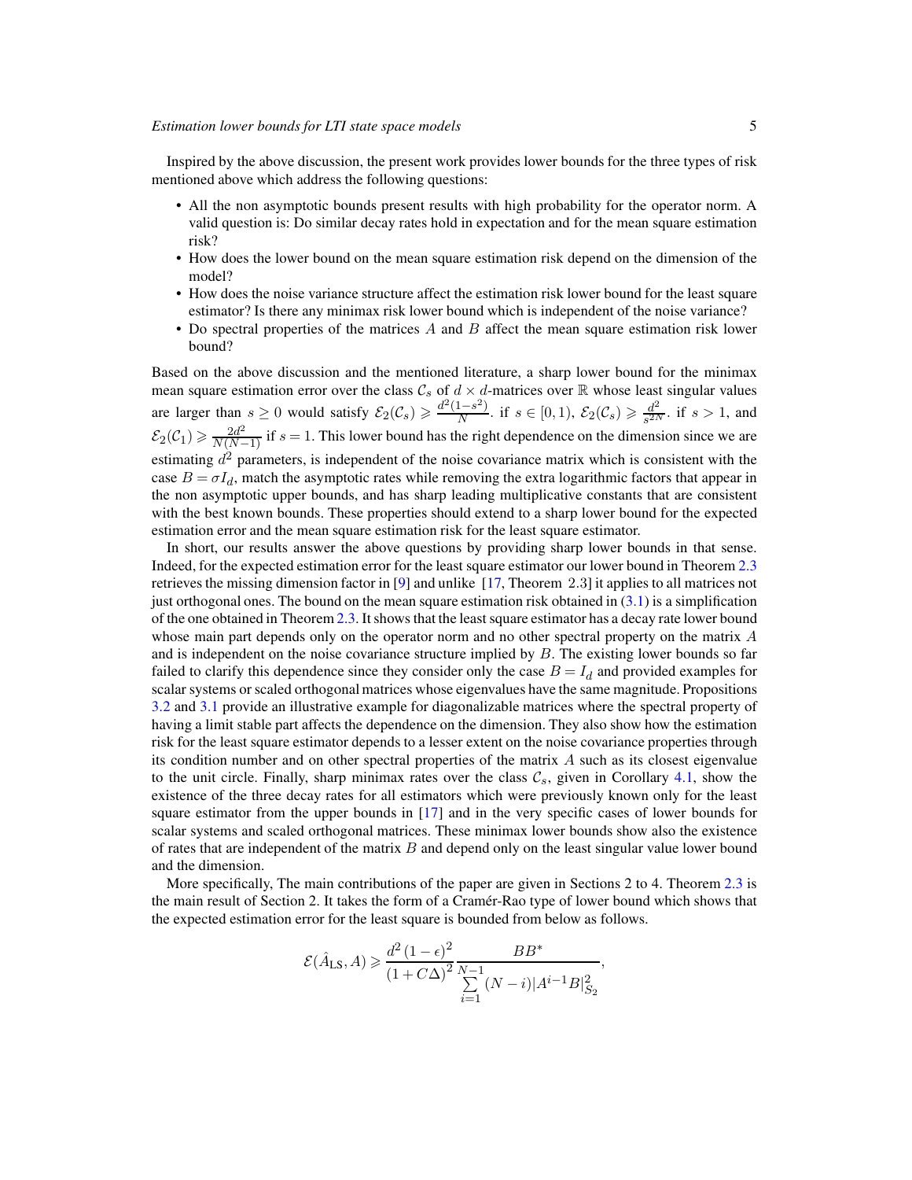Inspired by the above discussion, the present work provides lower bounds for the three types of risk mentioned above which address the following questions:

- All the non asymptotic bounds present results with high probability for the operator norm. A valid question is: Do similar decay rates hold in expectation and for the mean square estimation risk?
- How does the lower bound on the mean square estimation risk depend on the dimension of the model?
- How does the noise variance structure affect the estimation risk lower bound for the least square estimator? Is there any minimax risk lower bound which is independent of the noise variance?
- Do spectral properties of the matrices $A$ and $B$ affect the mean square estimation risk lower bound?

Based on the above discussion and the mentioned literature, a sharp lower bound for the minimax mean square estimation error over the class $\mathcal{C}_s$ of $d \times d$-matrices over $\mathbb{R}$ whose least singular values are larger than $s \geq 0$ would satisfy $\mathcal{E}_2(\mathcal{C}_s) \geqslant \frac{d^2(1-s^2)}{N}$. if $s \in [0,1)$, $\mathcal{E}_2(\mathcal{C}_s) \geqslant \frac{d^2}{s^{2N}}$. if $s > 1$, and $\mathcal{E}_2(\mathcal{C}_1) \geqslant \frac{2d^2}{N(N-1)}$ if $s = 1$. This lower bound has the right dependence on the dimension since we are estimating $d^2$ parameters, is independent of the noise covariance matrix which is consistent with the case $B = \sigma I_d$, match the asymptotic rates while removing the extra logarithmic factors that appear in the non asymptotic upper bounds, and has sharp leading multiplicative constants that are consistent with the best known bounds. These properties should extend to a sharp lower bound for the expected estimation error and the mean square estimation risk for the least square estimator.

In short, our results answer the above questions by providing sharp lower bounds in that sense. Indeed, for the expected estimation error for the least square estimator our lower bound in Theorem 2.3 retrieves the missing dimension factor in [9] and unlike [17, Theorem 2.3] it applies to all matrices not just orthogonal ones. The bound on the mean square estimation risk obtained in (3.1) is a simplification of the one obtained in Theorem 2.3. It shows that the least square estimator has a decay rate lower bound whose main part depends only on the operator norm and no other spectral property on the matrix $A$ and is independent on the noise covariance structure implied by $B$. The existing lower bounds so far failed to clarify this dependence since they consider only the case $B = I_d$ and provided examples for scalar systems or scaled orthogonal matrices whose eigenvalues have the same magnitude. Propositions 3.2 and 3.1 provide an illustrative example for diagonalizable matrices where the spectral property of having a limit stable part affects the dependence on the dimension. They also show how the estimation risk for the least square estimator depends to a lesser extent on the noise covariance properties through its condition number and on other spectral properties of the matrix $A$ such as its closest eigenvalue to the unit circle. Finally, sharp minimax rates over the class $\mathcal{C}_s$, given in Corollary 4.1, show the existence of the three decay rates for all estimators which were previously known only for the least square estimator from the upper bounds in [17] and in the very specific cases of lower bounds for scalar systems and scaled orthogonal matrices. These minimax lower bounds show also the existence of rates that are independent of the matrix $B$ and depend only on the least singular value lower bound and the dimension.

More specifically, The main contributions of the paper are given in Sections 2 to 4. Theorem 2.3 is the main result of Section 2. It takes the form of a Cramér-Rao type of lower bound which shows that the expected estimation error for the least square is bounded from below as follows.

$$
\mathcal{E}(\hat{A}_{\mathrm{LS}}, A) \geqslant \frac{d^2\,(1-\epsilon)^2}{(1+C\Delta)^2} \frac{BB^*}{\sum_{i=1}^{N-1}(N-i)|A^{i-1}B|_{S_2}^2},
$$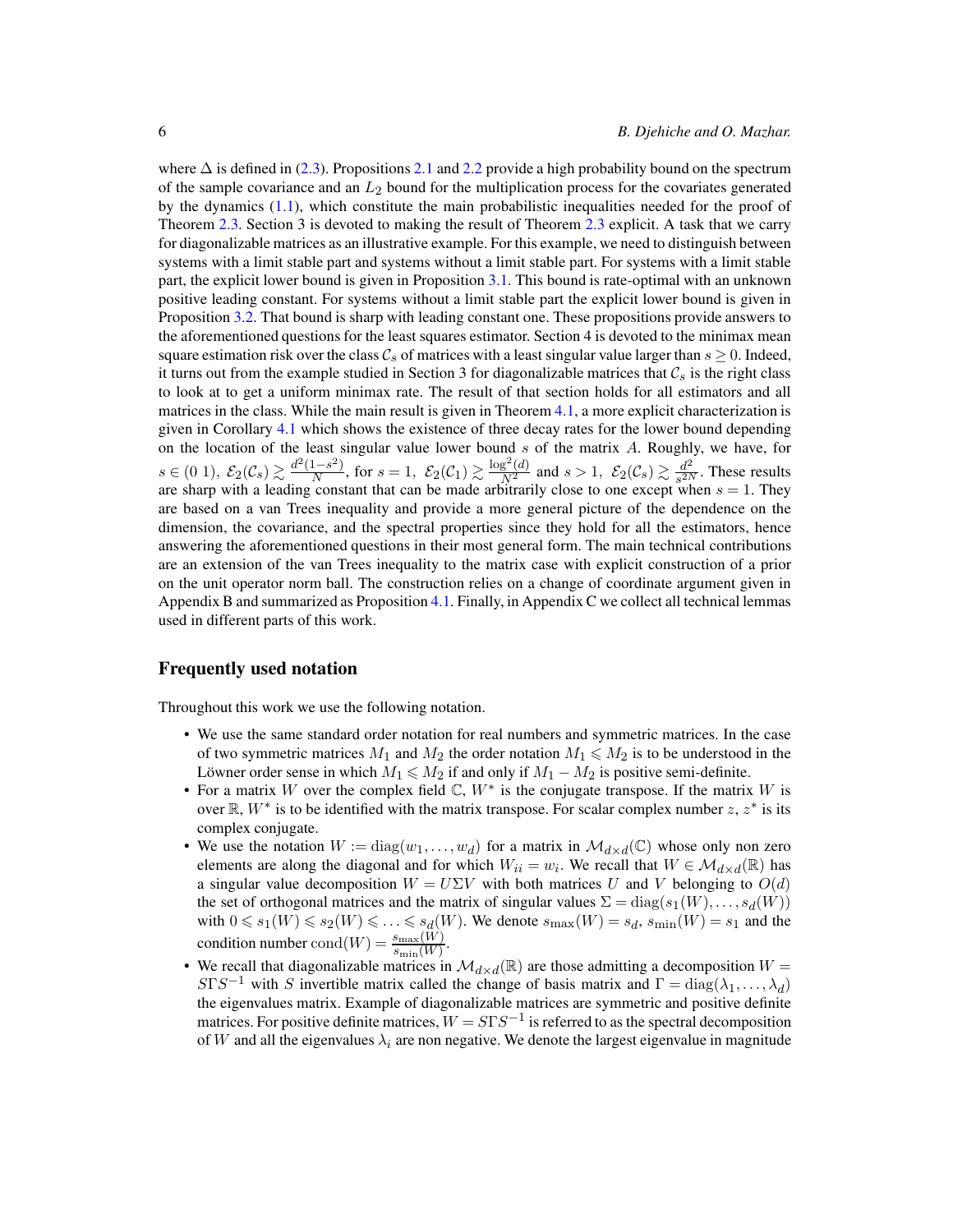where $\Delta$ is defined in (2.3). Propositions 2.1 and 2.2 provide a high probability bound on the spectrum of the sample covariance and an $L_2$ bound for the multiplication process for the covariates generated by the dynamics (1.1), which constitute the main probabilistic inequalities needed for the proof of Theorem 2.3. Section 3 is devoted to making the result of Theorem 2.3 explicit. A task that we carry for diagonalizable matrices as an illustrative example. For this example, we need to distinguish between systems with a limit stable part and systems without a limit stable part. For systems with a limit stable part, the explicit lower bound is given in Proposition 3.1. This bound is rate-optimal with an unknown positive leading constant. For systems without a limit stable part the explicit lower bound is given in Proposition 3.2. That bound is sharp with leading constant one. These propositions provide answers to the aforementioned questions for the least squares estimator. Section 4 is devoted to the minimax mean square estimation risk over the class $\mathcal{C}_s$ of matrices with a least singular value larger than $s \geq 0$. Indeed, it turns out from the example studied in Section 3 for diagonalizable matrices that $\mathcal{C}_s$ is the right class to look at to get a uniform minimax rate. The result of that section holds for all estimators and all matrices in the class. While the main result is given in Theorem 4.1, a more explicit characterization is given in Corollary 4.1 which shows the existence of three decay rates for the lower bound depending on the location of the least singular value lower bound $s$ of the matrix $A$. Roughly, we have, for $s \in (0\ 1),\ \mathcal{E}_2(\mathcal{C}_s) \gtrsim \frac{d^2(1-s^2)}{N}$, for $s = 1,\ \mathcal{E}_2(\mathcal{C}_1) \gtrsim \frac{\log^2(d)}{N^2}$ and $s > 1,\ \mathcal{E}_2(\mathcal{C}_s) \gtrsim \frac{d^2}{s^{2N}}$. These results are sharp with a leading constant that can be made arbitrarily close to one except when $s = 1$. They are based on a van Trees inequality and provide a more general picture of the dependence on the dimension, the covariance, and the spectral properties since they hold for all the estimators, hence answering the aforementioned questions in their most general form. The main technical contributions are an extension of the van Trees inequality to the matrix case with explicit construction of a prior on the unit operator norm ball. The construction relies on a change of coordinate argument given in Appendix B and summarized as Proposition 4.1. Finally, in Appendix C we collect all technical lemmas used in different parts of this work.

## Frequently used notation

Throughout this work we use the following notation.

- We use the same standard order notation for real numbers and symmetric matrices. In the case of two symmetric matrices $M_1$ and $M_2$ the order notation $M_1 \leqslant M_2$ is to be understood in the Löwner order sense in which $M_1 \leqslant M_2$ if and only if $M_1 - M_2$ is positive semi-definite.
- For a matrix $W$ over the complex field $\mathbb{C}$, $W^*$ is the conjugate transpose. If the matrix $W$ is over $\mathbb{R}$, $W^*$ is to be identified with the matrix transpose. For scalar complex number $z$, $z^*$ is its complex conjugate.
- We use the notation $W := \mathrm{diag}(w_1, \ldots, w_d)$ for a matrix in $\mathcal{M}_{d\times d}(\mathbb{C})$ whose only non zero elements are along the diagonal and for which $W_{ii} = w_i$. We recall that $W \in \mathcal{M}_{d\times d}(\mathbb{R})$ has a singular value decomposition $W = U\Sigma V$ with both matrices $U$ and $V$ belonging to $O(d)$ the set of orthogonal matrices and the matrix of singular values $\Sigma = \mathrm{diag}(s_1(W), \ldots, s_d(W))$ with $0 \leqslant s_1(W) \leqslant s_2(W) \leqslant \ldots \leqslant s_d(W)$. We denote $s_{\max}(W) = s_d$, $s_{\min}(W) = s_1$ and the condition number $\mathrm{cond}(W) = \frac{s_{\max}(W)}{s_{\min}(W)}$.
- We recall that diagonalizable matrices in $\mathcal{M}_{d\times d}(\mathbb{R})$ are those admitting a decomposition $W = S\Gamma S^{-1}$ with $S$ invertible matrix called the change of basis matrix and $\Gamma = \mathrm{diag}(\lambda_1, \ldots, \lambda_d)$ the eigenvalues matrix. Example of diagonalizable matrices are symmetric and positive definite matrices. For positive definite matrices, $W = S\Gamma S^{-1}$ is referred to as the spectral decomposition of $W$ and all the eigenvalues $\lambda_i$ are non negative. We denote the largest eigenvalue in magnitude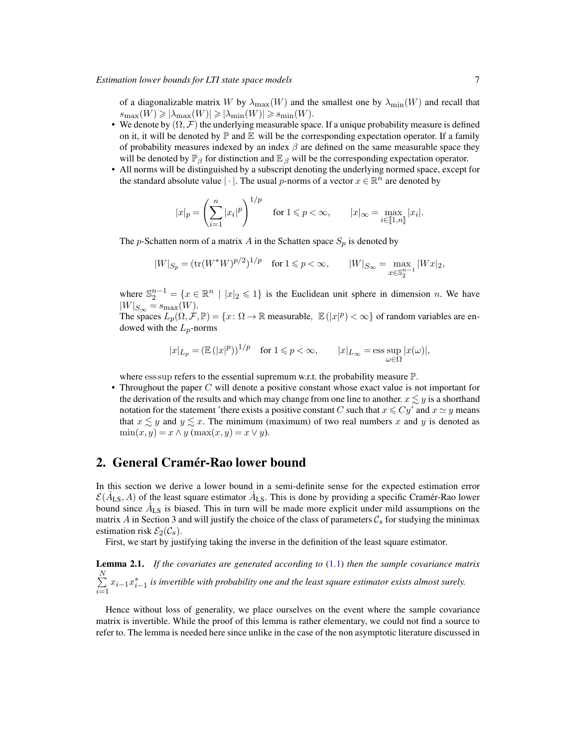of a diagonalizable matrix $W$ by $\lambda_{\max}(W)$ and the smallest one by $\lambda_{\min}(W)$ and recall that $s_{\max}(W) \geqslant |\lambda_{\max}(W)| \geqslant |\lambda_{\min}(W)| \geqslant s_{\min}(W)$.

- We denote by $(\Omega, \mathcal{F})$ the underlying measurable space. If a unique probability measure is defined on it, it will be denoted by $\mathbb{P}$ and $\mathbb{E}$ will be the corresponding expectation operator. If a family of probability measures indexed by an index $\beta$ are defined on the same measurable space they will be denoted by $\mathbb{P}_\beta$ for distinction and $\mathbb{E}_\beta$ will be the corresponding expectation operator.
- All norms will be distinguished by a subscript denoting the underlying normed space, except for the standard absolute value $|\cdot|$. The usual $p$-norms of a vector $x \in \mathbb{R}^n$ are denoted by

$$|x|_p = \left(\sum_{i=1}^{n} |x_i|^p\right)^{1/p} \quad \text{for } 1 \leqslant p < \infty, \qquad |x|_\infty = \max_{i \in [\![1,n]\!]} |x_i|.$$

The $p$-Schatten norm of a matrix $A$ in the Schatten space $S_p$ is denoted by

$$|W|_{S_p} = (\operatorname{tr}(W^* W)^{p/2})^{1/p} \quad \text{for } 1 \leqslant p < \infty, \qquad |W|_{S_\infty} = \max_{x \in \mathbb{S}_2^{n-1}} |Wx|_2,$$

where $\mathbb{S}_2^{n-1} = \{x \in \mathbb{R}^n \mid |x|_2 \leqslant 1\}$ is the Euclidean unit sphere in dimension $n$. We have $|W|_{S_\infty} = s_{\max}(W)$.
The spaces $L_p(\Omega, \mathcal{F}, \mathbb{P}) = \{x \colon \Omega \to \mathbb{R} \text{ measurable}, \ \mathbb{E}(|x|^p) < \infty\}$ of random variables are endowed with the $L_p$-norms

$$|x|_{L_p} = (\mathbb{E}(|x|^p))^{1/p} \quad \text{for } 1 \leqslant p < \infty, \qquad |x|_{L_\infty} = \operatorname*{ess\,sup}_{\omega \in \Omega} |x(\omega)|,$$

where $\operatorname{ess\,sup}$ refers to the essential supremum w.r.t. the probability measure $\mathbb{P}$.

- Throughout the paper $C$ will denote a positive constant whose exact value is not important for the derivation of the results and which may change from one line to another. $x \lesssim y$ is a shorthand notation for the statement 'there exists a positive constant $C$ such that $x \leqslant Cy$' and $x \simeq y$ means that $x \lesssim y$ and $y \lesssim x$. The minimum (maximum) of two real numbers $x$ and $y$ is denoted as $\min(x, y) = x \wedge y$ ($\max(x, y) = x \vee y$).

## 2. General Cramér-Rao lower bound

In this section we derive a lower bound in a semi-definite sense for the expected estimation error $\mathcal{E}(\hat{A}_{\text{LS}}, A)$ of the least square estimator $\hat{A}_{\text{LS}}$. This is done by providing a specific Cramér-Rao lower bound since $\hat{A}_{\text{LS}}$ is biased. This in turn will be made more explicit under mild assumptions on the matrix $A$ in Section 3 and will justify the choice of the class of parameters $\mathcal{C}_s$ for studying the minimax estimation risk $\mathcal{E}_2(\mathcal{C}_s)$.

First, we start by justifying taking the inverse in the definition of the least square estimator.

**Lemma 2.1.** *If the covariates are generated according to* (1.1) *then the sample covariance matrix* $\sum_{i=1}^{N} x_{i-1} x_{i-1}^*$ *is invertible with probability one and the least square estimator exists almost surely.*

Hence without loss of generality, we place ourselves on the event where the sample covariance matrix is invertible. While the proof of this lemma is rather elementary, we could not find a source to refer to. The lemma is needed here since unlike in the case of the non asymptotic literature discussed in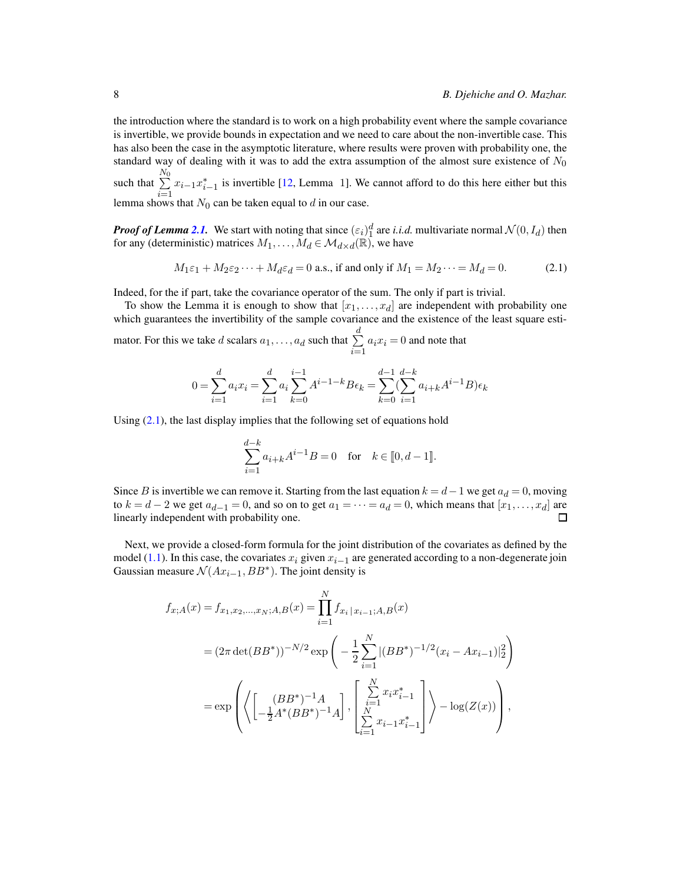the introduction where the standard is to work on a high probability event where the sample covariance is invertible, we provide bounds in expectation and we need to care about the non-invertible case. This has also been the case in the asymptotic literature, where results were proven with probability one, the standard way of dealing with it was to add the extra assumption of the almost sure existence of $N_0$ such that $\sum_{i=1}^{N_0} x_{i-1}x_{i-1}^*$ is invertible [12, Lemma 1]. We cannot afford to do this here either but this lemma shows that $N_0$ can be taken equal to $d$ in our case.

***Proof of Lemma 2.1.*** We start with noting that since $(\varepsilon_i)_1^d$ are *i.i.d.* multivariate normal $\mathcal{N}(0, I_d)$ then for any (deterministic) matrices $M_1, \dots, M_d \in \mathcal{M}_{d\times d}(\mathbb{R})$, we have

$$M_1\varepsilon_1 + M_2\varepsilon_2 \cdots + M_d\varepsilon_d = 0 \text{ a.s., if and only if } M_1 = M_2 \cdots = M_d = 0. \tag{2.1}$$

Indeed, for the if part, take the covariance operator of the sum. The only if part is trivial.

To show the Lemma it is enough to show that $[x_1, \dots, x_d]$ are independent with probability one which guarantees the invertibility of the sample covariance and the existence of the least square estimator. For this we take $d$ scalars $a_1, \dots, a_d$ such that $\sum_{i=1}^{d} a_i x_i = 0$ and note that

$$0 = \sum_{i=1}^{d} a_i x_i = \sum_{i=1}^{d} a_i \sum_{k=0}^{i-1} A^{i-1-k} B\epsilon_k = \sum_{k=0}^{d-1} (\sum_{i=1}^{d-k} a_{i+k} A^{i-1} B)\epsilon_k$$

Using (2.1), the last display implies that the following set of equations hold

$$\sum_{i=1}^{d-k} a_{i+k} A^{i-1} B = 0 \quad \text{for} \quad k \in [\![0, d-1]\!].$$

Since $B$ is invertible we can remove it. Starting from the last equation $k = d-1$ we get $a_d = 0$, moving to $k = d-2$ we get $a_{d-1} = 0$, and so on to get $a_1 = \cdots = a_d = 0$, which means that $[x_1, \dots, x_d]$ are linearly independent with probability one. □

Next, we provide a closed-form formula for the joint distribution of the covariates as defined by the model (1.1). In this case, the covariates $x_i$ given $x_{i-1}$ are generated according to a non-degenerate join Gaussian measure $\mathcal{N}(Ax_{i-1}, BB^*)$. The joint density is

$$\begin{aligned}
f_{x;A}(x) = f_{x_1,x_2,\dots,x_N;A,B}(x) &= \prod_{i=1}^{N} f_{x_i\,|\,x_{i-1};A,B}(x) \\
&= (2\pi \det(BB^*))^{-N/2} \exp\left( -\frac{1}{2}\sum_{i=1}^{N} |(BB^*)^{-1/2}(x_i - Ax_{i-1})|_2^2 \right) \\
&= \exp\left( \left\langle \begin{bmatrix} (BB^*)^{-1}A \\ -\frac{1}{2}A^*(BB^*)^{-1}A \end{bmatrix}, \begin{bmatrix} \sum_{i=1}^{N} x_i x_{i-1}^* \\ \sum_{i=1}^{N} x_{i-1}x_{i-1}^* \end{bmatrix} \right\rangle - \log(Z(x)) \right),
\end{aligned}$$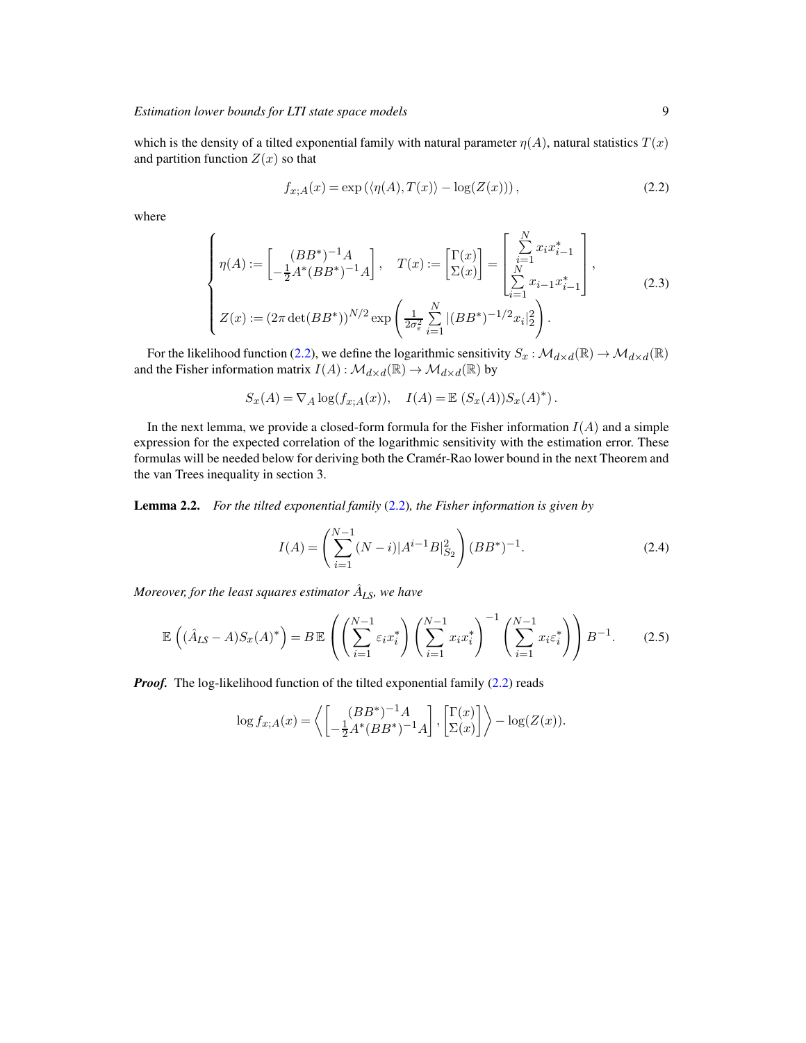which is the density of a tilted exponential family with natural parameter $\eta(A)$, natural statistics $T(x)$ and partition function $Z(x)$ so that

$$f_{x;A}(x) = \exp\left(\langle \eta(A), T(x)\rangle - \log(Z(x))\right), \tag{2.2}$$

where

$$\begin{cases} \eta(A) := \begin{bmatrix} (BB^*)^{-1}A \\ -\frac{1}{2}A^*(BB^*)^{-1}A \end{bmatrix}, \quad T(x) := \begin{bmatrix} \Gamma(x) \\ \Sigma(x) \end{bmatrix} = \begin{bmatrix} \sum\limits_{i=1}^{N} x_i x_{i-1}^* \\ \sum\limits_{i=1}^{N} x_{i-1}x_{i-1}^* \end{bmatrix}, \\ Z(x) := (2\pi \det(BB^*))^{N/2} \exp\left(\frac{1}{2\sigma_\varepsilon^2}\sum\limits_{i=1}^{N} |(BB^*)^{-1/2}x_i|_2^2\right). \end{cases} \tag{2.3}$$

For the likelihood function (2.2), we define the logarithmic sensitivity $S_x : \mathcal{M}_{d\times d}(\mathbb{R}) \to \mathcal{M}_{d\times d}(\mathbb{R})$ and the Fisher information matrix $I(A) : \mathcal{M}_{d\times d}(\mathbb{R}) \to \mathcal{M}_{d\times d}(\mathbb{R})$ by

$$S_x(A) = \nabla_A \log(f_{x;A}(x)), \quad I(A) = \mathbb{E}\,(S_x(A))S_x(A)^*).$$

In the next lemma, we provide a closed-form formula for the Fisher information $I(A)$ and a simple expression for the expected correlation of the logarithmic sensitivity with the estimation error. These formulas will be needed below for deriving both the Cramér-Rao lower bound in the next Theorem and the van Trees inequality in section 3.

**Lemma 2.2.** *For the tilted exponential family* (2.2)*, the Fisher information is given by*

$$I(A) = \left(\sum_{i=1}^{N-1}(N-i)|A^{i-1}B|_{S_2}^2\right)(BB^*)^{-1}. \tag{2.4}$$

*Moreover, for the least squares estimator $\hat{A}_{LS}$, we have*

$$\mathbb{E}\left((\hat{A}_{LS} - A)S_x(A)^*\right) = B\,\mathbb{E}\left(\left(\sum_{i=1}^{N-1}\varepsilon_i x_i^*\right)\left(\sum_{i=1}^{N-1} x_i x_i^*\right)^{-1}\left(\sum_{i=1}^{N-1} x_i\varepsilon_i^*\right)\right)B^{-1}. \tag{2.5}$$

***Proof.*** The log-likelihood function of the tilted exponential family (2.2) reads

$$\log f_{x;A}(x) = \left\langle \begin{bmatrix} (BB^*)^{-1}A \\ -\frac{1}{2}A^*(BB^*)^{-1}A \end{bmatrix}, \begin{bmatrix} \Gamma(x) \\ \Sigma(x) \end{bmatrix} \right\rangle - \log(Z(x)).$$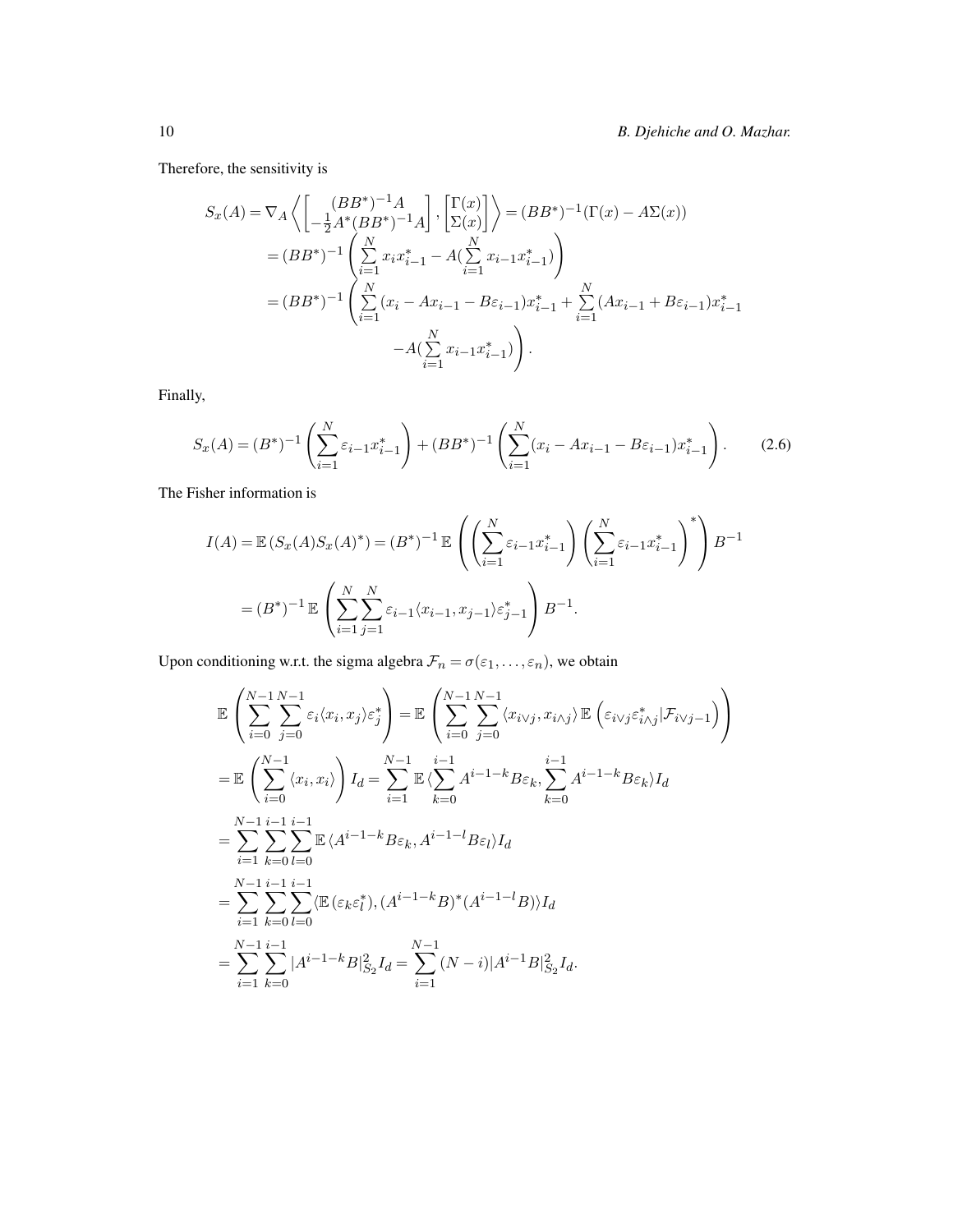Therefore, the sensitivity is

$$
\begin{aligned}
S_x(A) &= \nabla_A \left\langle \begin{bmatrix} (BB^*)^{-1}A \\ -\frac{1}{2}A^*(BB^*)^{-1}A \end{bmatrix}, \begin{bmatrix} \Gamma(x) \\ \Sigma(x) \end{bmatrix} \right\rangle = (BB^*)^{-1}(\Gamma(x) - A\Sigma(x)) \\
&= (BB^*)^{-1} \left( \sum_{i=1}^{N} x_i x_{i-1}^* - A(\sum_{i=1}^{N} x_{i-1}x_{i-1}^*) \right) \\
&= (BB^*)^{-1} \left( \sum_{i=1}^{N} (x_i - Ax_{i-1} - B\varepsilon_{i-1})x_{i-1}^* + \sum_{i=1}^{N} (Ax_{i-1} + B\varepsilon_{i-1})x_{i-1}^* \right. \\
&\qquad \left. -A(\sum_{i=1}^{N} x_{i-1}x_{i-1}^*) \right).
\end{aligned}
$$

Finally,

$$
S_x(A) = (B^*)^{-1} \left( \sum_{i=1}^{N} \varepsilon_{i-1} x_{i-1}^* \right) + (BB^*)^{-1} \left( \sum_{i=1}^{N} (x_i - Ax_{i-1} - B\varepsilon_{i-1}) x_{i-1}^* \right). \tag{2.6}
$$

The Fisher information is

$$
\begin{aligned}
I(A) = \mathbb{E}\left(S_x(A)S_x(A)^*\right) &= (B^*)^{-1}\, \mathbb{E} \left( \left( \sum_{i=1}^{N} \varepsilon_{i-1} x_{i-1}^* \right) \left( \sum_{i=1}^{N} \varepsilon_{i-1} x_{i-1}^* \right)^* \right) B^{-1} \\
&= (B^*)^{-1}\, \mathbb{E} \left( \sum_{i=1}^{N} \sum_{j=1}^{N} \varepsilon_{i-1} \langle x_{i-1}, x_{j-1} \rangle \varepsilon_{j-1}^* \right) B^{-1}.
\end{aligned}
$$

Upon conditioning w.r.t. the sigma algebra $\mathcal{F}_n = \sigma(\varepsilon_1, \ldots, \varepsilon_n)$, we obtain

$$
\begin{aligned}
&\mathbb{E} \left( \sum_{i=0}^{N-1} \sum_{j=0}^{N-1} \varepsilon_i \langle x_i, x_j \rangle \varepsilon_j^* \right) = \mathbb{E} \left( \sum_{i=0}^{N-1} \sum_{j=0}^{N-1} \langle x_{i\vee j}, x_{i\wedge j} \rangle\, \mathbb{E}\left( \varepsilon_{i\vee j} \varepsilon_{i\wedge j}^* | \mathcal{F}_{i\vee j-1} \right) \right) \\
&= \mathbb{E} \left( \sum_{i=0}^{N-1} \langle x_i, x_i \rangle \right) I_d = \sum_{i=1}^{N-1} \mathbb{E} \langle \sum_{k=0}^{i-1} A^{i-1-k} B\varepsilon_k, \sum_{k=0}^{i-1} A^{i-1-k} B\varepsilon_k \rangle I_d \\
&= \sum_{i=1}^{N-1} \sum_{k=0}^{i-1} \sum_{l=0}^{i-1} \mathbb{E} \langle A^{i-1-k} B\varepsilon_k, A^{i-1-l} B\varepsilon_l \rangle I_d \\
&= \sum_{i=1}^{N-1} \sum_{k=0}^{i-1} \sum_{l=0}^{i-1} \langle \mathbb{E}\left(\varepsilon_k \varepsilon_l^*\right), (A^{i-1-k}B)^*(A^{i-1-l}B) \rangle I_d \\
&= \sum_{i=1}^{N-1} \sum_{k=0}^{i-1} |A^{i-1-k}B|_{S_2}^2 I_d = \sum_{i=1}^{N-1} (N-i) |A^{i-1}B|_{S_2}^2 I_d.
\end{aligned}
$$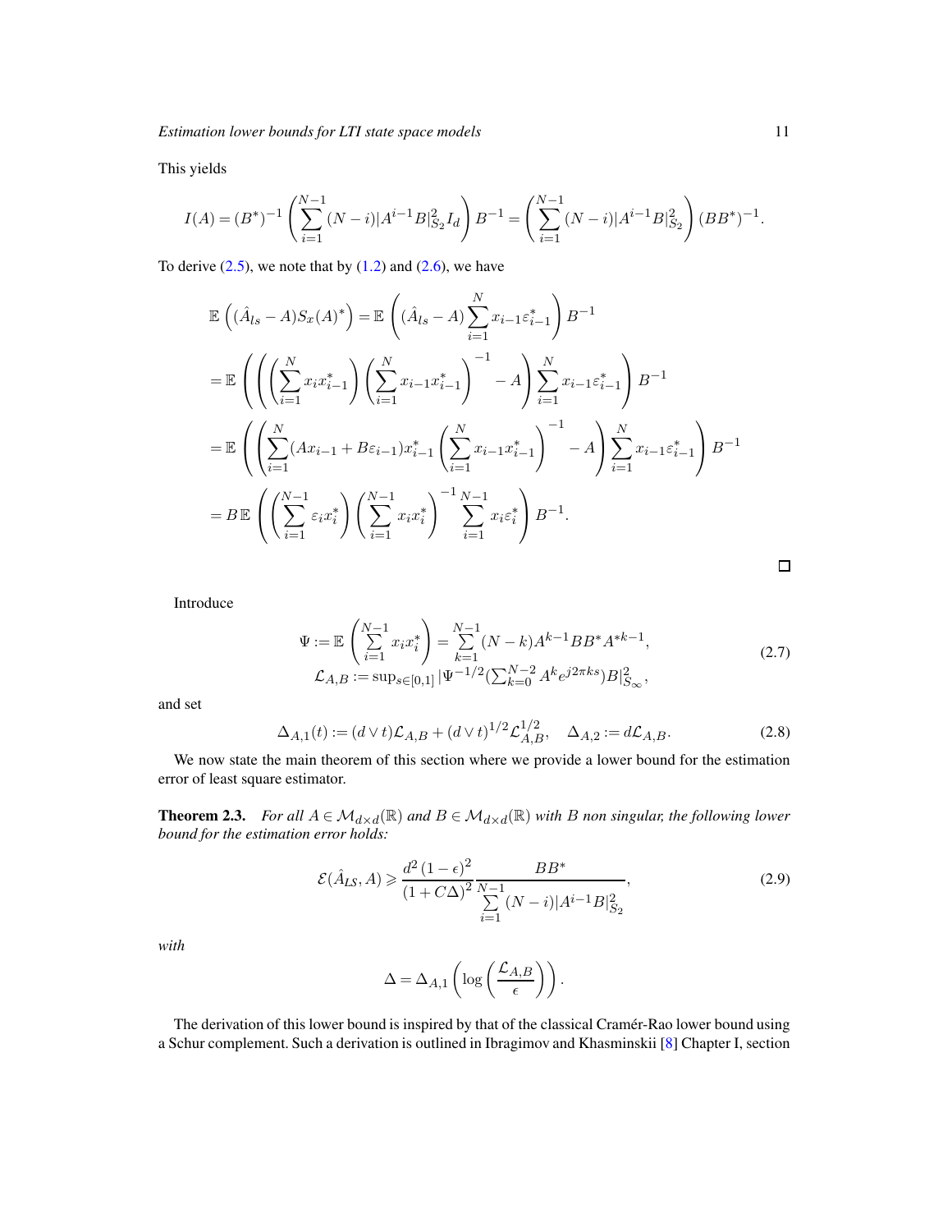This yields

$$I(A) = (B^*)^{-1} \left( \sum_{i=1}^{N-1} (N-i) |A^{i-1} B|_{S_2}^2 I_d \right) B^{-1} = \left( \sum_{i=1}^{N-1} (N-i) |A^{i-1} B|_{S_2}^2 \right) (BB^*)^{-1}.$$

To derive (2.5), we note that by (1.2) and (2.6), we have

$$\begin{aligned}
&\mathbb{E}\left( (\hat{A}_{ls} - A) S_x(A)^* \right) = \mathbb{E}\left( (\hat{A}_{ls} - A) \sum_{i=1}^{N} x_{i-1} \varepsilon_{i-1}^* \right) B^{-1} \\
&= \mathbb{E}\left( \left( \left( \sum_{i=1}^{N} x_i x_{i-1}^* \right) \left( \sum_{i=1}^{N} x_{i-1} x_{i-1}^* \right)^{-1} - A \right) \sum_{i=1}^{N} x_{i-1} \varepsilon_{i-1}^* \right) B^{-1} \\
&= \mathbb{E}\left( \left( \sum_{i=1}^{N} (A x_{i-1} + B \varepsilon_{i-1}) x_{i-1}^* \left( \sum_{i=1}^{N} x_{i-1} x_{i-1}^* \right)^{-1} - A \right) \sum_{i=1}^{N} x_{i-1} \varepsilon_{i-1}^* \right) B^{-1} \\
&= B\, \mathbb{E}\left( \left( \sum_{i=1}^{N-1} \varepsilon_i x_i^* \right) \left( \sum_{i=1}^{N-1} x_i x_i^* \right)^{-1} \sum_{i=1}^{N-1} x_i \varepsilon_i^* \right) B^{-1}.
\end{aligned}$$

□

Introduce

$$\begin{aligned}
\Psi &:= \mathbb{E}\left( \sum_{i=1}^{N-1} x_i x_i^* \right) = \sum_{k=1}^{N-1} (N-k) A^{k-1} B B^* A^{*k-1}, \\
\mathcal{L}_{A,B} &:= \sup_{s \in [0,1]} |\Psi^{-1/2} (\textstyle\sum_{k=0}^{N-2} A^k e^{j 2\pi k s}) B|_{S_\infty}^2,
\end{aligned} \tag{2.7}$$

and set

$$\Delta_{A,1}(t) := (d \vee t) \mathcal{L}_{A,B} + (d \vee t)^{1/2} \mathcal{L}_{A,B}^{1/2}, \quad \Delta_{A,2} := d \mathcal{L}_{A,B}. \tag{2.8}$$

We now state the main theorem of this section where we provide a lower bound for the estimation error of least square estimator.

**Theorem 2.3.** *For all $A \in \mathcal{M}_{d\times d}(\mathbb{R})$ and $B \in \mathcal{M}_{d\times d}(\mathbb{R})$ with $B$ non singular, the following lower bound for the estimation error holds:*

$$\mathcal{E}(\hat{A}_{LS}, A) \geqslant \frac{d^2 (1-\epsilon)^2}{(1 + C\Delta)^2} \frac{BB^*}{\sum_{i=1}^{N-1} (N-i) |A^{i-1} B|_{S_2}^2}, \tag{2.9}$$

*with*

$$\Delta = \Delta_{A,1}\left( \log\left( \frac{\mathcal{L}_{A,B}}{\epsilon} \right) \right).$$

The derivation of this lower bound is inspired by that of the classical Cramér-Rao lower bound using a Schur complement. Such a derivation is outlined in Ibragimov and Khasminskii [8] Chapter I, section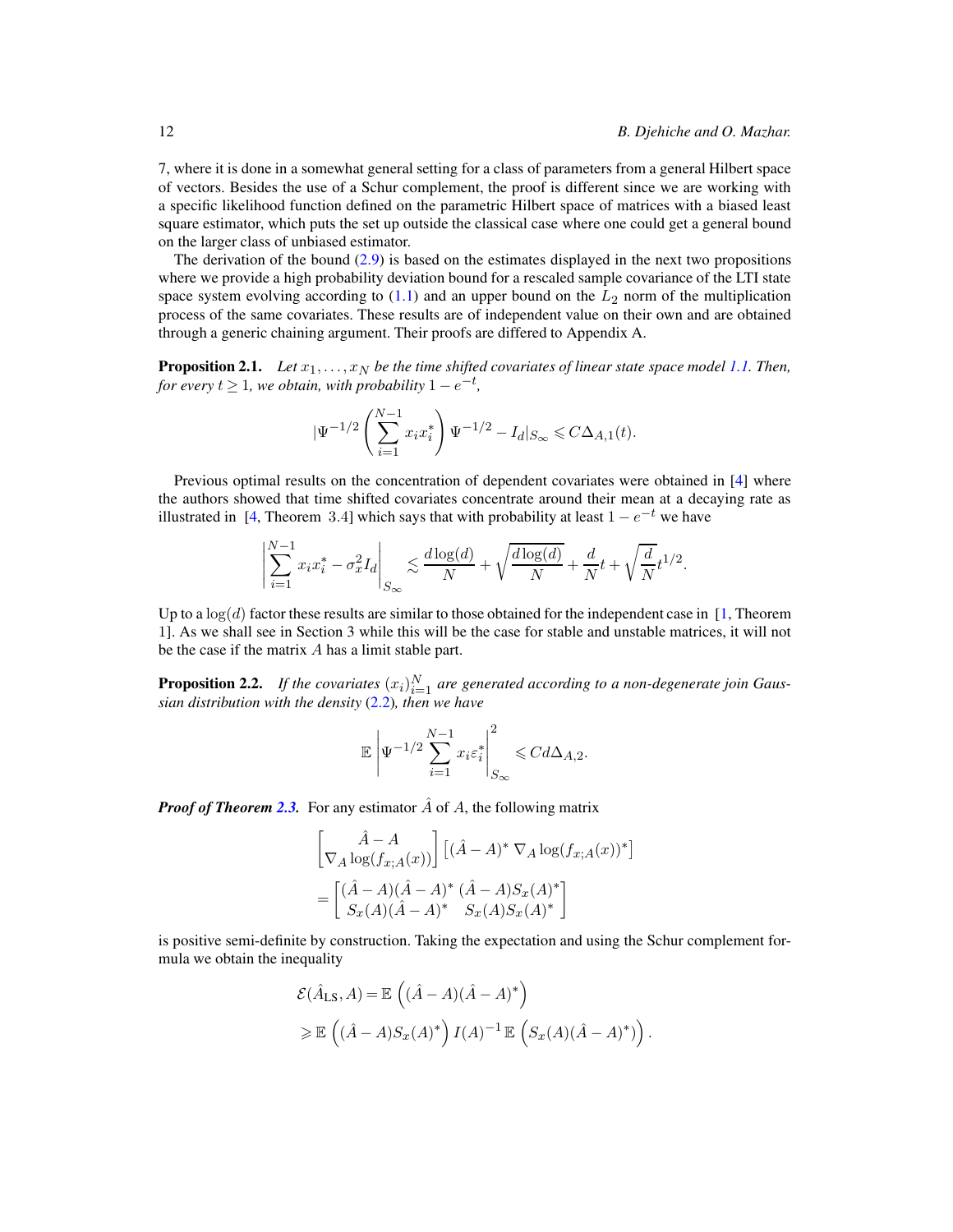7, where it is done in a somewhat general setting for a class of parameters from a general Hilbert space of vectors. Besides the use of a Schur complement, the proof is different since we are working with a specific likelihood function defined on the parametric Hilbert space of matrices with a biased least square estimator, which puts the set up outside the classical case where one could get a general bound on the larger class of unbiased estimator.

The derivation of the bound (2.9) is based on the estimates displayed in the next two propositions where we provide a high probability deviation bound for a rescaled sample covariance of the LTI state space system evolving according to (1.1) and an upper bound on the $L_2$ norm of the multiplication process of the same covariates. These results are of independent value on their own and are obtained through a generic chaining argument. Their proofs are differed to Appendix A.

**Proposition 2.1.** *Let $x_1, \ldots, x_N$ be the time shifted covariates of linear state space model 1.1. Then, for every $t \geq 1$, we obtain, with probability $1 - e^{-t}$,*

$$
|\Psi^{-1/2} \left( \sum_{i=1}^{N-1} x_i x_i^* \right) \Psi^{-1/2} - I_d|_{S_\infty} \leqslant C \Delta_{A,1}(t).
$$

Previous optimal results on the concentration of dependent covariates were obtained in [4] where the authors showed that time shifted covariates concentrate around their mean at a decaying rate as illustrated in [4, Theorem 3.4] which says that with probability at least $1 - e^{-t}$ we have

$$
\left| \sum_{i=1}^{N-1} x_i x_i^* - \sigma_x^2 I_d \right|_{S_\infty} \lesssim \frac{d \log(d)}{N} + \sqrt{\frac{d \log(d)}{N}} + \frac{d}{N} t + \sqrt{\frac{d}{N}} t^{1/2}.
$$

Up to a $\log(d)$ factor these results are similar to those obtained for the independent case in [1, Theorem 1]. As we shall see in Section 3 while this will be the case for stable and unstable matrices, it will not be the case if the matrix $A$ has a limit stable part.

**Proposition 2.2.** *If the covariates $(x_i)_{i=1}^N$ are generated according to a non-degenerate join Gaussian distribution with the density (2.2), then we have*

$$
\mathbb{E} \left| \Psi^{-1/2} \sum_{i=1}^{N-1} x_i \varepsilon_i^* \right|_{S_\infty}^2 \leqslant C d \Delta_{A,2}.
$$

***Proof of Theorem 2.3.*** For any estimator $\hat{A}$ of $A$, the following matrix

$$
\begin{bmatrix} \hat{A} - A \\ \nabla_A \log(f_{x;A}(x)) \end{bmatrix} \left[ (\hat{A} - A)^* \; \nabla_A \log(f_{x;A}(x))^* \right]
$$
$$
= \begin{bmatrix} (\hat{A} - A)(\hat{A} - A)^* & (\hat{A} - A) S_x(A)^* \\ S_x(A)(\hat{A} - A)^* & S_x(A) S_x(A)^* \end{bmatrix}
$$

is positive semi-definite by construction. Taking the expectation and using the Schur complement formula we obtain the inequality

$$
\mathcal{E}(\hat{A}_{\mathrm{LS}}, A) = \mathbb{E} \left( (\hat{A} - A)(\hat{A} - A)^* \right)
$$
$$
\geqslant \mathbb{E} \left( (\hat{A} - A) S_x(A)^* \right) I(A)^{-1} \, \mathbb{E} \left( S_x(A)(\hat{A} - A)^* \right).
$$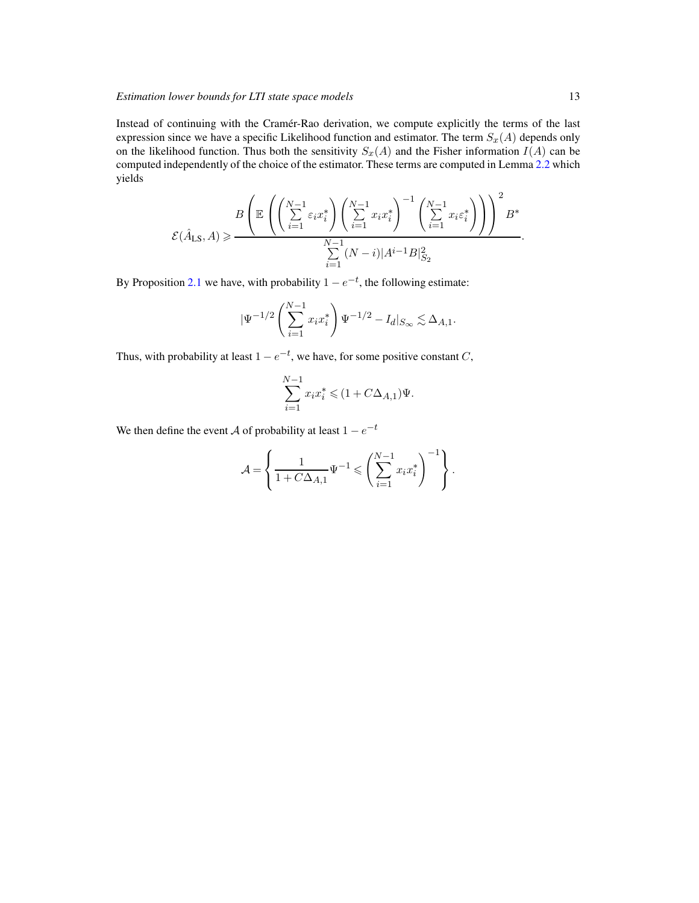Instead of continuing with the Cramér-Rao derivation, we compute explicitly the terms of the last expression since we have a specific Likelihood function and estimator. The term $S_x(A)$ depends only on the likelihood function. Thus both the sensitivity $S_x(A)$ and the Fisher information $I(A)$ can be computed independently of the choice of the estimator. These terms are computed in Lemma 2.2 which yields

$$\mathcal{E}(\hat{A}_{\mathrm{LS}}, A) \geqslant \frac{B\left(\mathbb{E}\left(\left(\sum_{i=1}^{N-1} \varepsilon_i x_i^*\right)\left(\sum_{i=1}^{N-1} x_i x_i^*\right)^{-1}\left(\sum_{i=1}^{N-1} x_i \varepsilon_i^*\right)\right)\right)^2 B^*}{\sum_{i=1}^{N-1} (N-i)|A^{i-1}B|_{S_2}^2}.$$

By Proposition 2.1 we have, with probability $1 - e^{-t}$, the following estimate:

$$|\Psi^{-1/2}\left(\sum_{i=1}^{N-1} x_i x_i^*\right)\Psi^{-1/2} - I_d|_{S_\infty} \lesssim \Delta_{A,1}.$$

Thus, with probability at least $1 - e^{-t}$, we have, for some positive constant $C$,

$$\sum_{i=1}^{N-1} x_i x_i^* \leqslant (1 + C\Delta_{A,1})\Psi.$$

We then define the event $\mathcal{A}$ of probability at least $1 - e^{-t}$

$$\mathcal{A} = \left\{ \frac{1}{1 + C\Delta_{A,1}} \Psi^{-1} \leqslant \left(\sum_{i=1}^{N-1} x_i x_i^*\right)^{-1} \right\}.$$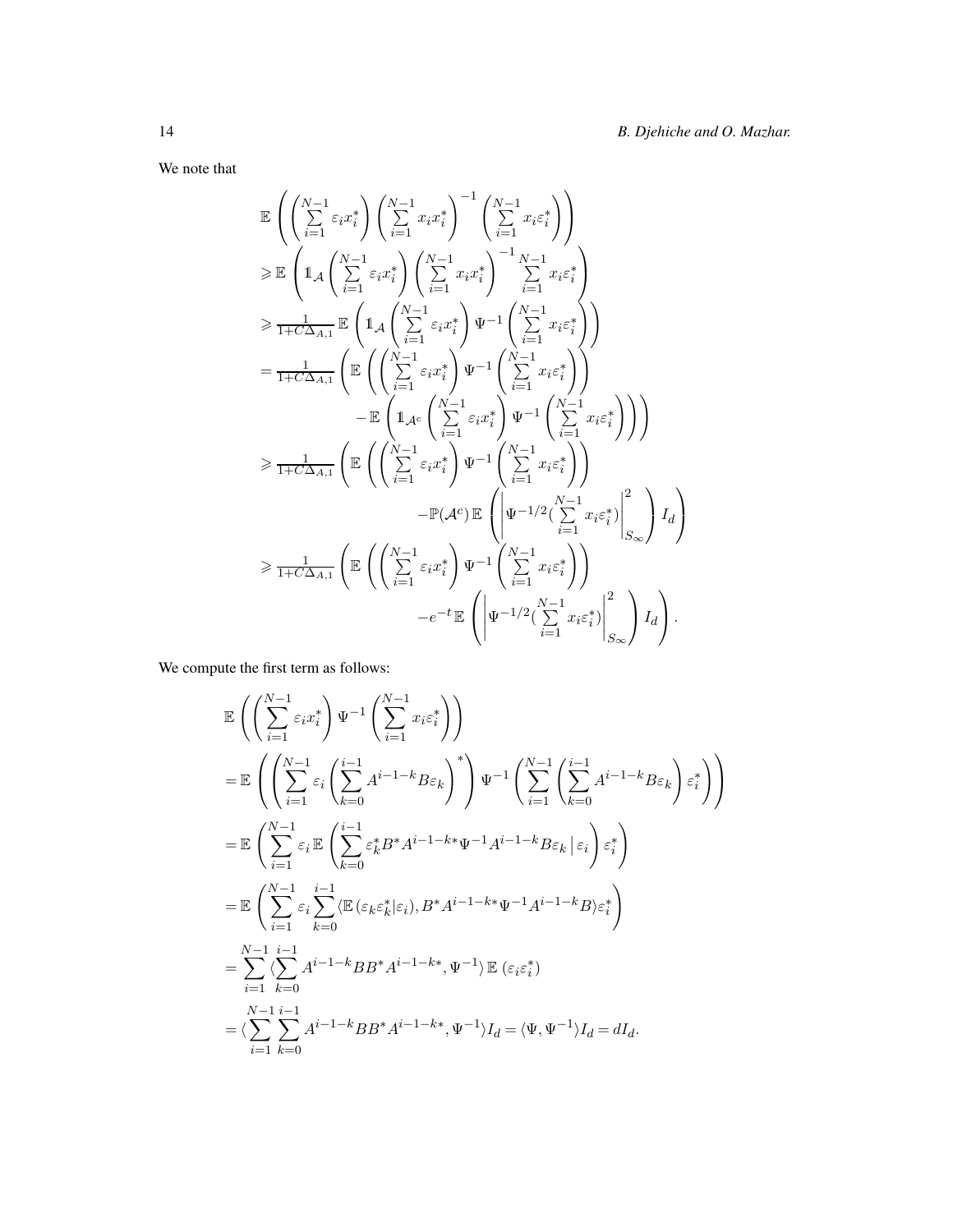We note that

$$
\begin{aligned}
&\mathbb{E}\left(\left(\sum_{i=1}^{N-1}\varepsilon_i x_i^*\right)\left(\sum_{i=1}^{N-1}x_i x_i^*\right)^{-1}\left(\sum_{i=1}^{N-1}x_i\varepsilon_i^*\right)\right)\\
&\geqslant \mathbb{E}\left(\mathbb{1}_{\mathcal{A}}\left(\sum_{i=1}^{N-1}\varepsilon_i x_i^*\right)\left(\sum_{i=1}^{N-1}x_i x_i^*\right)^{-1}\sum_{i=1}^{N-1}x_i\varepsilon_i^*\right)\\
&\geqslant \tfrac{1}{1+C\Delta_{A,1}}\,\mathbb{E}\left(\mathbb{1}_{\mathcal{A}}\left(\sum_{i=1}^{N-1}\varepsilon_i x_i^*\right)\Psi^{-1}\left(\sum_{i=1}^{N-1}x_i\varepsilon_i^*\right)\right)\\
&= \tfrac{1}{1+C\Delta_{A,1}}\left(\mathbb{E}\left(\left(\sum_{i=1}^{N-1}\varepsilon_i x_i^*\right)\Psi^{-1}\left(\sum_{i=1}^{N-1}x_i\varepsilon_i^*\right)\right)\right.\\
&\qquad\qquad\left.-\,\mathbb{E}\left(\mathbb{1}_{\mathcal{A}^c}\left(\sum_{i=1}^{N-1}\varepsilon_i x_i^*\right)\Psi^{-1}\left(\sum_{i=1}^{N-1}x_i\varepsilon_i^*\right)\right)\right)\\
&\geqslant \tfrac{1}{1+C\Delta_{A,1}}\left(\mathbb{E}\left(\left(\sum_{i=1}^{N-1}\varepsilon_i x_i^*\right)\Psi^{-1}\left(\sum_{i=1}^{N-1}x_i\varepsilon_i^*\right)\right)\right.\\
&\qquad\qquad\left.-\mathbb{P}(\mathcal{A}^c)\,\mathbb{E}\left(\left|\Psi^{-1/2}(\sum_{i=1}^{N-1}x_i\varepsilon_i^*)\right|_{S_\infty}^2\right)I_d\right)\\
&\geqslant \tfrac{1}{1+C\Delta_{A,1}}\left(\mathbb{E}\left(\left(\sum_{i=1}^{N-1}\varepsilon_i x_i^*\right)\Psi^{-1}\left(\sum_{i=1}^{N-1}x_i\varepsilon_i^*\right)\right)\right.\\
&\qquad\qquad\left.-e^{-t}\,\mathbb{E}\left(\left|\Psi^{-1/2}(\sum_{i=1}^{N-1}x_i\varepsilon_i^*)\right|_{S_\infty}^2\right)I_d\right).
\end{aligned}
$$

We compute the first term as follows:

$$
\begin{aligned}
&\mathbb{E}\left(\left(\sum_{i=1}^{N-1}\varepsilon_i x_i^*\right)\Psi^{-1}\left(\sum_{i=1}^{N-1}x_i\varepsilon_i^*\right)\right)\\
&=\mathbb{E}\left(\left(\sum_{i=1}^{N-1}\varepsilon_i\left(\sum_{k=0}^{i-1}A^{i-1-k}B\varepsilon_k\right)^*\right)\Psi^{-1}\left(\sum_{i=1}^{N-1}\left(\sum_{k=0}^{i-1}A^{i-1-k}B\varepsilon_k\right)\varepsilon_i^*\right)\right)\\
&=\mathbb{E}\left(\sum_{i=1}^{N-1}\varepsilon_i\,\mathbb{E}\left(\sum_{k=0}^{i-1}\varepsilon_k^*B^*A^{i-1-k*}\Psi^{-1}A^{i-1-k}B\varepsilon_k\,\big|\,\varepsilon_i\right)\varepsilon_i^*\right)\\
&=\mathbb{E}\left(\sum_{i=1}^{N-1}\varepsilon_i\sum_{k=0}^{i-1}\langle\mathbb{E}\left(\varepsilon_k\varepsilon_k^*|\varepsilon_i\right),B^*A^{i-1-k*}\Psi^{-1}A^{i-1-k}B\rangle\varepsilon_i^*\right)\\
&=\sum_{i=1}^{N-1}\langle\sum_{k=0}^{i-1}A^{i-1-k}BB^*A^{i-1-k*},\Psi^{-1}\rangle\,\mathbb{E}\left(\varepsilon_i\varepsilon_i^*\right)\\
&=\langle\sum_{i=1}^{N-1}\sum_{k=0}^{i-1}A^{i-1-k}BB^*A^{i-1-k*},\Psi^{-1}\rangle I_d=\langle\Psi,\Psi^{-1}\rangle I_d=dI_d.
\end{aligned}
$$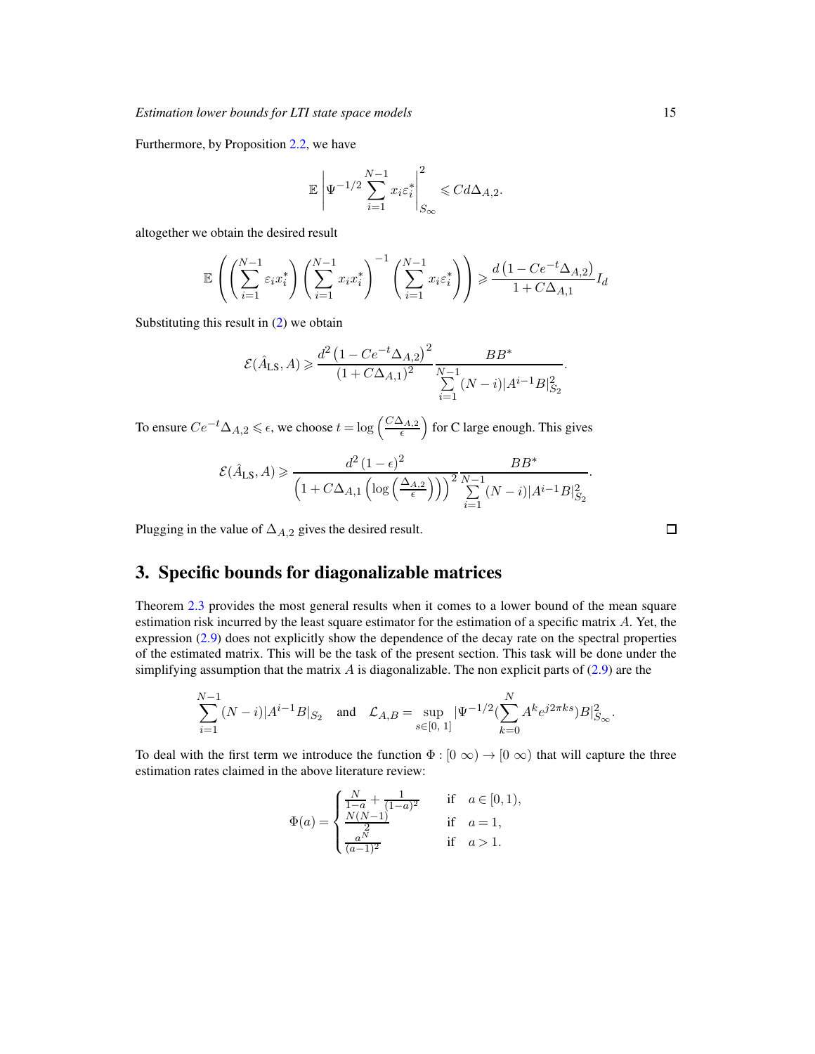Furthermore, by Proposition 2.2, we have

$$\mathbb{E}\left|\Psi^{-1/2}\sum_{i=1}^{N-1} x_i\varepsilon_i^*\right|_{S_\infty}^2 \leqslant Cd\Delta_{A,2}.$$

altogether we obtain the desired result

$$\mathbb{E}\left(\left(\sum_{i=1}^{N-1}\varepsilon_i x_i^*\right)\left(\sum_{i=1}^{N-1} x_i x_i^*\right)^{-1}\left(\sum_{i=1}^{N-1} x_i\varepsilon_i^*\right)\right) \geqslant \frac{d\left(1-Ce^{-t}\Delta_{A,2}\right)}{1+C\Delta_{A,1}} I_d$$

Substituting this result in (2) we obtain

$$\mathcal{E}(\hat{A}_{\mathrm{LS}}, A) \geqslant \frac{d^2\left(1-Ce^{-t}\Delta_{A,2}\right)^2}{(1+C\Delta_{A,1})^2}\frac{BB^*}{\sum\limits_{i=1}^{N-1}(N-i)|A^{i-1}B|_{S_2}^2}.$$

To ensure $Ce^{-t}\Delta_{A,2} \leqslant \epsilon$, we choose $t = \log\left(\frac{C\Delta_{A,2}}{\epsilon}\right)$ for C large enough. This gives

$$\mathcal{E}(\hat{A}_{\mathrm{LS}}, A) \geqslant \frac{d^2\left(1-\epsilon\right)^2}{\left(1+C\Delta_{A,1}\left(\log\left(\frac{\Delta_{A,2}}{\epsilon}\right)\right)\right)^2}\frac{BB^*}{\sum\limits_{i=1}^{N-1}(N-i)|A^{i-1}B|_{S_2}^2}.$$

Plugging in the value of $\Delta_{A,2}$ gives the desired result. □

## 3. Specific bounds for diagonalizable matrices

Theorem 2.3 provides the most general results when it comes to a lower bound of the mean square estimation risk incurred by the least square estimator for the estimation of a specific matrix $A$. Yet, the expression (2.9) does not explicitly show the dependence of the decay rate on the spectral properties of the estimated matrix. This will be the task of the present section. This task will be done under the simplifying assumption that the matrix $A$ is diagonalizable. The non explicit parts of (2.9) are the

$$\sum_{i=1}^{N-1}(N-i)|A^{i-1}B|_{S_2} \quad \text{and} \quad \mathcal{L}_{A,B} = \sup_{s\in[0,\,1]}|\Psi^{-1/2}(\sum_{k=0}^{N}A^k e^{j2\pi ks})B|_{S_\infty}^2.$$

To deal with the first term we introduce the function $\Phi : [0\ \infty) \to [0\ \infty)$ that will capture the three estimation rates claimed in the above literature review:

$$\Phi(a) = \begin{cases} \frac{N}{1-a} + \frac{1}{(1-a)^2} & \text{if} \quad a \in [0,1), \\ \frac{N(N-1)}{2} & \text{if} \quad a = 1, \\ \frac{a^N}{(a-1)^2} & \text{if} \quad a > 1. \end{cases}$$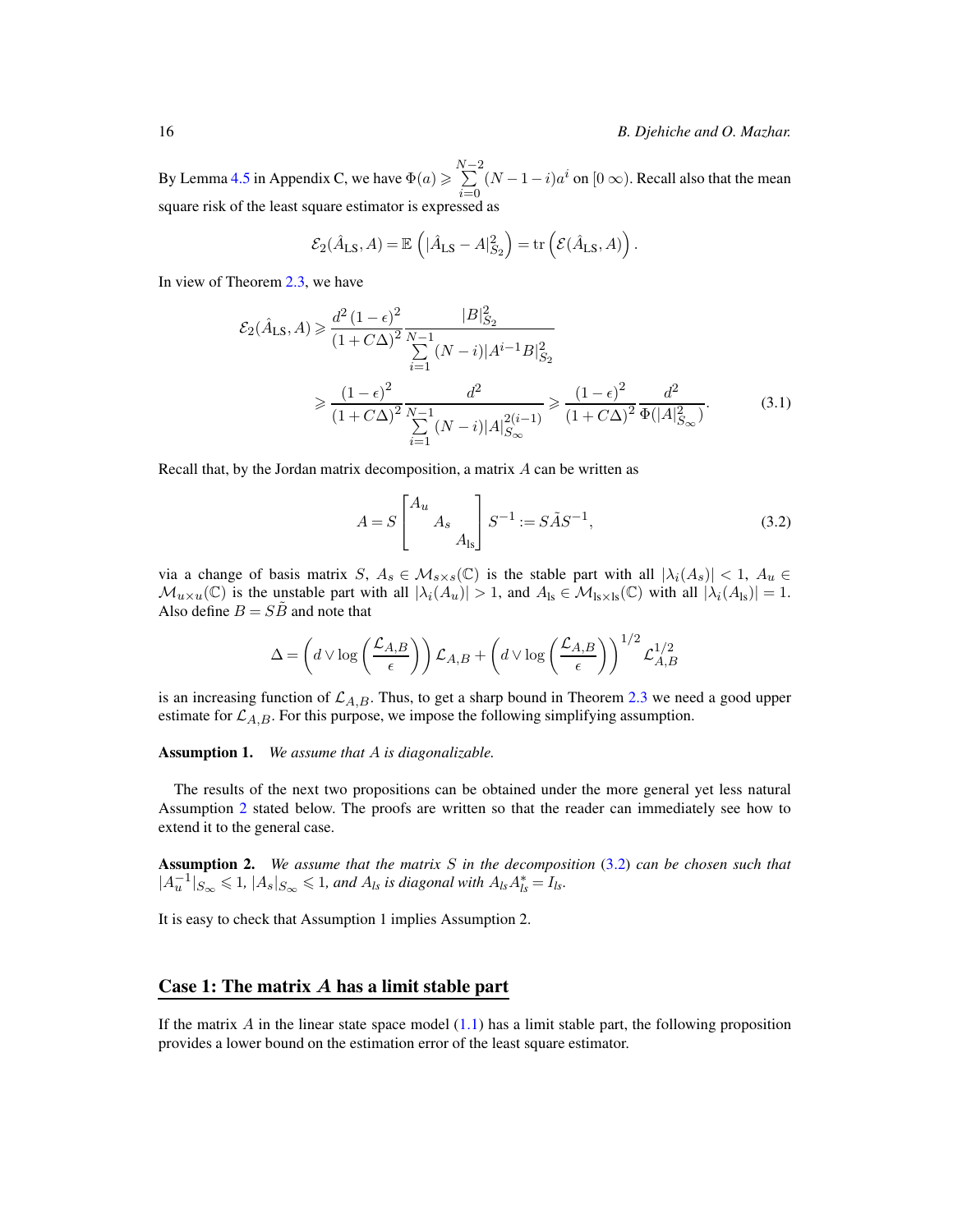By Lemma 4.5 in Appendix C, we have $\Phi(a) \geqslant \sum_{i=0}^{N-2} (N-1-i)a^i$ on $[0\,\infty)$. Recall also that the mean square risk of the least square estimator is expressed as

$$\mathcal{E}_2(\hat{A}_{\mathrm{LS}}, A) = \mathbb{E}\left(|\hat{A}_{\mathrm{LS}} - A|_{S_2}^2\right) = \mathrm{tr}\left(\mathcal{E}(\hat{A}_{\mathrm{LS}}, A)\right).$$

In view of Theorem 2.3, we have

$$\begin{aligned}
\mathcal{E}_2(\hat{A}_{\mathrm{LS}}, A) &\geqslant \frac{d^2\,(1-\epsilon)^2}{(1+C\Delta)^2} \frac{|B|_{S_2}^2}{\sum\limits_{i=1}^{N-1}(N-i)|A^{i-1}B|_{S_2}^2} \\
&\geqslant \frac{(1-\epsilon)^2}{(1+C\Delta)^2} \frac{d^2}{\sum\limits_{i=1}^{N-1}(N-i)|A|_{S_\infty}^{2(i-1)}} \geqslant \frac{(1-\epsilon)^2}{(1+C\Delta)^2} \frac{d^2}{\Phi(|A|_{S_\infty}^2)}.
\end{aligned} \tag{3.1}$$

Recall that, by the Jordan matrix decomposition, a matrix $A$ can be written as

$$A = S \begin{bmatrix} A_u & & \\ & A_s & \\ & & A_{\mathrm{ls}} \end{bmatrix} S^{-1} := S\tilde{A}S^{-1}, \tag{3.2}$$

via a change of basis matrix $S$, $A_s \in \mathcal{M}_{s\times s}(\mathbb{C})$ is the stable part with all $|\lambda_i(A_s)| < 1$, $A_u \in \mathcal{M}_{u\times u}(\mathbb{C})$ is the unstable part with all $|\lambda_i(A_u)| > 1$, and $A_{\mathrm{ls}} \in \mathcal{M}_{\mathrm{ls}\times\mathrm{ls}}(\mathbb{C})$ with all $|\lambda_i(A_{\mathrm{ls}})| = 1$. Also define $B = S\tilde{B}$ and note that

$$\Delta = \left(d \vee \log\left(\frac{\mathcal{L}_{A,B}}{\epsilon}\right)\right)\mathcal{L}_{A,B} + \left(d \vee \log\left(\frac{\mathcal{L}_{A,B}}{\epsilon}\right)\right)^{1/2}\mathcal{L}_{A,B}^{1/2}$$

is an increasing function of $\mathcal{L}_{A,B}$. Thus, to get a sharp bound in Theorem 2.3 we need a good upper estimate for $\mathcal{L}_{A,B}$. For this purpose, we impose the following simplifying assumption.

**Assumption 1.** *We assume that $A$ is diagonalizable.*

The results of the next two propositions can be obtained under the more general yet less natural Assumption 2 stated below. The proofs are written so that the reader can immediately see how to extend it to the general case.

**Assumption 2.** *We assume that the matrix $S$ in the decomposition (3.2) can be chosen such that $|A_u^{-1}|_{S_\infty} \leqslant 1$, $|A_s|_{S_\infty} \leqslant 1$, and $A_{ls}$ is diagonal with $A_{ls}A_{ls}^* = I_{ls}$.*

It is easy to check that Assumption 1 implies Assumption 2.

## Case 1: The matrix $A$ has a limit stable part

If the matrix $A$ in the linear state space model (1.1) has a limit stable part, the following proposition provides a lower bound on the estimation error of the least square estimator.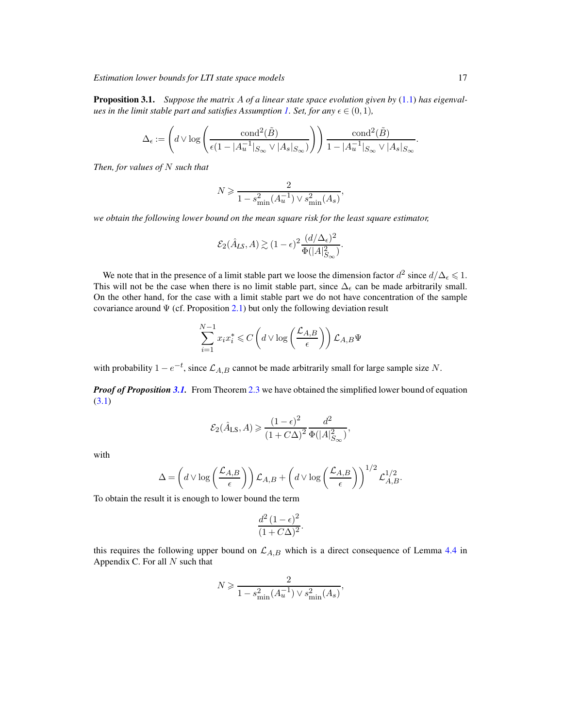**Proposition 3.1.** *Suppose the matrix $A$ of a linear state space evolution given by (1.1) has eigenvalues in the limit stable part and satisfies Assumption 1. Set, for any $\epsilon \in (0,1)$,*

$$\Delta_\epsilon := \left( d \vee \log\left( \frac{\mathrm{cond}^2(\tilde{B})}{\epsilon(1 - |A_u^{-1}|_{S_\infty} \vee |A_s|_{S_\infty})} \right) \right) \frac{\mathrm{cond}^2(\tilde{B})}{1 - |A_u^{-1}|_{S_\infty} \vee |A_s|_{S_\infty}}.$$

*Then, for values of $N$ such that*

$$N \geqslant \frac{2}{1 - s_{\min}^2(A_u^{-1}) \vee s_{\min}^2(A_s)},$$

*we obtain the following lower bound on the mean square risk for the least square estimator,*

$$\mathcal{E}_2(\hat{A}_{LS}, A) \gtrsim (1-\epsilon)^2 \frac{(d/\Delta_\epsilon)^2}{\Phi(|A|_{S_\infty}^2)}.$$

We note that in the presence of a limit stable part we loose the dimension factor $d^2$ since $d/\Delta_\epsilon \leqslant 1$. This will not be the case when there is no limit stable part, since $\Delta_\epsilon$ can be made arbitrarily small. On the other hand, for the case with a limit stable part we do not have concentration of the sample covariance around $\Psi$ (cf. Proposition 2.1) but only the following deviation result

$$\sum_{i=1}^{N-1} x_i x_i^* \leqslant C \left( d \vee \log\left( \frac{\mathcal{L}_{A,B}}{\epsilon} \right) \right) \mathcal{L}_{A,B} \Psi$$

with probability $1 - e^{-t}$, since $\mathcal{L}_{A,B}$ cannot be made arbitrarily small for large sample size $N$.

***Proof of Proposition 3.1.*** From Theorem 2.3 we have obtained the simplified lower bound of equation (3.1)

$$\mathcal{E}_2(\hat{A}_{\mathrm{LS}}, A) \geqslant \frac{(1-\epsilon)^2}{(1 + C\Delta)^2} \frac{d^2}{\Phi(|A|_{S_\infty}^2)},$$

with

$$\Delta = \left( d \vee \log\left( \frac{\mathcal{L}_{A,B}}{\epsilon} \right) \right) \mathcal{L}_{A,B} + \left( d \vee \log\left( \frac{\mathcal{L}_{A,B}}{\epsilon} \right) \right)^{1/2} \mathcal{L}_{A,B}^{1/2}.$$

To obtain the result it is enough to lower bound the term

$$\frac{d^2\,(1-\epsilon)^2}{(1 + C\Delta)^2}.$$

this requires the following upper bound on $\mathcal{L}_{A,B}$ which is a direct consequence of Lemma 4.4 in Appendix C. For all $N$ such that

$$N \geqslant \frac{2}{1 - s_{\min}^2(A_u^{-1}) \vee s_{\min}^2(A_s)},$$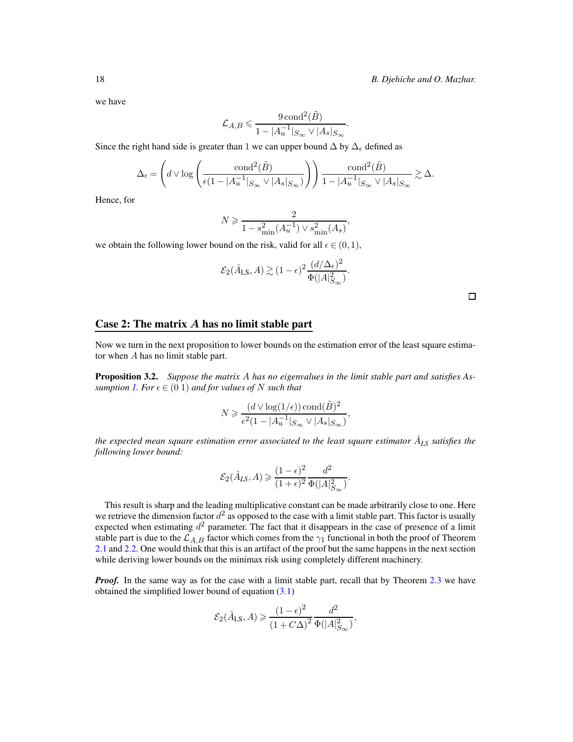we have

$$
\mathcal{L}_{A,B} \leqslant \frac{9\,\mathrm{cond}^2(\tilde{B})}{1 - |A_u^{-1}|_{S_\infty} \vee |A_s|_{S_\infty}}.
$$

Since the right hand side is greater than 1 we can upper bound $\Delta$ by $\Delta_\epsilon$ defined as

$$
\Delta_\epsilon = \left( d \vee \log \left( \frac{\mathrm{cond}^2(\tilde{B})}{\epsilon(1 - |A_u^{-1}|_{S_\infty} \vee |A_s|_{S_\infty})} \right) \right) \frac{\mathrm{cond}^2(\tilde{B})}{1 - |A_u^{-1}|_{S_\infty} \vee |A_s|_{S_\infty}} \gtrsim \Delta.
$$

Hence, for

$$
N \geqslant \frac{2}{1 - s_{\min}^2(A_u^{-1}) \vee s_{\min}^2(A_s)},
$$

we obtain the following lower bound on the risk, valid for all $\epsilon \in (0, 1)$,

$$
\mathcal{E}_2(\hat{A}_{\mathrm{LS}}, A) \gtrsim (1-\epsilon)^2 \frac{(d/\Delta_\epsilon)^2}{\Phi(|A|_{S_\infty}^2)}.
$$

□

## Case 2: The matrix $A$ has no limit stable part

Now we turn in the next proposition to lower bounds on the estimation error of the least square estimator when $A$ has no limit stable part.

**Proposition 3.2.** *Suppose the matrix $A$ has no eigenvalues in the limit stable part and satisfies Assumption 1. For $\epsilon \in (0\ 1)$ and for values of $N$ such that*

$$
N \geqslant \frac{(d \vee \log(1/\epsilon))\,\mathrm{cond}(\tilde{B})^2}{\epsilon^2(1 - |A_u^{-1}|_{S_\infty} \vee |A_s|_{S_\infty})},
$$

*the expected mean square estimation error associated to the least square estimator $\hat{A}_{LS}$ satisfies the following lower bound:*

$$
\mathcal{E}_2(\hat{A}_{LS}, A) \geqslant \frac{(1-\epsilon)^2}{(1+\epsilon)^2} \frac{d^2}{\Phi(|A|_{S_\infty}^2)}.
$$

This result is sharp and the leading multiplicative constant can be made arbitrarily close to one. Here we retrieve the dimension factor $d^2$ as opposed to the case with a limit stable part. This factor is usually expected when estimating $d^2$ parameter. The fact that it disappears in the case of presence of a limit stable part is due to the $\mathcal{L}_{A,B}$ factor which comes from the $\gamma_1$ functional in both the proof of Theorem 2.1 and 2.2. One would think that this is an artifact of the proof but the same happens in the next section while deriving lower bounds on the minimax risk using completely different machinery.

***Proof.*** In the same way as for the case with a limit stable part, recall that by Theorem 2.3 we have obtained the simplified lower bound of equation (3.1)

$$
\mathcal{E}_2(\hat{A}_{\mathrm{LS}}, A) \geqslant \frac{(1-\epsilon)^2}{(1+C\Delta)^2} \frac{d^2}{\Phi(|A|_{S_\infty}^2)},
$$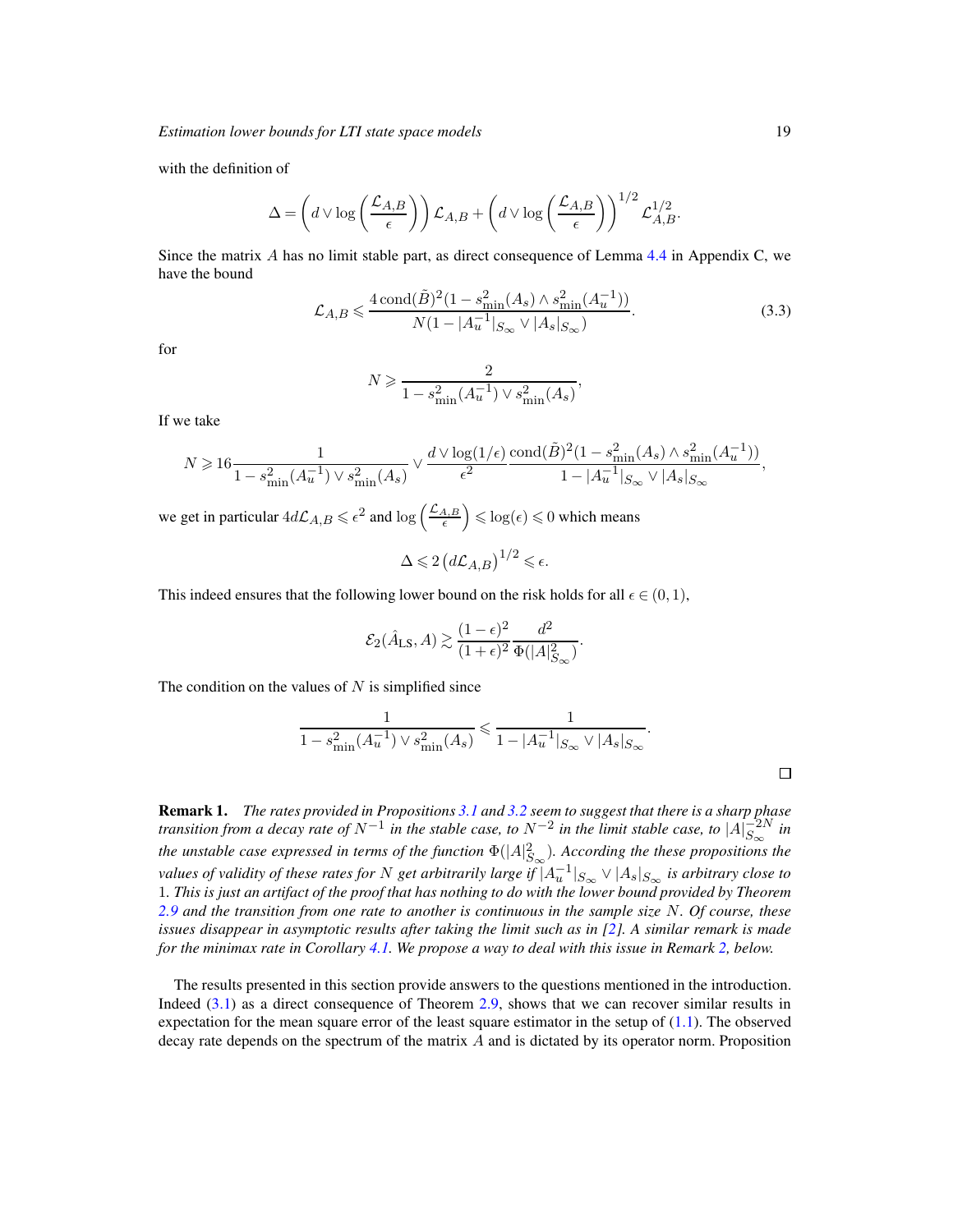with the definition of

$$\Delta = \left( d \vee \log \left( \frac{\mathcal{L}_{A,B}}{\epsilon} \right) \right) \mathcal{L}_{A,B} + \left( d \vee \log \left( \frac{\mathcal{L}_{A,B}}{\epsilon} \right) \right)^{1/2} \mathcal{L}_{A,B}^{1/2}.$$

Since the matrix $A$ has no limit stable part, as direct consequence of Lemma 4.4 in Appendix C, we have the bound

$$\mathcal{L}_{A,B} \leqslant \frac{4\,\mathrm{cond}(\tilde{B})^2 (1 - s_{\min}^2(A_s) \wedge s_{\min}^2(A_u^{-1}))}{N(1 - |A_u^{-1}|_{S_\infty} \vee |A_s|_{S_\infty})}. \tag{3.3}$$

for

$$N \geqslant \frac{2}{1 - s_{\min}^2(A_u^{-1}) \vee s_{\min}^2(A_s)},$$

If we take

$$N \geqslant 16 \frac{1}{1 - s_{\min}^2(A_u^{-1}) \vee s_{\min}^2(A_s)} \vee \frac{d \vee \log(1/\epsilon)}{\epsilon^2} \frac{\mathrm{cond}(\tilde{B})^2 (1 - s_{\min}^2(A_s) \wedge s_{\min}^2(A_u^{-1}))}{1 - |A_u^{-1}|_{S_\infty} \vee |A_s|_{S_\infty}},$$

we get in particular $4d\mathcal{L}_{A,B} \leqslant \epsilon^2$ and $\log\left(\frac{\mathcal{L}_{A,B}}{\epsilon}\right) \leqslant \log(\epsilon) \leqslant 0$ which means

$$\Delta \leqslant 2 \left( d\mathcal{L}_{A,B} \right)^{1/2} \leqslant \epsilon.$$

This indeed ensures that the following lower bound on the risk holds for all $\epsilon \in (0, 1)$,

$$\mathcal{E}_2(\hat{A}_{\mathrm{LS}}, A) \gtrsim \frac{(1-\epsilon)^2}{(1+\epsilon)^2} \frac{d^2}{\Phi(|A|_{S_\infty}^2)}.$$

The condition on the values of $N$ is simplified since

$$\frac{1}{1 - s_{\min}^2(A_u^{-1}) \vee s_{\min}^2(A_s)} \leqslant \frac{1}{1 - |A_u^{-1}|_{S_\infty} \vee |A_s|_{S_\infty}}.$$

□

**Remark 1.** *The rates provided in Propositions 3.1 and 3.2 seem to suggest that there is a sharp phase transition from a decay rate of $N^{-1}$ in the stable case, to $N^{-2}$ in the limit stable case, to $|A|_{S_\infty}^{-2N}$ in the unstable case expressed in terms of the function $\Phi(|A|_{S_\infty}^2)$. According the these propositions the values of validity of these rates for $N$ get arbitrarily large if $|A_u^{-1}|_{S_\infty} \vee |A_s|_{S_\infty}$ is arbitrary close to 1. This is just an artifact of the proof that has nothing to do with the lower bound provided by Theorem 2.9 and the transition from one rate to another is continuous in the sample size $N$. Of course, these issues disappear in asymptotic results after taking the limit such as in [2]. A similar remark is made for the minimax rate in Corollary 4.1. We propose a way to deal with this issue in Remark 2, below.*

The results presented in this section provide answers to the questions mentioned in the introduction. Indeed (3.1) as a direct consequence of Theorem 2.9, shows that we can recover similar results in expectation for the mean square error of the least square estimator in the setup of (1.1). The observed decay rate depends on the spectrum of the matrix $A$ and is dictated by its operator norm. Proposition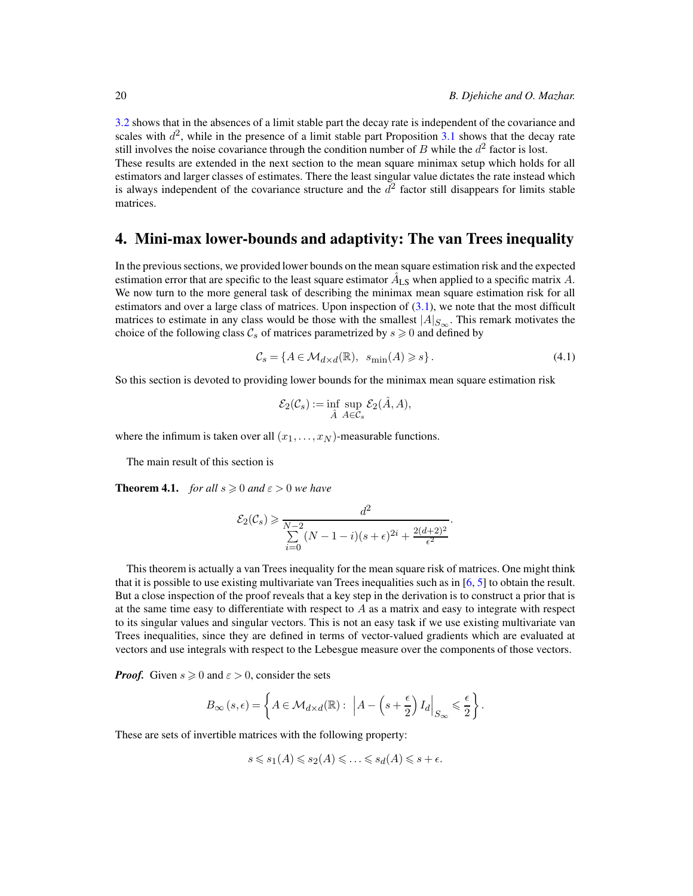3.2 shows that in the absences of a limit stable part the decay rate is independent of the covariance and scales with $d^2$, while in the presence of a limit stable part Proposition 3.1 shows that the decay rate still involves the noise covariance through the condition number of $B$ while the $d^2$ factor is lost.
These results are extended in the next section to the mean square minimax setup which holds for all estimators and larger classes of estimates. There the least singular value dictates the rate instead which is always independent of the covariance structure and the $d^2$ factor still disappears for limits stable matrices.

## 4. Mini-max lower-bounds and adaptivity: The van Trees inequality

In the previous sections, we provided lower bounds on the mean square estimation risk and the expected estimation error that are specific to the least square estimator $\hat{A}_{\mathrm{LS}}$ when applied to a specific matrix $A$. We now turn to the more general task of describing the minimax mean square estimation risk for all estimators and over a large class of matrices. Upon inspection of (3.1), we note that the most difficult matrices to estimate in any class would be those with the smallest $|A|_{S_\infty}$. This remark motivates the choice of the following class $\mathcal{C}_s$ of matrices parametrized by $s \geqslant 0$ and defined by

$$\mathcal{C}_s = \{A \in \mathcal{M}_{d\times d}(\mathbb{R}),\ \ s_{\min}(A) \geqslant s\}. \tag{4.1}$$

So this section is devoted to providing lower bounds for the minimax mean square estimation risk

$$\mathcal{E}_2(\mathcal{C}_s) := \inf_{\hat{A}} \sup_{A \in \mathcal{C}_s} \mathcal{E}_2(\hat{A}, A),$$

where the infimum is taken over all $(x_1, \ldots, x_N)$-measurable functions.

The main result of this section is

**Theorem 4.1.** *for all $s \geqslant 0$ and $\varepsilon > 0$ we have*

$$\mathcal{E}_2(\mathcal{C}_s) \geqslant \frac{d^2}{\sum\limits_{i=0}^{N-2} (N-1-i)(s+\epsilon)^{2i} + \frac{2(d+2)^2}{\epsilon^2}}.$$

This theorem is actually a van Trees inequality for the mean square risk of matrices. One might think that it is possible to use existing multivariate van Trees inequalities such as in [6, 5] to obtain the result. But a close inspection of the proof reveals that a key step in the derivation is to construct a prior that is at the same time easy to differentiate with respect to $A$ as a matrix and easy to integrate with respect to its singular values and singular vectors. This is not an easy task if we use existing multivariate van Trees inequalities, since they are defined in terms of vector-valued gradients which are evaluated at vectors and use integrals with respect to the Lebesgue measure over the components of those vectors.

***Proof.*** Given $s \geqslant 0$ and $\varepsilon > 0$, consider the sets

$$B_\infty(s, \epsilon) = \left\{ A \in \mathcal{M}_{d\times d}(\mathbb{R}) :\ \left| A - \left(s + \frac{\epsilon}{2}\right) I_d \right|_{S_\infty} \leqslant \frac{\epsilon}{2} \right\}.$$

These are sets of invertible matrices with the following property:

$$s \leqslant s_1(A) \leqslant s_2(A) \leqslant \ldots \leqslant s_d(A) \leqslant s + \epsilon.$$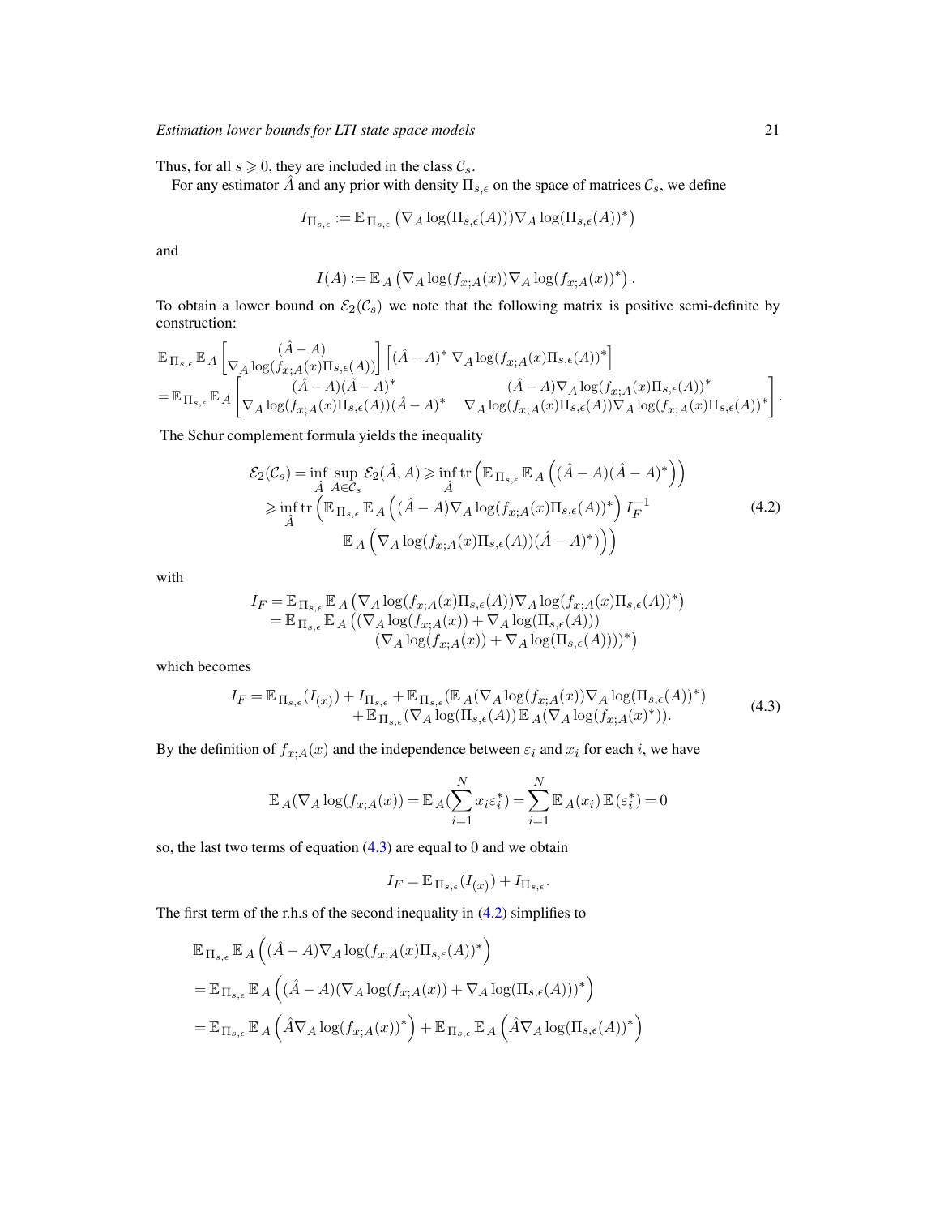Thus, for all $s \geqslant 0$, they are included in the class $\mathcal{C}_s$.

For any estimator $\hat{A}$ and any prior with density $\Pi_{s,\epsilon}$ on the space of matrices $\mathcal{C}_s$, we define

$$I_{\Pi_{s,\epsilon}} := \mathbb{E}_{\Pi_{s,\epsilon}}\left(\nabla_A \log(\Pi_{s,\epsilon}(A)) \nabla_A \log(\Pi_{s,\epsilon}(A))^*\right)$$

and

$$I(A) := \mathbb{E}_A\left(\nabla_A \log(f_{x;A}(x)) \nabla_A \log(f_{x;A}(x))^*\right).$$

To obtain a lower bound on $\mathcal{E}_2(\mathcal{C}_s)$ we note that the following matrix is positive semi-definite by construction:

$$\begin{aligned}
&\mathbb{E}_{\Pi_{s,\epsilon}} \mathbb{E}_A \begin{bmatrix} (\hat{A}-A) \\ \nabla_A \log(f_{x;A}(x)\Pi_{s,\epsilon}(A)) \end{bmatrix} \begin{bmatrix} (\hat{A}-A)^* & \nabla_A \log(f_{x;A}(x)\Pi_{s,\epsilon}(A))^* \end{bmatrix} \\
&= \mathbb{E}_{\Pi_{s,\epsilon}} \mathbb{E}_A \begin{bmatrix} (\hat{A}-A)(\hat{A}-A)^* & (\hat{A}-A)\nabla_A \log(f_{x;A}(x)\Pi_{s,\epsilon}(A))^* \\ \nabla_A \log(f_{x;A}(x)\Pi_{s,\epsilon}(A))(\hat{A}-A)^* & \nabla_A \log(f_{x;A}(x)\Pi_{s,\epsilon}(A))\nabla_A \log(f_{x;A}(x)\Pi_{s,\epsilon}(A))^* \end{bmatrix}.
\end{aligned}$$

The Schur complement formula yields the inequality

$$\begin{aligned}
\mathcal{E}_2(\mathcal{C}_s) &= \inf_{\hat{A}} \sup_{A\in\mathcal{C}_s} \mathcal{E}_2(\hat{A}, A) \geqslant \inf_{\hat{A}} \operatorname{tr}\left(\mathbb{E}_{\Pi_{s,\epsilon}} \mathbb{E}_A\left((\hat{A}-A)(\hat{A}-A)^*\right)\right) \\
&\geqslant \inf_{\hat{A}} \operatorname{tr}\Big(\mathbb{E}_{\Pi_{s,\epsilon}} \mathbb{E}_A\left((\hat{A}-A)\nabla_A \log(f_{x;A}(x)\Pi_{s,\epsilon}(A))^*\right) I_F^{-1} \\
&\qquad \mathbb{E}_A\left(\nabla_A \log(f_{x;A}(x)\Pi_{s,\epsilon}(A))(\hat{A}-A)^*\right)\Big)
\end{aligned} \tag{4.2}$$

with

$$\begin{aligned}
I_F &= \mathbb{E}_{\Pi_{s,\epsilon}} \mathbb{E}_A\left(\nabla_A \log(f_{x;A}(x)\Pi_{s,\epsilon}(A))\nabla_A \log(f_{x;A}(x)\Pi_{s,\epsilon}(A))^*\right) \\
&= \mathbb{E}_{\Pi_{s,\epsilon}} \mathbb{E}_A\big((\nabla_A \log(f_{x;A}(x)) + \nabla_A \log(\Pi_{s,\epsilon}(A))) \\
&\qquad (\nabla_A \log(f_{x;A}(x)) + \nabla_A \log(\Pi_{s,\epsilon}(A))))^*\big)
\end{aligned}$$

which becomes

$$\begin{aligned}
I_F = \mathbb{E}_{\Pi_{s,\epsilon}}(I_{(x)}) + I_{\Pi_{s,\epsilon}} &+ \mathbb{E}_{\Pi_{s,\epsilon}}(\mathbb{E}_A(\nabla_A \log(f_{x;A}(x))\nabla_A \log(\Pi_{s,\epsilon}(A))^*) \\
&+ \mathbb{E}_{\Pi_{s,\epsilon}}(\nabla_A \log(\Pi_{s,\epsilon}(A))\,\mathbb{E}_A(\nabla_A \log(f_{x;A}(x)^*)).
\end{aligned} \tag{4.3}$$

By the definition of $f_{x;A}(x)$ and the independence between $\varepsilon_i$ and $x_i$ for each $i$, we have

$$\mathbb{E}_A(\nabla_A \log(f_{x;A}(x)) = \mathbb{E}_A\Big(\sum_{i=1}^{N} x_i \varepsilon_i^*\Big) = \sum_{i=1}^{N} \mathbb{E}_A(x_i)\,\mathbb{E}(\varepsilon_i^*) = 0$$

so, the last two terms of equation (4.3) are equal to 0 and we obtain

$$I_F = \mathbb{E}_{\Pi_{s,\epsilon}}(I_{(x)}) + I_{\Pi_{s,\epsilon}}.$$

The first term of the r.h.s of the second inequality in (4.2) simplifies to

$$\begin{aligned}
&\mathbb{E}_{\Pi_{s,\epsilon}} \mathbb{E}_A\left((\hat{A}-A)\nabla_A \log(f_{x;A}(x)\Pi_{s,\epsilon}(A))^*\right) \\
&= \mathbb{E}_{\Pi_{s,\epsilon}} \mathbb{E}_A\left((\hat{A}-A)(\nabla_A \log(f_{x;A}(x)) + \nabla_A \log(\Pi_{s,\epsilon}(A)))^*\right) \\
&= \mathbb{E}_{\Pi_{s,\epsilon}} \mathbb{E}_A\left(\hat{A}\nabla_A \log(f_{x;A}(x))^*\right) + \mathbb{E}_{\Pi_{s,\epsilon}} \mathbb{E}_A\left(\hat{A}\nabla_A \log(\Pi_{s,\epsilon}(A))^*\right)
\end{aligned}$$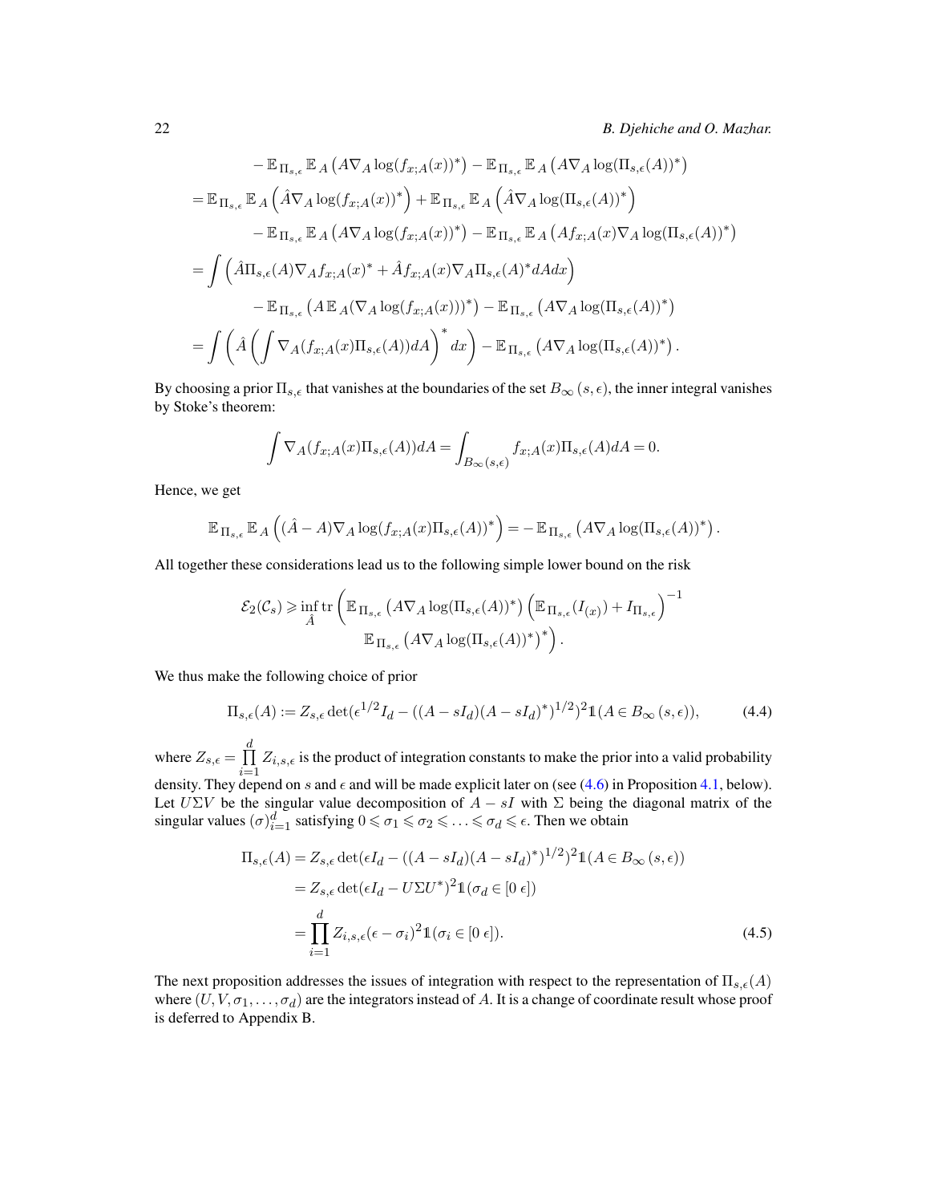$$
\begin{aligned}
&\quad - \mathbb{E}_{\Pi_{s,\epsilon}} \mathbb{E}_A \left( A \nabla_A \log(f_{x;A}(x))^* \right) - \mathbb{E}_{\Pi_{s,\epsilon}} \mathbb{E}_A \left( A \nabla_A \log(\Pi_{s,\epsilon}(A))^* \right) \\
&= \mathbb{E}_{\Pi_{s,\epsilon}} \mathbb{E}_A \left( \hat{A} \nabla_A \log(f_{x;A}(x))^* \right) + \mathbb{E}_{\Pi_{s,\epsilon}} \mathbb{E}_A \left( \hat{A} \nabla_A \log(\Pi_{s,\epsilon}(A))^* \right) \\
&\quad - \mathbb{E}_{\Pi_{s,\epsilon}} \mathbb{E}_A \left( A \nabla_A \log(f_{x;A}(x))^* \right) - \mathbb{E}_{\Pi_{s,\epsilon}} \mathbb{E}_A \left( A f_{x;A}(x) \nabla_A \log(\Pi_{s,\epsilon}(A))^* \right) \\
&= \int \left( \hat{A} \Pi_{s,\epsilon}(A) \nabla_A f_{x;A}(x)^* + \hat{A} f_{x;A}(x) \nabla_A \Pi_{s,\epsilon}(A)^* dA dx \right) \\
&\quad - \mathbb{E}_{\Pi_{s,\epsilon}} \left( A \, \mathbb{E}_A (\nabla_A \log(f_{x;A}(x)))^* \right) - \mathbb{E}_{\Pi_{s,\epsilon}} \left( A \nabla_A \log(\Pi_{s,\epsilon}(A))^* \right) \\
&= \int \left( \hat{A} \left( \int \nabla_A (f_{x;A}(x) \Pi_{s,\epsilon}(A)) dA \right)^* dx \right) - \mathbb{E}_{\Pi_{s,\epsilon}} \left( A \nabla_A \log(\Pi_{s,\epsilon}(A))^* \right).
\end{aligned}
$$

By choosing a prior $\Pi_{s,\epsilon}$ that vanishes at the boundaries of the set $B_\infty(s,\epsilon)$, the inner integral vanishes by Stoke's theorem:

$$
\int \nabla_A (f_{x;A}(x) \Pi_{s,\epsilon}(A)) dA = \int_{B_\infty(s,\epsilon)} f_{x;A}(x) \Pi_{s,\epsilon}(A) dA = 0.
$$

Hence, we get

$$
\mathbb{E}_{\Pi_{s,\epsilon}} \mathbb{E}_A \left( (\hat{A} - A) \nabla_A \log(f_{x;A}(x) \Pi_{s,\epsilon}(A))^* \right) = - \mathbb{E}_{\Pi_{s,\epsilon}} \left( A \nabla_A \log(\Pi_{s,\epsilon}(A))^* \right).
$$

All together these considerations lead us to the following simple lower bound on the risk

$$
\begin{aligned}
\mathcal{E}_2(\mathcal{C}_s) \geqslant \inf_{\hat{A}} \operatorname{tr} \Big( & \mathbb{E}_{\Pi_{s,\epsilon}} \left( A \nabla_A \log(\Pi_{s,\epsilon}(A))^* \right) \left( \mathbb{E}_{\Pi_{s,\epsilon}}(I_{(x)}) + I_{\Pi_{s,\epsilon}} \right)^{-1} \\
& \mathbb{E}_{\Pi_{s,\epsilon}} \left( A \nabla_A \log(\Pi_{s,\epsilon}(A))^* \right)^* \Big).
\end{aligned}
$$

We thus make the following choice of prior

$$
\Pi_{s,\epsilon}(A) := Z_{s,\epsilon} \det(\epsilon^{1/2} I_d - ((A - sI_d)(A - sI_d)^*)^{1/2})^2 \mathbb{1}(A \in B_\infty(s,\epsilon)), \tag{4.4}
$$

where $Z_{s,\epsilon} = \prod_{i=1}^{d} Z_{i,s,\epsilon}$ is the product of integration constants to make the prior into a valid probability density. They depend on $s$ and $\epsilon$ and will be made explicit later on (see (4.6) in Proposition 4.1, below). Let $U\Sigma V$ be the singular value decomposition of $A - sI$ with $\Sigma$ being the diagonal matrix of the singular values $(\sigma)_{i=1}^d$ satisfying $0 \leqslant \sigma_1 \leqslant \sigma_2 \leqslant \ldots \leqslant \sigma_d \leqslant \epsilon$. Then we obtain

$$
\begin{aligned}
\Pi_{s,\epsilon}(A) &= Z_{s,\epsilon} \det(\epsilon I_d - ((A - sI_d)(A - sI_d)^*)^{1/2})^2 \mathbb{1}(A \in B_\infty(s,\epsilon)) \\
&= Z_{s,\epsilon} \det(\epsilon I_d - U\Sigma U^*)^2 \mathbb{1}(\sigma_d \in [0\ \epsilon]) \\
&= \prod_{i=1}^{d} Z_{i,s,\epsilon} (\epsilon - \sigma_i)^2 \mathbb{1}(\sigma_i \in [0\ \epsilon]).
\end{aligned} \tag{4.5}
$$

The next proposition addresses the issues of integration with respect to the representation of $\Pi_{s,\epsilon}(A)$ where $(U, V, \sigma_1, \ldots, \sigma_d)$ are the integrators instead of $A$. It is a change of coordinate result whose proof is deferred to Appendix B.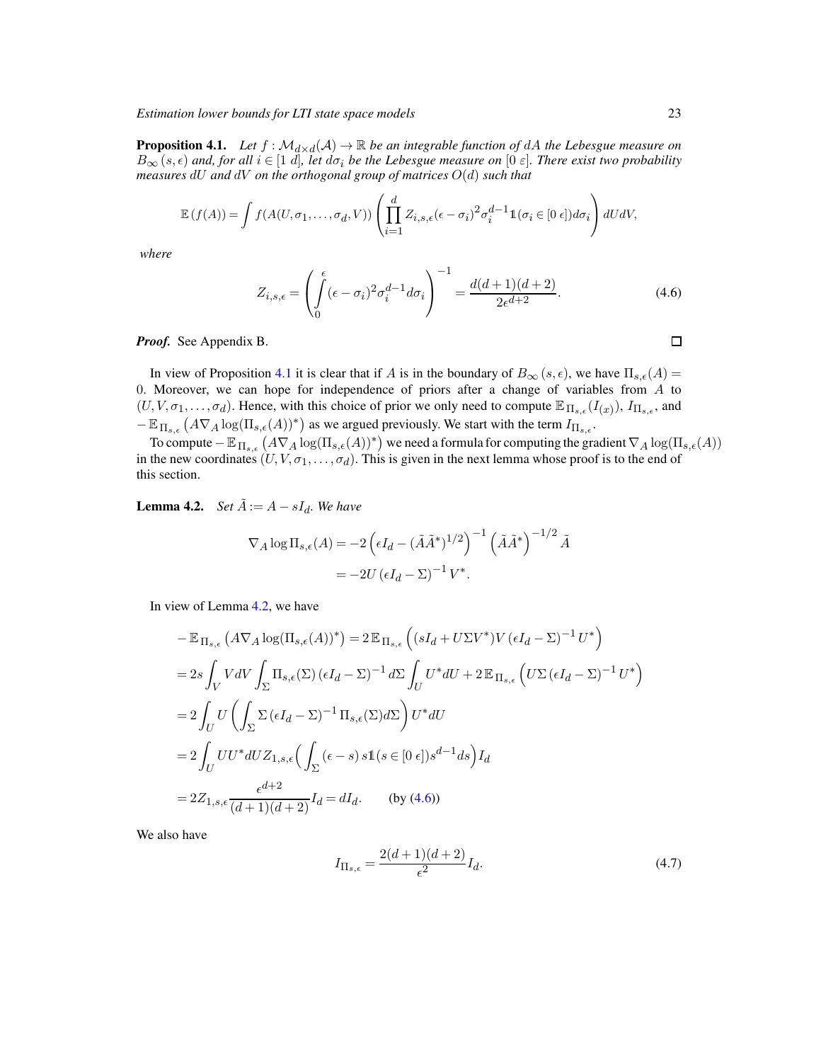**Proposition 4.1.** *Let $f : \mathcal{M}_{d\times d}(\mathcal{A}) \to \mathbb{R}$ be an integrable function of $dA$ the Lebesgue measure on $B_\infty(s,\epsilon)$ and, for all $i \in [1\ d]$, let $d\sigma_i$ be the Lebesgue measure on $[0\ \varepsilon]$. There exist two probability measures $dU$ and $dV$ on the orthogonal group of matrices $O(d)$ such that*

$$\mathbb{E}\left(f(A)\right) = \int f(A(U,\sigma_1,\ldots,\sigma_d,V))\left(\prod_{i=1}^{d} Z_{i,s,\epsilon}(\epsilon-\sigma_i)^2\sigma_i^{d-1}\mathbb{1}(\sigma_i\in[0\ \epsilon])d\sigma_i\right)dUdV,$$

*where*

$$Z_{i,s,\epsilon} = \left(\int_0^\epsilon (\epsilon-\sigma_i)^2\sigma_i^{d-1}d\sigma_i\right)^{-1} = \frac{d(d+1)(d+2)}{2\epsilon^{d+2}}. \tag{4.6}$$

***Proof.*** See Appendix B. □

In view of Proposition 4.1 it is clear that if $A$ is in the boundary of $B_\infty(s,\epsilon)$, we have $\Pi_{s,\epsilon}(A) = 0$. Moreover, we can hope for independence of priors after a change of variables from $A$ to $(U,V,\sigma_1,\ldots,\sigma_d)$. Hence, with this choice of prior we only need to compute $\mathbb{E}_{\Pi_{s,\epsilon}}(I_{(x)})$, $I_{\Pi_{s,\epsilon}}$, and $-\mathbb{E}_{\Pi_{s,\epsilon}}\left(A\nabla_A\log(\Pi_{s,\epsilon}(A))^*\right)$ as we argued previously. We start with the term $I_{\Pi_{s,\epsilon}}$.

To compute $-\mathbb{E}_{\Pi_{s,\epsilon}}\left(A\nabla_A\log(\Pi_{s,\epsilon}(A))^*\right)$ we need a formula for computing the gradient $\nabla_A\log(\Pi_{s,\epsilon}(A))$ in the new coordinates $(U,V,\sigma_1,\ldots,\sigma_d)$. This is given in the next lemma whose proof is to the end of this section.

**Lemma 4.2.** *Set $\tilde{A} := A - sI_d$. We have*

$$\begin{aligned}\nabla_A\log\Pi_{s,\epsilon}(A) &= -2\left(\epsilon I_d - (\tilde{A}\tilde{A}^*)^{1/2}\right)^{-1}\left(\tilde{A}\tilde{A}^*\right)^{-1/2}\tilde{A}\\ &= -2U\left(\epsilon I_d-\Sigma\right)^{-1}V^*.\end{aligned}$$

In view of Lemma 4.2, we have

$$\begin{aligned}
-\mathbb{E}_{\Pi_{s,\epsilon}}\left(A\nabla_A\log(\Pi_{s,\epsilon}(A))^*\right) &= 2\,\mathbb{E}_{\Pi_{s,\epsilon}}\left((sI_d+U\Sigma V^*)V\left(\epsilon I_d-\Sigma\right)^{-1}U^*\right)\\
&= 2s\int_V VdV\int_\Sigma \Pi_{s,\epsilon}(\Sigma)\left(\epsilon I_d-\Sigma\right)^{-1}d\Sigma\int_U U^*dU + 2\,\mathbb{E}_{\Pi_{s,\epsilon}}\left(U\Sigma\left(\epsilon I_d-\Sigma\right)^{-1}U^*\right)\\
&= 2\int_U U\left(\int_\Sigma \Sigma\left(\epsilon I_d-\Sigma\right)^{-1}\Pi_{s,\epsilon}(\Sigma)d\Sigma\right)U^*dU\\
&= 2\int_U UU^*dU\,Z_{1,s,\epsilon}\Big(\int_\Sigma(\epsilon-s)\,s\mathbb{1}(s\in[0\ \epsilon])s^{d-1}ds\Big)I_d\\
&= 2Z_{1,s,\epsilon}\frac{\epsilon^{d+2}}{(d+1)(d+2)}I_d = dI_d. \qquad \text{(by (4.6))}
\end{aligned}$$

We also have

$$I_{\Pi_{s,\epsilon}} = \frac{2(d+1)(d+2)}{\epsilon^2}I_d. \tag{4.7}$$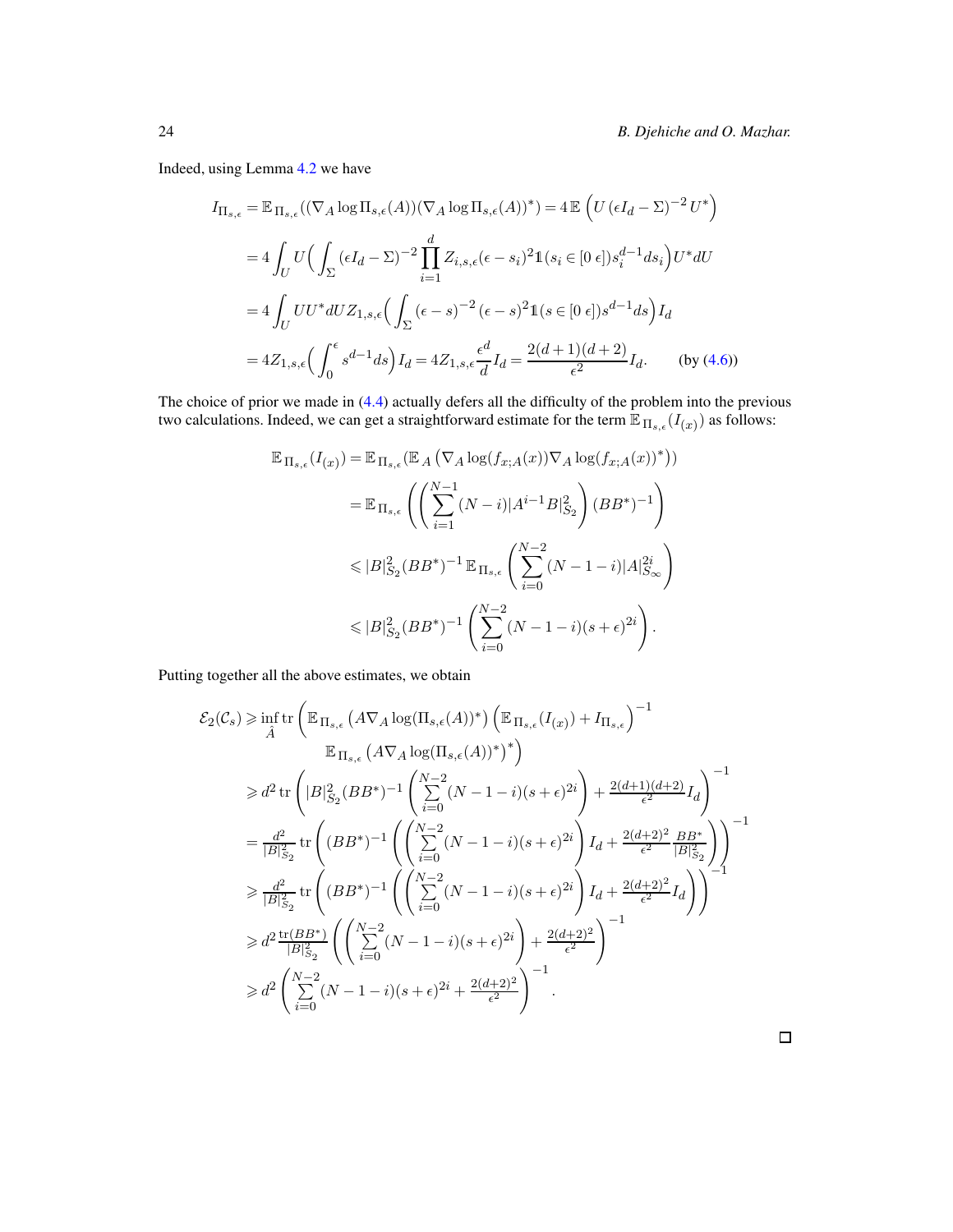Indeed, using Lemma 4.2 we have

$$
\begin{aligned}
I_{\Pi_{s,\epsilon}} &= \mathbb{E}_{\Pi_{s,\epsilon}}((\nabla_A \log \Pi_{s,\epsilon}(A))(\nabla_A \log \Pi_{s,\epsilon}(A))^*) = 4\,\mathbb{E}\left(U\,(\epsilon I_d - \Sigma)^{-2}\,U^*\right) \\
&= 4\int_U U\Big(\int_\Sigma (\epsilon I_d - \Sigma)^{-2} \prod_{i=1}^d Z_{i,s,\epsilon}(\epsilon - s_i)^2 \mathbb{1}(s_i \in [0\ \epsilon]) s_i^{d-1} ds_i\Big) U^* dU \\
&= 4\int_U UU^* dU Z_{1,s,\epsilon}\Big(\int_\Sigma (\epsilon - s)^{-2}\,(\epsilon - s)^2 \mathbb{1}(s \in [0\ \epsilon]) s^{d-1} ds\Big) I_d \\
&= 4Z_{1,s,\epsilon}\Big(\int_0^\epsilon s^{d-1} ds\Big) I_d = 4Z_{1,s,\epsilon}\frac{\epsilon^d}{d} I_d = \frac{2(d+1)(d+2)}{\epsilon^2} I_d. \qquad \text{(by (4.6))}
\end{aligned}
$$

The choice of prior we made in (4.4) actually defers all the difficulty of the problem into the previous two calculations. Indeed, we can get a straightforward estimate for the term $\mathbb{E}_{\Pi_{s,\epsilon}}(I_{(x)})$ as follows:

$$
\begin{aligned}
\mathbb{E}_{\Pi_{s,\epsilon}}(I_{(x)}) &= \mathbb{E}_{\Pi_{s,\epsilon}}(\mathbb{E}_A\left(\nabla_A \log(f_{x;A}(x)) \nabla_A \log(f_{x;A}(x))^*\right)) \\
&= \mathbb{E}_{\Pi_{s,\epsilon}}\left(\left(\sum_{i=1}^{N-1}(N-i)|A^{i-1}B|_{S_2}^2\right)(BB^*)^{-1}\right) \\
&\leqslant |B|_{S_2}^2 (BB^*)^{-1}\,\mathbb{E}_{\Pi_{s,\epsilon}}\left(\sum_{i=0}^{N-2}(N-1-i)|A|_{S_\infty}^{2i}\right) \\
&\leqslant |B|_{S_2}^2 (BB^*)^{-1}\left(\sum_{i=0}^{N-2}(N-1-i)(s+\epsilon)^{2i}\right).
\end{aligned}
$$

Putting together all the above estimates, we obtain

$$
\begin{aligned}
\mathcal{E}_2(\mathcal{C}_s) &\geqslant \inf_{\hat{A}} \operatorname{tr}\left(\mathbb{E}_{\Pi_{s,\epsilon}}\left(A\nabla_A \log(\Pi_{s,\epsilon}(A))^*\right)\left(\mathbb{E}_{\Pi_{s,\epsilon}}(I_{(x)}) + I_{\Pi_{s,\epsilon}}\right)^{-1}\right. \\
&\qquad\qquad \left.\mathbb{E}_{\Pi_{s,\epsilon}}\left(A\nabla_A \log(\Pi_{s,\epsilon}(A))^*\right)^*\right) \\
&\geqslant d^2 \operatorname{tr}\left(|B|_{S_2}^2 (BB^*)^{-1}\left(\sum_{i=0}^{N-2}(N-1-i)(s+\epsilon)^{2i}\right) + \tfrac{2(d+1)(d+2)}{\epsilon^2} I_d\right)^{-1} \\
&= \tfrac{d^2}{|B|_{S_2}^2} \operatorname{tr}\left((BB^*)^{-1}\left(\left(\sum_{i=0}^{N-2}(N-1-i)(s+\epsilon)^{2i}\right) I_d + \tfrac{2(d+2)^2}{\epsilon^2}\tfrac{BB^*}{|B|_{S_2}^2}\right)\right)^{-1} \\
&\geqslant \tfrac{d^2}{|B|_{S_2}^2} \operatorname{tr}\left((BB^*)^{-1}\left(\left(\sum_{i=0}^{N-2}(N-1-i)(s+\epsilon)^{2i}\right) I_d + \tfrac{2(d+2)^2}{\epsilon^2} I_d\right)\right)^{-1} \\
&\geqslant d^2 \tfrac{\operatorname{tr}(BB^*)}{|B|_{S_2}^2}\left(\left(\sum_{i=0}^{N-2}(N-1-i)(s+\epsilon)^{2i}\right) + \tfrac{2(d+2)^2}{\epsilon^2}\right)^{-1} \\
&\geqslant d^2\left(\sum_{i=0}^{N-2}(N-1-i)(s+\epsilon)^{2i} + \tfrac{2(d+2)^2}{\epsilon^2}\right)^{-1}.
\end{aligned}
$$

□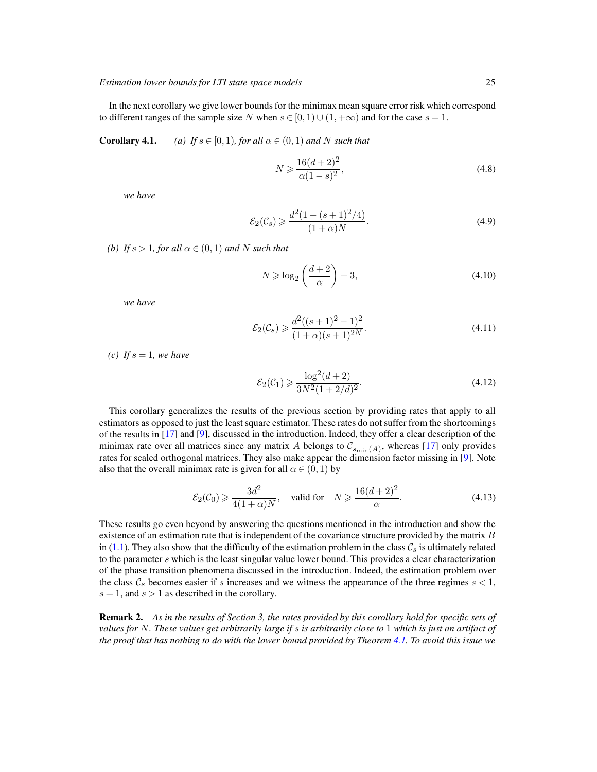In the next corollary we give lower bounds for the minimax mean square error risk which correspond to different ranges of the sample size $N$ when $s \in [0, 1) \cup (1, +\infty)$ and for the case $s = 1$.

**Corollary 4.1.** *(a) If $s \in [0, 1)$, for all $\alpha \in (0, 1)$ and $N$ such that*

$$N \geqslant \frac{16(d+2)^2}{\alpha(1-s)^2}, \tag{4.8}$$

*we have*

$$\mathcal{E}_2(\mathcal{C}_s) \geqslant \frac{d^2(1-(s+1)^2/4)}{(1+\alpha)N}. \tag{4.9}$$

*(b) If $s > 1$, for all $\alpha \in (0, 1)$ and $N$ such that*

$$N \geqslant \log_2\left(\frac{d+2}{\alpha}\right) + 3, \tag{4.10}$$

*we have*

$$\mathcal{E}_2(\mathcal{C}_s) \geqslant \frac{d^2((s+1)^2-1)^2}{(1+\alpha)(s+1)^{2N}}. \tag{4.11}$$

*(c) If $s = 1$, we have*

$$\mathcal{E}_2(\mathcal{C}_1) \geqslant \frac{\log^2(d+2)}{3N^2(1+2/d)^2}. \tag{4.12}$$

This corollary generalizes the results of the previous section by providing rates that apply to all estimators as opposed to just the least square estimator. These rates do not suffer from the shortcomings of the results in [17] and [9], discussed in the introduction. Indeed, they offer a clear description of the minimax rate over all matrices since any matrix $A$ belongs to $\mathcal{C}_{s_{\min}(A)}$, whereas [17] only provides rates for scaled orthogonal matrices. They also make appear the dimension factor missing in [9]. Note also that the overall minimax rate is given for all $\alpha \in (0, 1)$ by

$$\mathcal{E}_2(\mathcal{C}_0) \geqslant \frac{3d^2}{4(1+\alpha)N}, \quad \text{valid for} \quad N \geqslant \frac{16(d+2)^2}{\alpha}. \tag{4.13}$$

These results go even beyond by answering the questions mentioned in the introduction and show the existence of an estimation rate that is independent of the covariance structure provided by the matrix $B$ in (1.1). They also show that the difficulty of the estimation problem in the class $\mathcal{C}_s$ is ultimately related to the parameter $s$ which is the least singular value lower bound. This provides a clear characterization of the phase transition phenomena discussed in the introduction. Indeed, the estimation problem over the class $\mathcal{C}_s$ becomes easier if $s$ increases and we witness the appearance of the three regimes $s < 1$, $s = 1$, and $s > 1$ as described in the corollary.

**Remark 2.** *As in the results of Section 3, the rates provided by this corollary hold for specific sets of values for $N$. These values get arbitrarily large if $s$ is arbitrarily close to 1 which is just an artifact of the proof that has nothing to do with the lower bound provided by Theorem 4.1. To avoid this issue we*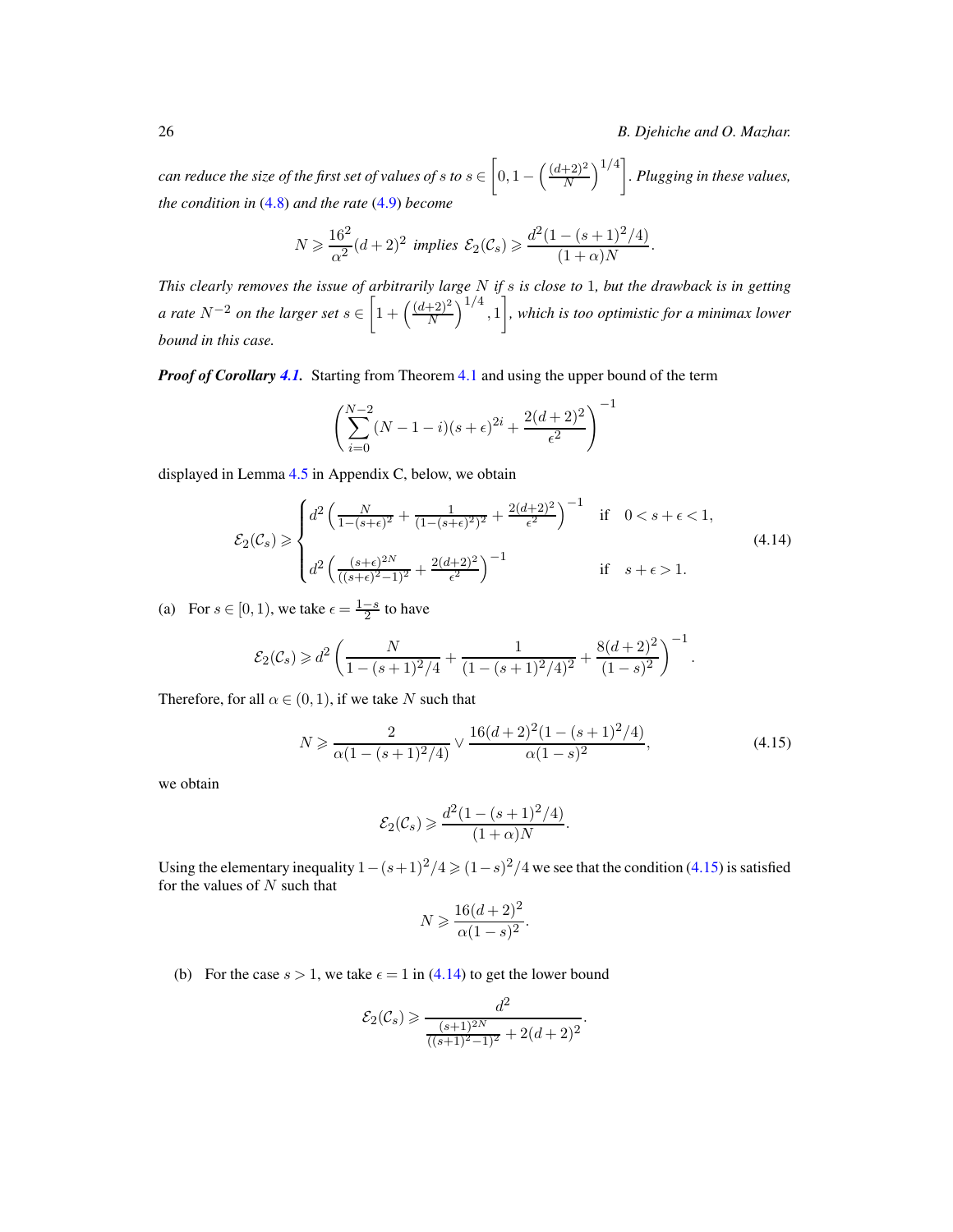*can reduce the size of the first set of values of $s$ to $s \in \left[0, 1 - \left(\frac{(d+2)^2}{N}\right)^{1/4}\right]$. Plugging in these values, the condition in (4.8) and the rate (4.9) become*

$$
N \geqslant \frac{16^2}{\alpha^2}(d+2)^2 \text{ implies } \mathcal{E}_2(\mathcal{C}_s) \geqslant \frac{d^2(1-(s+1)^2/4)}{(1+\alpha)N}.
$$

*This clearly removes the issue of arbitrarily large $N$ if $s$ is close to 1, but the drawback is in getting a rate $N^{-2}$ on the larger set $s \in \left[1 + \left(\frac{(d+2)^2}{N}\right)^{1/4}, 1\right]$, which is too optimistic for a minimax lower bound in this case.*

***Proof of Corollary 4.1.*** Starting from Theorem 4.1 and using the upper bound of the term

$$
\left(\sum_{i=0}^{N-2}(N-1-i)(s+\epsilon)^{2i} + \frac{2(d+2)^2}{\epsilon^2}\right)^{-1}
$$

displayed in Lemma 4.5 in Appendix C, below, we obtain

$$
\mathcal{E}_2(\mathcal{C}_s) \geqslant \begin{cases} d^2\left(\frac{N}{1-(s+\epsilon)^2} + \frac{1}{(1-(s+\epsilon)^2)^2} + \frac{2(d+2)^2}{\epsilon^2}\right)^{-1} & \text{if} \quad 0 < s+\epsilon < 1, \\ d^2\left(\frac{(s+\epsilon)^{2N}}{((s+\epsilon)^2-1)^2} + \frac{2(d+2)^2}{\epsilon^2}\right)^{-1} & \text{if} \quad s+\epsilon > 1. \end{cases} \tag{4.14}
$$

(a) For $s \in [0, 1)$, we take $\epsilon = \frac{1-s}{2}$ to have

$$
\mathcal{E}_2(\mathcal{C}_s) \geqslant d^2\left(\frac{N}{1-(s+1)^2/4} + \frac{1}{(1-(s+1)^2/4)^2} + \frac{8(d+2)^2}{(1-s)^2}\right)^{-1}.
$$

Therefore, for all $\alpha \in (0,1)$, if we take $N$ such that

$$
N \geqslant \frac{2}{\alpha(1-(s+1)^2/4)} \vee \frac{16(d+2)^2(1-(s+1)^2/4)}{\alpha(1-s)^2}, \tag{4.15}
$$

we obtain

$$
\mathcal{E}_2(\mathcal{C}_s) \geqslant \frac{d^2(1-(s+1)^2/4)}{(1+\alpha)N}.
$$

Using the elementary inequality $1-(s+1)^2/4 \geqslant (1-s)^2/4$ we see that the condition (4.15) is satisfied for the values of $N$ such that

$$
N \geqslant \frac{16(d+2)^2}{\alpha(1-s)^2}.
$$

(b) For the case $s > 1$, we take $\epsilon = 1$ in (4.14) to get the lower bound

$$
\mathcal{E}_2(\mathcal{C}_s) \geqslant \frac{d^2}{\frac{(s+1)^{2N}}{((s+1)^2-1)^2} + 2(d+2)^2}.
$$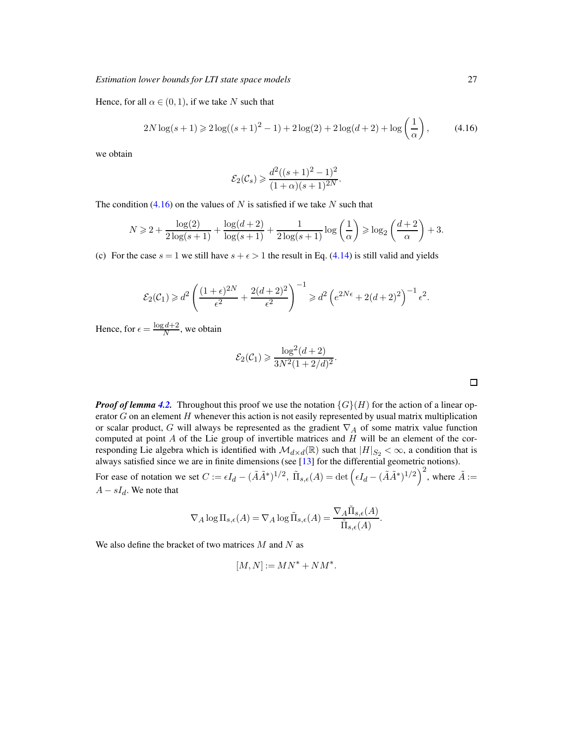Hence, for all $\alpha \in (0,1)$, if we take $N$ such that

$$2N\log(s+1) \geqslant 2\log((s+1)^2-1) + 2\log(2) + 2\log(d+2) + \log\left(\frac{1}{\alpha}\right), \tag{4.16}$$

we obtain

$$\mathcal{E}_2(\mathcal{C}_s) \geqslant \frac{d^2((s+1)^2-1)^2}{(1+\alpha)(s+1)^{2N}}.$$

The condition (4.16) on the values of $N$ is satisfied if we take $N$ such that

$$N \geqslant 2 + \frac{\log(2)}{2\log(s+1)} + \frac{\log(d+2)}{\log(s+1)} + \frac{1}{2\log(s+1)}\log\left(\frac{1}{\alpha}\right) \geqslant \log_2\left(\frac{d+2}{\alpha}\right) + 3.$$

(c) For the case $s = 1$ we still have $s + \epsilon > 1$ the result in Eq. (4.14) is still valid and yields

$$\mathcal{E}_2(\mathcal{C}_1) \geqslant d^2\left(\frac{(1+\epsilon)^{2N}}{\epsilon^2} + \frac{2(d+2)^2}{\epsilon^2}\right)^{-1} \geqslant d^2\left(e^{2N\epsilon} + 2(d+2)^2\right)^{-1}\epsilon^2.$$

Hence, for $\epsilon = \frac{\log d+2}{N}$, we obtain

$$\mathcal{E}_2(\mathcal{C}_1) \geqslant \frac{\log^2(d+2)}{3N^2(1+2/d)^2}.$$

□

***Proof of lemma 4.2.*** Throughout this proof we use the notation $\{G\}(H)$ for the action of a linear operator $G$ on an element $H$ whenever this action is not easily represented by usual matrix multiplication or scalar product, $G$ will always be represented as the gradient $\nabla_A$ of some matrix value function computed at point $A$ of the Lie group of invertible matrices and $H$ will be an element of the corresponding Lie algebra which is identified with $\mathcal{M}_{d\times d}(\mathbb{R})$ such that $|H|_{S_2} < \infty$, a condition that is always satisfied since we are in finite dimensions (see [13] for the differential geometric notions).

For ease of notation we set $C := \epsilon I_d - (\tilde{A}\tilde{A}^*)^{1/2}$, $\tilde{\Pi}_{s,\epsilon}(A) = \det\left(\epsilon I_d - (\tilde{A}\tilde{A}^*)^{1/2}\right)^2$, where $\tilde{A} := A - sI_d$. We note that

$$\nabla_A \log \Pi_{s,\epsilon}(A) = \nabla_A \log \tilde{\Pi}_{s,\epsilon}(A) = \frac{\nabla_A \tilde{\Pi}_{s,\epsilon}(A)}{\tilde{\Pi}_{s,\epsilon}(A)}.$$

We also define the bracket of two matrices $M$ and $N$ as

$$[M,N] := MN^* + NM^*.$$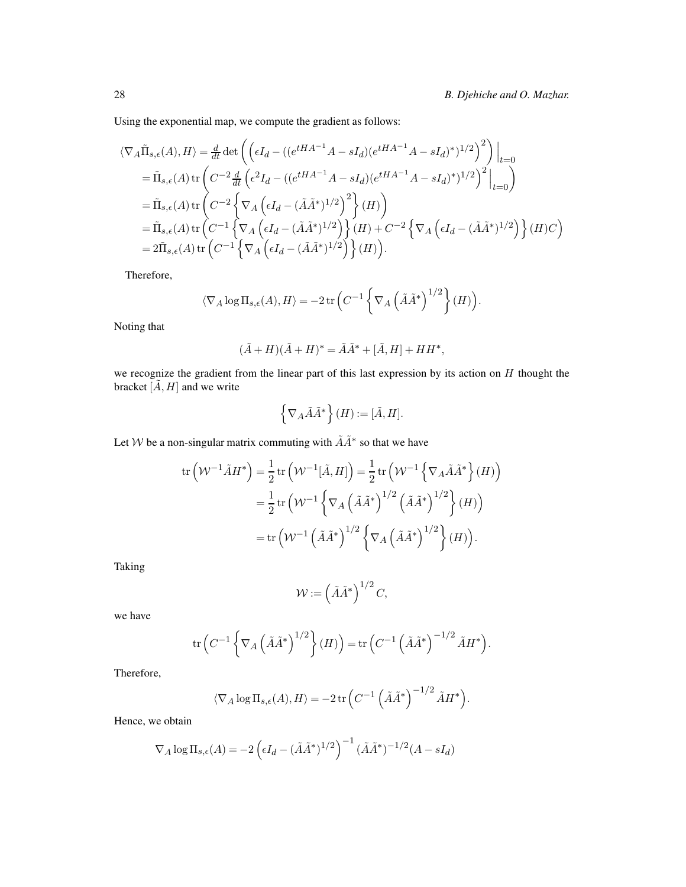Using the exponential map, we compute the gradient as follows:

$$
\begin{aligned}
\langle \nabla_A \tilde{\Pi}_{s,\epsilon}(A), H\rangle &= \tfrac{d}{dt}\det\left(\left(\epsilon I_d - ((e^{tHA^{-1}}A - sI_d)(e^{tHA^{-1}}A - sI_d)^*)^{1/2}\right)^2\right)\Big|_{t=0} \\
&= \tilde{\Pi}_{s,\epsilon}(A)\operatorname{tr}\left(C^{-2}\tfrac{d}{dt}\left(\epsilon^2 I_d - ((e^{tHA^{-1}}A - sI_d)(e^{tHA^{-1}}A - sI_d)^*)^{1/2}\right)^2\Big|_{t=0}\right) \\
&= \tilde{\Pi}_{s,\epsilon}(A)\operatorname{tr}\left(C^{-2}\left\{\nabla_A\left(\epsilon I_d - (\tilde{A}\tilde{A}^*)^{1/2}\right)^2\right\}(H)\right) \\
&= \tilde{\Pi}_{s,\epsilon}(A)\operatorname{tr}\left(C^{-1}\left\{\nabla_A\left(\epsilon I_d - (\tilde{A}\tilde{A}^*)^{1/2}\right)\right\}(H) + C^{-2}\left\{\nabla_A\left(\epsilon I_d - (\tilde{A}\tilde{A}^*)^{1/2}\right)\right\}(H)C\right) \\
&= 2\tilde{\Pi}_{s,\epsilon}(A)\operatorname{tr}\left(C^{-1}\left\{\nabla_A\left(\epsilon I_d - (\tilde{A}\tilde{A}^*)^{1/2}\right)\right\}(H)\right).
\end{aligned}
$$

Therefore,

$$
\langle \nabla_A \log \Pi_{s,\epsilon}(A), H\rangle = -2\operatorname{tr}\left(C^{-1}\left\{\nabla_A\left(\tilde{A}\tilde{A}^*\right)^{1/2}\right\}(H)\right).
$$

Noting that

$$
(\tilde{A}+H)(\tilde{A}+H)^* = \tilde{A}\tilde{A}^* + [\tilde{A}, H] + HH^*,
$$

we recognize the gradient from the linear part of this last expression by its action on $H$ thought the bracket $[\tilde{A}, H]$ and we write

$$
\left\{\nabla_A \tilde{A}\tilde{A}^*\right\}(H) := [\tilde{A}, H].
$$

Let $\mathcal{W}$ be a non-singular matrix commuting with $\tilde{A}\tilde{A}^*$ so that we have

$$
\begin{aligned}
\operatorname{tr}\left(\mathcal{W}^{-1}\tilde{A}H^*\right) &= \frac{1}{2}\operatorname{tr}\left(\mathcal{W}^{-1}[\tilde{A}, H]\right) = \frac{1}{2}\operatorname{tr}\left(\mathcal{W}^{-1}\left\{\nabla_A \tilde{A}\tilde{A}^*\right\}(H)\right) \\
&= \frac{1}{2}\operatorname{tr}\left(\mathcal{W}^{-1}\left\{\nabla_A\left(\tilde{A}\tilde{A}^*\right)^{1/2}\left(\tilde{A}\tilde{A}^*\right)^{1/2}\right\}(H)\right) \\
&= \operatorname{tr}\left(\mathcal{W}^{-1}\left(\tilde{A}\tilde{A}^*\right)^{1/2}\left\{\nabla_A\left(\tilde{A}\tilde{A}^*\right)^{1/2}\right\}(H)\right).
\end{aligned}
$$

Taking

$$
\mathcal{W} := \left(\tilde{A}\tilde{A}^*\right)^{1/2} C,
$$

we have

$$
\operatorname{tr}\left(C^{-1}\left\{\nabla_A\left(\tilde{A}\tilde{A}^*\right)^{1/2}\right\}(H)\right) = \operatorname{tr}\left(C^{-1}\left(\tilde{A}\tilde{A}^*\right)^{-1/2}\tilde{A}H^*\right).
$$

Therefore,

$$
\langle \nabla_A \log \Pi_{s,\epsilon}(A), H\rangle = -2\operatorname{tr}\left(C^{-1}\left(\tilde{A}\tilde{A}^*\right)^{-1/2}\tilde{A}H^*\right).
$$

Hence, we obtain

$$
\nabla_A \log \Pi_{s,\epsilon}(A) = -2\left(\epsilon I_d - (\tilde{A}\tilde{A}^*)^{1/2}\right)^{-1}(\tilde{A}\tilde{A}^*)^{-1/2}(A - sI_d)
$$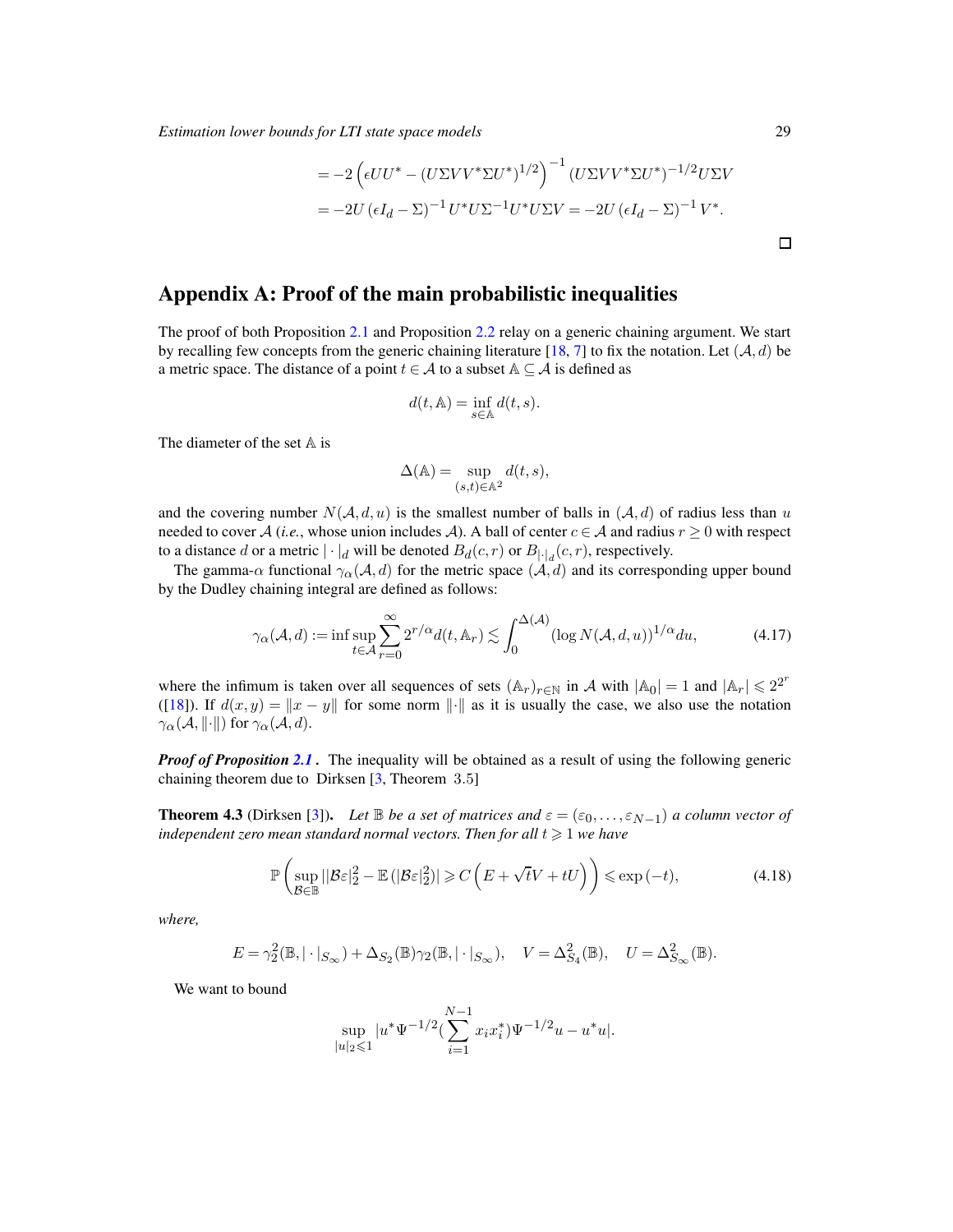$$= -2\left(\epsilon UU^* - (U\Sigma VV^*\Sigma U^*)^{1/2}\right)^{-1}(U\Sigma VV^*\Sigma U^*)^{-1/2}U\Sigma V$$

$$= -2U\left(\epsilon I_d - \Sigma\right)^{-1}U^*U\Sigma^{-1}U^*U\Sigma V = -2U\left(\epsilon I_d - \Sigma\right)^{-1}V^*.$$

□

## Appendix A: Proof of the main probabilistic inequalities

The proof of both Proposition 2.1 and Proposition 2.2 relay on a generic chaining argument. We start by recalling few concepts from the generic chaining literature [18, 7] to fix the notation. Let $(\mathcal{A}, d)$ be a metric space. The distance of a point $t \in \mathcal{A}$ to a subset $\mathbb{A} \subseteq \mathcal{A}$ is defined as

$$d(t, \mathbb{A}) = \inf_{s \in \mathbb{A}} d(t, s).$$

The diameter of the set $\mathbb{A}$ is

$$\Delta(\mathbb{A}) = \sup_{(s,t) \in \mathbb{A}^2} d(t, s),$$

and the covering number $N(\mathcal{A}, d, u)$ is the smallest number of balls in $(\mathcal{A}, d)$ of radius less than $u$ needed to cover $\mathcal{A}$ (*i.e.*, whose union includes $\mathcal{A}$). A ball of center $c \in \mathcal{A}$ and radius $r \geq 0$ with respect to a distance $d$ or a metric $|\cdot|_d$ will be denoted $B_d(c, r)$ or $B_{|\cdot|_d}(c, r)$, respectively.

The gamma-$\alpha$ functional $\gamma_\alpha(\mathcal{A}, d)$ for the metric space $(\mathcal{A}, d)$ and its corresponding upper bound by the Dudley chaining integral are defined as follows:

$$\gamma_\alpha(\mathcal{A}, d) := \inf \sup_{t \in \mathcal{A}} \sum_{r=0}^{\infty} 2^{r/\alpha} d(t, \mathbb{A}_r) \lesssim \int_0^{\Delta(\mathcal{A})} (\log N(\mathcal{A}, d, u))^{1/\alpha} du, \tag{4.17}$$

where the infimum is taken over all sequences of sets $(\mathbb{A}_r)_{r \in \mathbb{N}}$ in $\mathcal{A}$ with $|\mathbb{A}_0| = 1$ and $|\mathbb{A}_r| \leqslant 2^{2^r}$ ([18]). If $d(x, y) = \|x - y\|$ for some norm $\|\cdot\|$ as it is usually the case, we also use the notation $\gamma_\alpha(\mathcal{A}, \|\cdot\|)$ for $\gamma_\alpha(\mathcal{A}, d)$.

***Proof of Proposition 2.1 .*** The inequality will be obtained as a result of using the following generic chaining theorem due to Dirksen [3, Theorem 3.5]

**Theorem 4.3** (Dirksen [3]). *Let $\mathbb{B}$ be a set of matrices and $\varepsilon = (\varepsilon_0, \ldots, \varepsilon_{N-1})$ a column vector of independent zero mean standard normal vectors. Then for all $t \geqslant 1$ we have*

$$\mathbb{P}\left(\sup_{\mathcal{B} \in \mathbb{B}} ||\mathcal{B}\varepsilon|_2^2 - \mathbb{E}\left(|\mathcal{B}\varepsilon|_2^2\right)| \geqslant C\left(E + \sqrt{t}V + tU\right)\right) \leqslant \exp\left(-t\right), \tag{4.18}$$

*where,*

$$E = \gamma_2^2(\mathbb{B}, |\cdot|_{S_\infty}) + \Delta_{S_2}(\mathbb{B})\gamma_2(\mathbb{B}, |\cdot|_{S_\infty}), \quad V = \Delta_{S_4}^2(\mathbb{B}), \quad U = \Delta_{S_\infty}^2(\mathbb{B}).$$

We want to bound

$$\sup_{|u|_2 \leqslant 1} |u^*\Psi^{-1/2}(\sum_{i=1}^{N-1} x_i x_i^*)\Psi^{-1/2}u - u^*u|.$$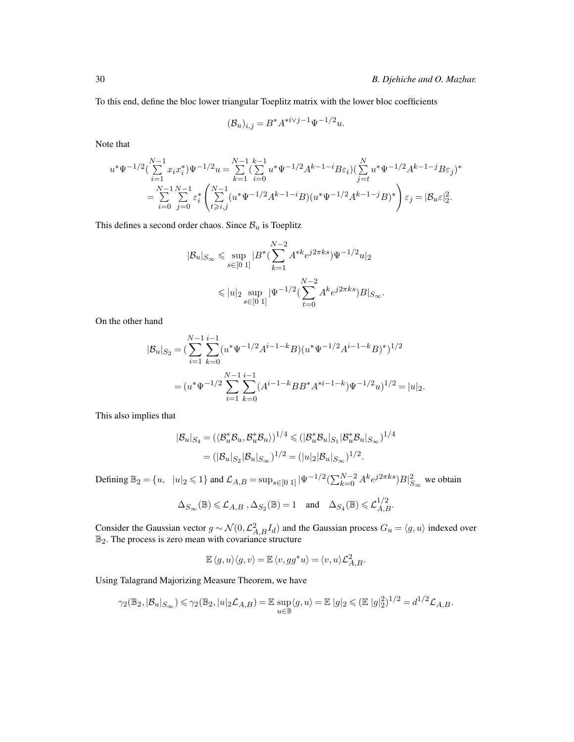To this end, define the bloc lower triangular Toeplitz matrix with the lower bloc coefficients

$$(\mathcal{B}_u)_{i,j} = B^* A^{*i \vee j - 1} \Psi^{-1/2} u.$$

Note that

$$\begin{aligned}
u^* \Psi^{-1/2} (\sum_{i=1}^{N-1} x_i x_i^*) \Psi^{-1/2} u &= \sum_{k=1}^{N-1} (\sum_{i=0}^{k-1} u^* \Psi^{-1/2} A^{k-1-i} B \varepsilon_i)(\sum_{j=t}^{N} u^* \Psi^{-1/2} A^{k-1-j} B \varepsilon_j)^* \\
&= \sum_{i=0}^{N-1} \sum_{j=0}^{N-1} \varepsilon_i^* \left( \sum_{t \geqslant i,j}^{N-1} (u^* \Psi^{-1/2} A^{k-1-i} B)(u^* \Psi^{-1/2} A^{k-1-j} B)^* \right) \varepsilon_j = |\mathcal{B}_u \varepsilon|_2^2.
\end{aligned}$$

This defines a second order chaos. Since $\mathcal{B}_u$ is Toeplitz

$$\begin{aligned}
|\mathcal{B}_u|_{S_\infty} &\leqslant \sup_{s \in [0\ 1]} |B^* (\sum_{k=1}^{N-2} A^{*k} e^{j2\pi ks}) \Psi^{-1/2} u|_2 \\
&\leqslant |u|_2 \sup_{s \in [0\ 1]} |\Psi^{-1/2} (\sum_{t=0}^{N-2} A^k e^{j2\pi ks}) B|_{S_\infty}.
\end{aligned}$$

On the other hand

$$\begin{aligned}
|\mathcal{B}_u|_{S_2} &= (\sum_{i=1}^{N-1} \sum_{k=0}^{i-1} (u^* \Psi^{-1/2} A^{i-1-k} B)(u^* \Psi^{-1/2} A^{i-1-k} B)^*)^{1/2} \\
&= (u^* \Psi^{-1/2} \sum_{i=1}^{N-1} \sum_{k=0}^{i-1} (A^{i-1-k} B B^* A^{*i-1-k}) \Psi^{-1/2} u)^{1/2} = |u|_2.
\end{aligned}$$

This also implies that

$$\begin{aligned}
|\mathcal{B}_u|_{S_4} &= (\langle \mathcal{B}_u^* \mathcal{B}_u, \mathcal{B}_u^* \mathcal{B}_u \rangle)^{1/4} \leqslant (|\mathcal{B}_u^* \mathcal{B}_u|_{S_1} |\mathcal{B}_u^* \mathcal{B}_u|_{S_\infty})^{1/4} \\
&= (|\mathcal{B}_u|_{S_2} |\mathcal{B}_u|_{S_\infty})^{1/2} = (|u|_2 |\mathcal{B}_u|_{S_\infty})^{1/2}.
\end{aligned}$$

Defining $\mathbb{B}_2 = \{u, \ \ |u|_2 \leqslant 1\}$ and $\mathcal{L}_{A,B} = \sup_{s \in [0\ 1]} |\Psi^{-1/2} (\sum_{k=0}^{N-2} A^k e^{j2\pi ks}) B|_{S_\infty}^2$ we obtain

$$\Delta_{S_\infty}(\mathbb{B}) \leqslant \mathcal{L}_{A,B} \ , \Delta_{S_2}(\mathbb{B}) = 1 \quad \text{and} \quad \Delta_{S_4}(\mathbb{B}) \leqslant \mathcal{L}_{A,B}^{1/2}.$$

Consider the Gaussian vector $g \sim \mathcal{N}(0, \mathcal{L}_{A,B}^2 I_d)$ and the Gaussian process $G_u = \langle g, u \rangle$ indexed over $\mathbb{B}_2$. The process is zero mean with covariance structure

$$\mathbb{E} \langle g, u \rangle \langle g, v \rangle = \mathbb{E} \langle v, g g^* u \rangle = \langle v, u \rangle \mathcal{L}_{A,B}^2.$$

Using Talagrand Majorizing Measure Theorem, we have

$$\gamma_2(\mathbb{B}_2, |\mathcal{B}_u|_{S_\infty}) \leqslant \gamma_2(\mathbb{B}_2, |u|_2 \mathcal{L}_{A,B}) = \mathbb{E} \sup_{u \in \mathbb{B}} \langle g, u \rangle = \mathbb{E} \ |g|_2 \leqslant (\mathbb{E} \ |g|_2^2)^{1/2} = d^{1/2} \mathcal{L}_{A,B}.$$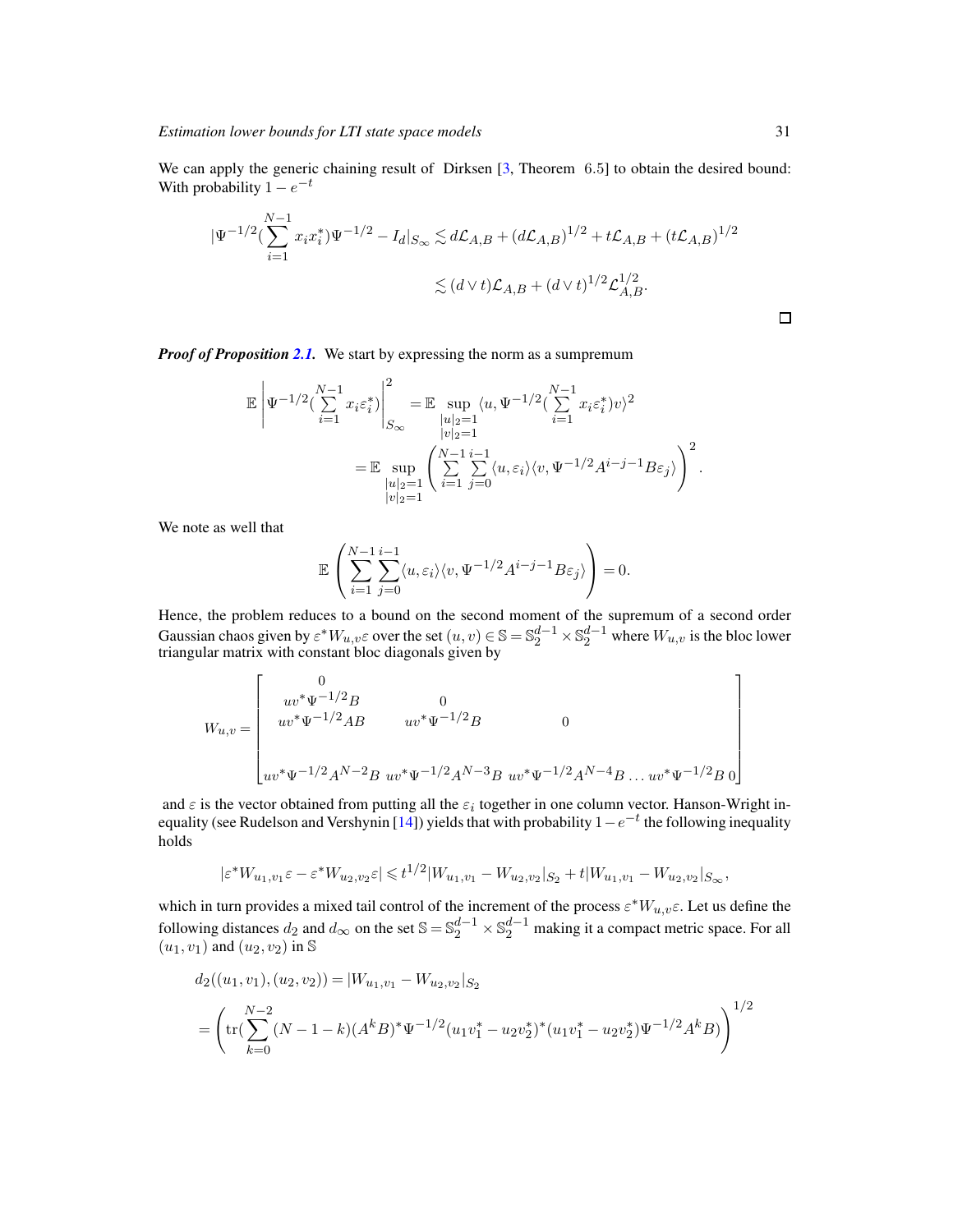We can apply the generic chaining result of Dirksen [3, Theorem 6.5] to obtain the desired bound: With probability $1-e^{-t}$

$$
\begin{aligned}
|\Psi^{-1/2}(\sum_{i=1}^{N-1} x_i x_i^*)\Psi^{-1/2} - I_d|_{S_\infty} &\lesssim d\mathcal{L}_{A,B} + (d\mathcal{L}_{A,B})^{1/2} + t\mathcal{L}_{A,B} + (t\mathcal{L}_{A,B})^{1/2} \\
&\lesssim (d \vee t)\mathcal{L}_{A,B} + (d\vee t)^{1/2}\mathcal{L}_{A,B}^{1/2}.
\end{aligned}
$$

□

***Proof of Proposition 2.1.*** We start by expressing the norm as a sumpremum

$$
\begin{aligned}
\mathbb{E}\left|\Psi^{-1/2}(\sum_{i=1}^{N-1} x_i \varepsilon_i^*)\right|_{S_\infty}^2 &= \mathbb{E}\sup_{\substack{|u|_2=1\\|v|_2=1}} \langle u, \Psi^{-1/2}(\sum_{i=1}^{N-1} x_i\varepsilon_i^*)v\rangle^2 \\
&= \mathbb{E}\sup_{\substack{|u|_2=1\\|v|_2=1}} \left(\sum_{i=1}^{N-1}\sum_{j=0}^{i-1}\langle u,\varepsilon_i\rangle\langle v, \Psi^{-1/2}A^{i-j-1}B\varepsilon_j\rangle\right)^2.
\end{aligned}
$$

We note as well that

$$
\mathbb{E}\left(\sum_{i=1}^{N-1}\sum_{j=0}^{i-1}\langle u,\varepsilon_i\rangle\langle v,\Psi^{-1/2}A^{i-j-1}B\varepsilon_j\rangle\right) = 0.
$$

Hence, the problem reduces to a bound on the second moment of the supremum of a second order Gaussian chaos given by $\varepsilon^* W_{u,v}\varepsilon$ over the set $(u,v)\in\mathbb{S} = \mathbb{S}_2^{d-1}\times\mathbb{S}_2^{d-1}$ where $W_{u,v}$ is the bloc lower triangular matrix with constant bloc diagonals given by

$$
W_{u,v} = \begin{bmatrix}
0 & & & & \\
uv^*\Psi^{-1/2}B & 0 & & & \\
uv^*\Psi^{-1/2}AB & uv^*\Psi^{-1/2}B & 0 & & \\
 & & & & \\
uv^*\Psi^{-1/2}A^{N-2}B & uv^*\Psi^{-1/2}A^{N-3}B & uv^*\Psi^{-1/2}A^{N-4}B & \dots\, uv^*\Psi^{-1/2}B & 0
\end{bmatrix}
$$

and $\varepsilon$ is the vector obtained from putting all the $\varepsilon_i$ together in one column vector. Hanson-Wright inequality (see Rudelson and Vershynin [14]) yields that with probability $1-e^{-t}$ the following inequality holds

$$
|\varepsilon^* W_{u_1,v_1}\varepsilon - \varepsilon^* W_{u_2,v_2}\varepsilon| \leqslant t^{1/2}|W_{u_1,v_1} - W_{u_2,v_2}|_{S_2} + t|W_{u_1,v_1} - W_{u_2,v_2}|_{S_\infty},
$$

which in turn provides a mixed tail control of the increment of the process $\varepsilon^* W_{u,v}\varepsilon$. Let us define the following distances $d_2$ and $d_\infty$ on the set $\mathbb{S} = \mathbb{S}_2^{d-1}\times\mathbb{S}_2^{d-1}$ making it a compact metric space. For all $(u_1,v_1)$ and $(u_2,v_2)$ in $\mathbb{S}$

$$
\begin{aligned}
&d_2((u_1,v_1),(u_2,v_2)) = |W_{u_1,v_1} - W_{u_2,v_2}|_{S_2} \\
&= \left(\operatorname{tr}(\sum_{k=0}^{N-2}(N-1-k)(A^kB)^*\Psi^{-1/2}(u_1v_1^* - u_2v_2^*)^*(u_1v_1^* - u_2v_2^*)\Psi^{-1/2}A^kB)\right)^{1/2}
\end{aligned}
$$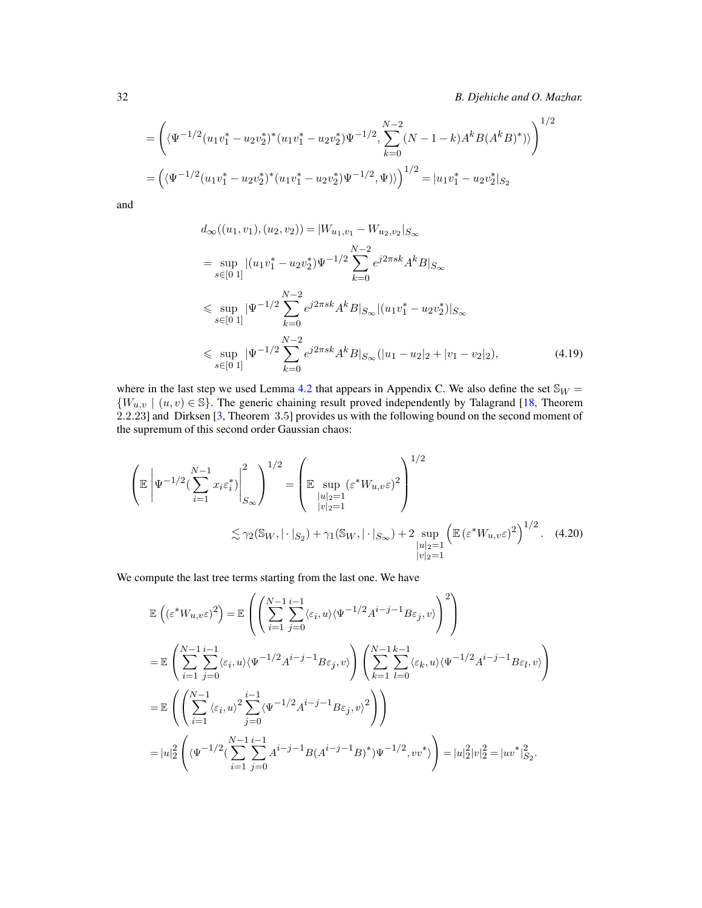$$
= \left( \langle \Psi^{-1/2}(u_1v_1^* - u_2v_2^*)^*(u_1v_1^* - u_2v_2^*)\Psi^{-1/2}, \sum_{k=0}^{N-2}(N-1-k)A^kB(A^kB)^*) \rangle \right)^{1/2}
$$

$$
= \left( \langle \Psi^{-1/2}(u_1v_1^* - u_2v_2^*)^*(u_1v_1^* - u_2v_2^*)\Psi^{-1/2}, \Psi) \rangle \right)^{1/2} = |u_1v_1^* - u_2v_2^*|_{S_2}
$$

and

$$
d_\infty((u_1, v_1), (u_2, v_2)) = |W_{u_1,v_1} - W_{u_2,v_2}|_{S_\infty}
$$

$$
= \sup_{s\in[0\ 1]} |(u_1v_1^* - u_2v_2^*)\Psi^{-1/2} \sum_{k=0}^{N-2} e^{j2\pi sk}A^kB|_{S_\infty}
$$

$$
\leqslant \sup_{s\in[0\ 1]} |\Psi^{-1/2} \sum_{k=0}^{N-2} e^{j2\pi sk}A^kB|_{S_\infty} |(u_1v_1^* - u_2v_2^*)|_{S_\infty}
$$

$$
\leqslant \sup_{s\in[0\ 1]} |\Psi^{-1/2} \sum_{k=0}^{N-2} e^{j2\pi sk}A^kB|_{S_\infty} (|u_1 - u_2|_2 + |v_1 - v_2|_2), \tag{4.19}
$$

where in the last step we used Lemma 4.2 that appears in Appendix C. We also define the set $\mathbb{S}_W = \{W_{u,v} \mid (u,v) \in \mathbb{S}\}$. The generic chaining result proved independently by Talagrand [18, Theorem 2.2.23] and Dirksen [3, Theorem 3.5] provides us with the following bound on the second moment of the supremum of this second order Gaussian chaos:

$$
\left( \mathbb{E} \left| \Psi^{-1/2}(\sum_{i=1}^{N-1} x_i\varepsilon_i^*) \right|_{S_\infty}^2 \right)^{1/2} = \left( \mathbb{E} \sup_{\substack{|u|_2=1 \\ |v|_2=1}} (\varepsilon^* W_{u,v}\varepsilon)^2 \right)^{1/2}
$$

$$
\lesssim \gamma_2(\mathbb{S}_W, |\cdot|_{S_2}) + \gamma_1(\mathbb{S}_W, |\cdot|_{S_\infty}) + 2 \sup_{\substack{|u|_2=1 \\ |v|_2=1}} \left( \mathbb{E} \, (\varepsilon^* W_{u,v}\varepsilon)^2 \right)^{1/2}. \tag{4.20}
$$

We compute the last tree terms starting from the last one. We have

$$
\mathbb{E}\left( (\varepsilon^* W_{u,v}\varepsilon)^2 \right) = \mathbb{E}\left( \left( \sum_{i=1}^{N-1}\sum_{j=0}^{i-1} \langle \varepsilon_i, u\rangle \langle \Psi^{-1/2}A^{i-j-1}B\varepsilon_j, v\rangle \right)^2 \right)
$$

$$
= \mathbb{E}\left( \sum_{i=1}^{N-1}\sum_{j=0}^{i-1} \langle \varepsilon_i, u\rangle \langle \Psi^{-1/2}A^{i-j-1}B\varepsilon_j, v\rangle \right) \left( \sum_{k=1}^{N-1}\sum_{l=0}^{k-1} \langle \varepsilon_k, u\rangle \langle \Psi^{-1/2}A^{i-j-1}B\varepsilon_l, v\rangle \right)
$$

$$
= \mathbb{E}\left( \left( \sum_{i=1}^{N-1} \langle \varepsilon_i, u\rangle^2 \sum_{j=0}^{i-1} \langle \Psi^{-1/2}A^{i-j-1}B\varepsilon_j, v\rangle^2 \right) \right)
$$

$$
= |u|_2^2 \left( \langle \Psi^{-1/2}(\sum_{i=1}^{N-1}\sum_{j=0}^{i-1} A^{i-j-1}B(A^{i-j-1}B)^*)\Psi^{-1/2}, vv^*\rangle \right) = |u|_2^2|v|_2^2 = |uv^*|_{S_2}^2.
$$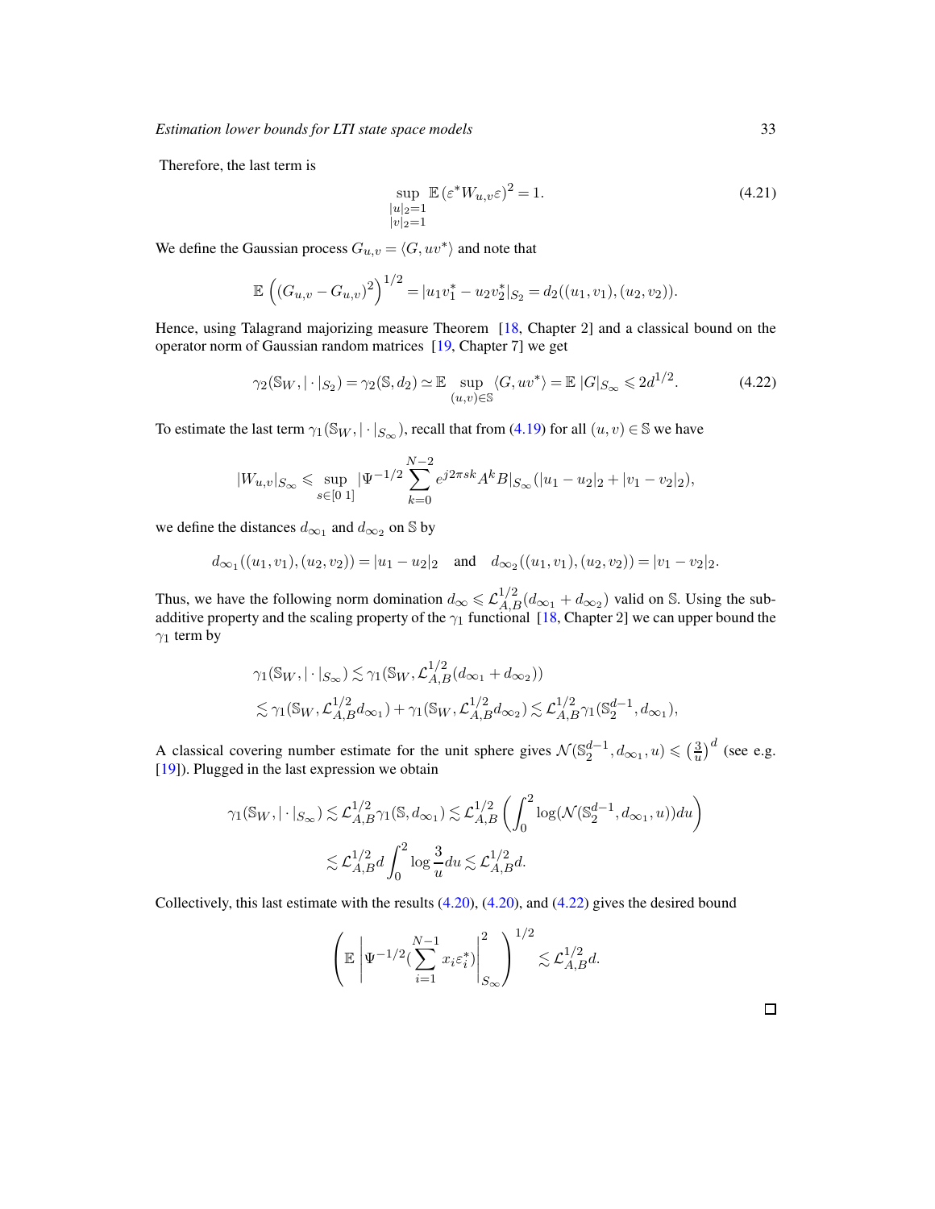Therefore, the last term is

$$\sup_{\substack{|u|_2=1\\|v|_2=1}} \mathbb{E}\,(\varepsilon^* W_{u,v}\varepsilon)^2 = 1. \tag{4.21}$$

We define the Gaussian process $G_{u,v} = \langle G, uv^*\rangle$ and note that

$$\mathbb{E}\left((G_{u,v} - G_{u,v})^2\right)^{1/2} = |u_1 v_1^* - u_2 v_2^*|_{S_2} = d_2((u_1, v_1), (u_2, v_2)).$$

Hence, using Talagrand majorizing measure Theorem [18, Chapter 2] and a classical bound on the operator norm of Gaussian random matrices [19, Chapter 7] we get

$$\gamma_2(\mathbb{S}_W, |\cdot|_{S_2}) = \gamma_2(\mathbb{S}, d_2) \simeq \mathbb{E} \sup_{(u,v)\in\mathbb{S}} \langle G, uv^*\rangle = \mathbb{E}\,|G|_{S_\infty} \leqslant 2d^{1/2}. \tag{4.22}$$

To estimate the last term $\gamma_1(\mathbb{S}_W, |\cdot|_{S_\infty})$, recall that from (4.19) for all $(u, v) \in \mathbb{S}$ we have

$$|W_{u,v}|_{S_\infty} \leqslant \sup_{s\in[0\;1]} |\Psi^{-1/2} \sum_{k=0}^{N-2} e^{j2\pi sk} A^k B|_{S_\infty} (|u_1 - u_2|_2 + |v_1 - v_2|_2),$$

we define the distances $d_{\infty_1}$ and $d_{\infty_2}$ on $\mathbb{S}$ by

$$d_{\infty_1}((u_1, v_1), (u_2, v_2)) = |u_1 - u_2|_2 \quad \text{and} \quad d_{\infty_2}((u_1, v_1), (u_2, v_2)) = |v_1 - v_2|_2.$$

Thus, we have the following norm domination $d_\infty \leqslant \mathcal{L}_{A,B}^{1/2}(d_{\infty_1} + d_{\infty_2})$ valid on $\mathbb{S}$. Using the sub-additive property and the scaling property of the $\gamma_1$ functional [18, Chapter 2] we can upper bound the $\gamma_1$ term by

$$\begin{aligned}
&\gamma_1(\mathbb{S}_W, |\cdot|_{S_\infty}) \lesssim \gamma_1(\mathbb{S}_W, \mathcal{L}_{A,B}^{1/2}(d_{\infty_1} + d_{\infty_2})) \\
&\lesssim \gamma_1(\mathbb{S}_W, \mathcal{L}_{A,B}^{1/2} d_{\infty_1}) + \gamma_1(\mathbb{S}_W, \mathcal{L}_{A,B}^{1/2} d_{\infty_2}) \lesssim \mathcal{L}_{A,B}^{1/2} \gamma_1(\mathbb{S}_2^{d-1}, d_{\infty_1}),
\end{aligned}$$

A classical covering number estimate for the unit sphere gives $\mathcal{N}(\mathbb{S}_2^{d-1}, d_{\infty_1}, u) \leqslant \left(\frac{3}{u}\right)^d$ (see e.g. [19]). Plugged in the last expression we obtain

$$\begin{aligned}
\gamma_1(\mathbb{S}_W, |\cdot|_{S_\infty}) &\lesssim \mathcal{L}_{A,B}^{1/2} \gamma_1(\mathbb{S}, d_{\infty_1}) \lesssim \mathcal{L}_{A,B}^{1/2} \left( \int_0^2 \log(\mathcal{N}(\mathbb{S}_2^{d-1}, d_{\infty_1}, u)) du \right) \\
&\lesssim \mathcal{L}_{A,B}^{1/2} d \int_0^2 \log \frac{3}{u} du \lesssim \mathcal{L}_{A,B}^{1/2} d.
\end{aligned}$$

Collectively, this last estimate with the results (4.20), (4.20), and (4.22) gives the desired bound

$$\left( \mathbb{E} \left| \Psi^{-1/2} (\sum_{i=1}^{N-1} x_i \varepsilon_i^*) \right|_{S_\infty}^2 \right)^{1/2} \lesssim \mathcal{L}_{A,B}^{1/2} d.$$

$\square$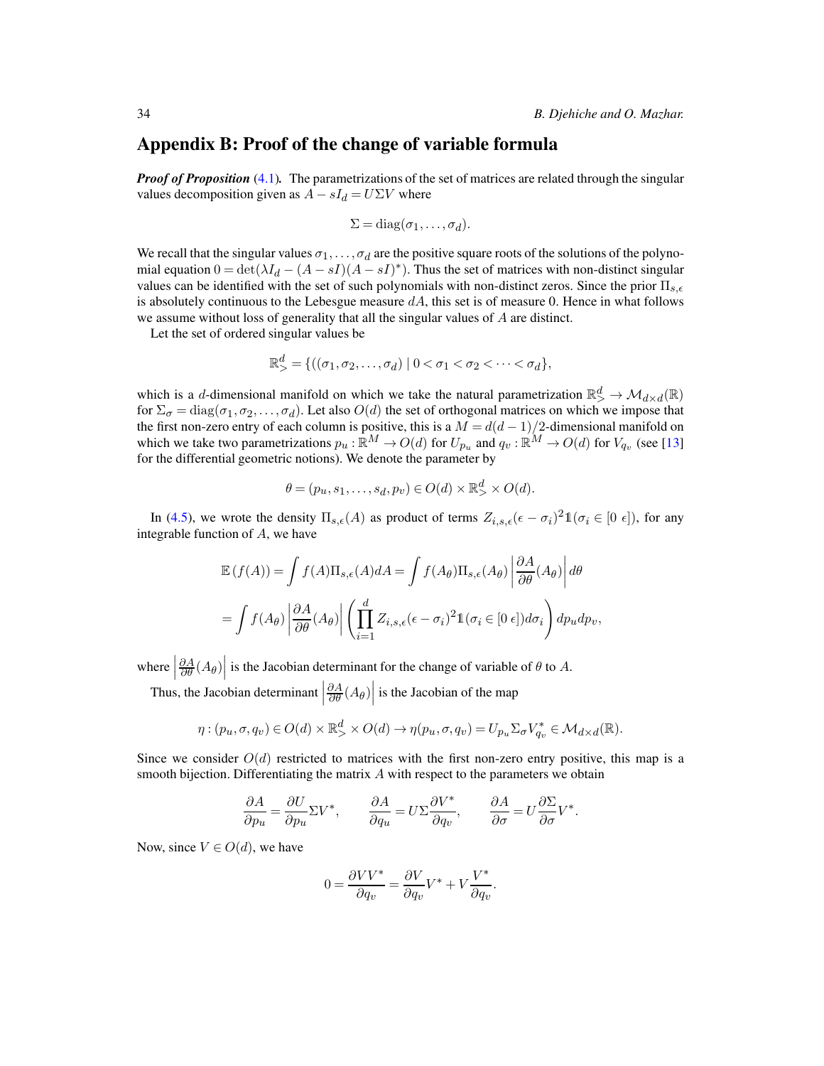## Appendix B: Proof of the change of variable formula

***Proof of Proposition*** (4.1)**.** The parametrizations of the set of matrices are related through the singular values decomposition given as $A - sI_d = U\Sigma V$ where

$$\Sigma = \mathrm{diag}(\sigma_1, \ldots, \sigma_d).$$

We recall that the singular values $\sigma_1, \ldots, \sigma_d$ are the positive square roots of the solutions of the polynomial equation $0 = \det(\lambda I_d - (A - sI)(A - sI)^*)$. Thus the set of matrices with non-distinct singular values can be identified with the set of such polynomials with non-distinct zeros. Since the prior $\Pi_{s,\epsilon}$ is absolutely continuous to the Lebesgue measure $dA$, this set is of measure 0. Hence in what follows we assume without loss of generality that all the singular values of $A$ are distinct.

Let the set of ordered singular values be

$$\mathbb{R}^d_{>} = \{((\sigma_1, \sigma_2, \ldots, \sigma_d) \mid 0 < \sigma_1 < \sigma_2 < \cdots < \sigma_d\},$$

which is a $d$-dimensional manifold on which we take the natural parametrization $\mathbb{R}^d_{>} \to \mathcal{M}_{d\times d}(\mathbb{R})$ for $\Sigma_\sigma = \mathrm{diag}(\sigma_1, \sigma_2, \ldots, \sigma_d)$. Let also $O(d)$ the set of orthogonal matrices on which we impose that the first non-zero entry of each column is positive, this is a $M = d(d-1)/2$-dimensional manifold on which we take two parametrizations $p_u : \mathbb{R}^M \to O(d)$ for $U_{p_u}$ and $q_v : \mathbb{R}^M \to O(d)$ for $V_{q_v}$ (see [13] for the differential geometric notions). We denote the parameter by

$$\theta = (p_u, s_1, \ldots, s_d, p_v) \in O(d) \times \mathbb{R}^d_{>} \times O(d).$$

In (4.5), we wrote the density $\Pi_{s,\epsilon}(A)$ as product of terms $Z_{i,s,\epsilon}(\epsilon - \sigma_i)^2 \mathbb{1}(\sigma_i \in [0\ \epsilon])$, for any integrable function of $A$, we have

$$\mathbb{E}\left(f(A)\right) = \int f(A)\Pi_{s,\epsilon}(A)dA = \int f(A_\theta)\Pi_{s,\epsilon}(A_\theta)\left|\frac{\partial A}{\partial \theta}(A_\theta)\right| d\theta$$

$$= \int f(A_\theta)\left|\frac{\partial A}{\partial \theta}(A_\theta)\right| \left(\prod_{i=1}^d Z_{i,s,\epsilon}(\epsilon - \sigma_i)^2 \mathbb{1}(\sigma_i \in [0\ \epsilon])d\sigma_i\right) dp_u dp_v,$$

where $\left|\frac{\partial A}{\partial \theta}(A_\theta)\right|$ is the Jacobian determinant for the change of variable of $\theta$ to $A$.

Thus, the Jacobian determinant $\left|\frac{\partial A}{\partial \theta}(A_\theta)\right|$ is the Jacobian of the map

$$\eta : (p_u, \sigma, q_v) \in O(d) \times \mathbb{R}^d_{>} \times O(d) \to \eta(p_u, \sigma, q_v) = U_{p_u}\Sigma_\sigma V^*_{q_v} \in \mathcal{M}_{d\times d}(\mathbb{R}).$$

Since we consider $O(d)$ restricted to matrices with the first non-zero entry positive, this map is a smooth bijection. Differentiating the matrix $A$ with respect to the parameters we obtain

$$\frac{\partial A}{\partial p_u} = \frac{\partial U}{\partial p_u}\Sigma V^*, \qquad \frac{\partial A}{\partial q_u} = U\Sigma\frac{\partial V^*}{\partial q_v}, \qquad \frac{\partial A}{\partial \sigma} = U\frac{\partial \Sigma}{\partial \sigma}V^*.$$

Now, since $V \in O(d)$, we have

$$0 = \frac{\partial VV^*}{\partial q_v} = \frac{\partial V}{\partial q_v}V^* + V\frac{V^*}{\partial q_v}.$$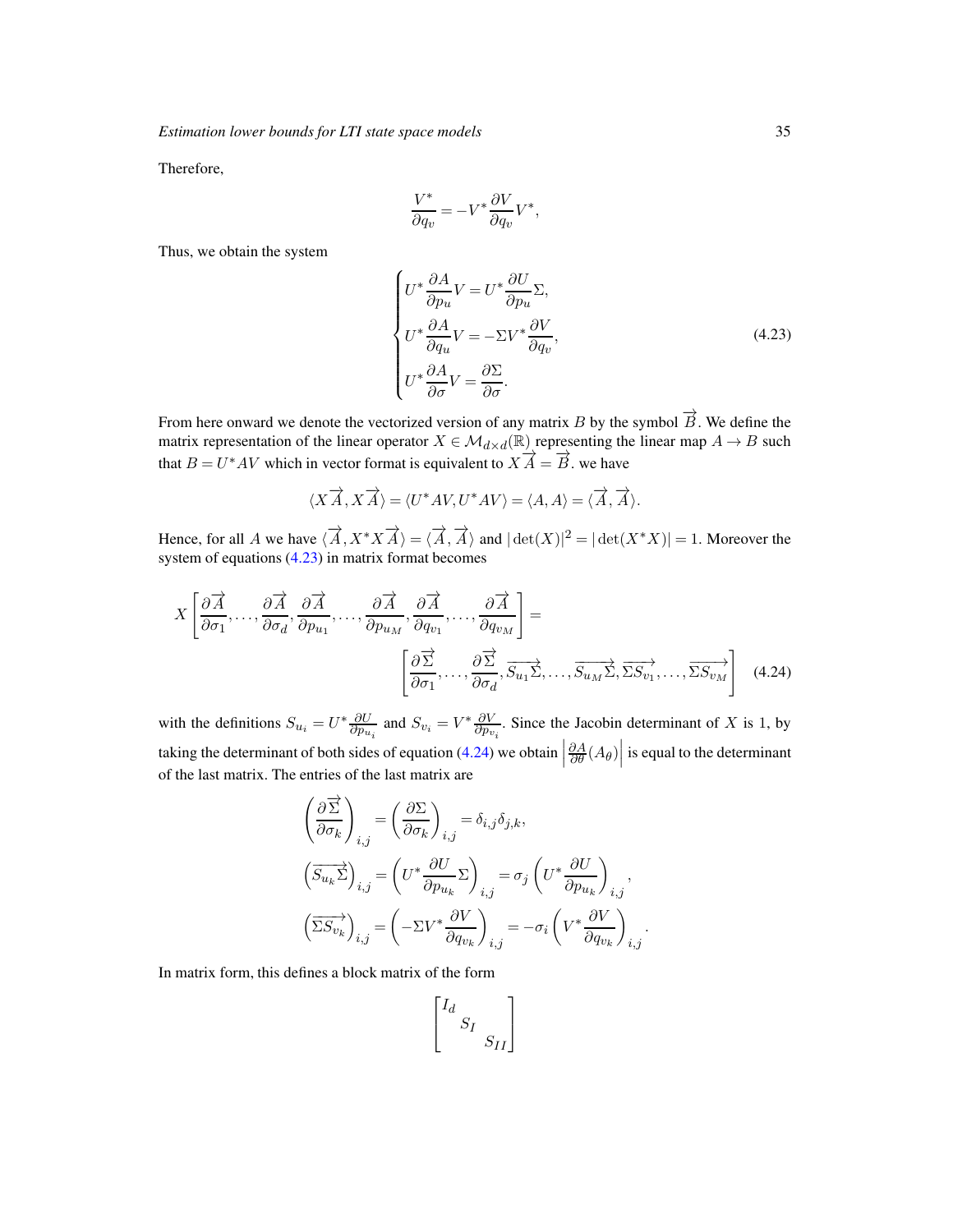Therefore,

$$\frac{V^*}{\partial q_v} = -V^* \frac{\partial V}{\partial q_v} V^*,$$

Thus, we obtain the system

$$\begin{cases} U^* \dfrac{\partial A}{\partial p_u} V = U^* \dfrac{\partial U}{\partial p_u} \Sigma, \\ U^* \dfrac{\partial A}{\partial q_u} V = -\Sigma V^* \dfrac{\partial V}{\partial q_v}, \\ U^* \dfrac{\partial A}{\partial \sigma} V = \dfrac{\partial \Sigma}{\partial \sigma}. \end{cases} \tag{4.23}$$

From here onward we denote the vectorized version of any matrix $B$ by the symbol $\overrightarrow{B}$. We define the matrix representation of the linear operator $X \in \mathcal{M}_{d \times d}(\mathbb{R})$ representing the linear map $A \to B$ such that $B = U^* A V$ which in vector format is equivalent to $X\overrightarrow{A} = \overrightarrow{B}$. we have

$$\langle X\overrightarrow{A}, X\overrightarrow{A} \rangle = \langle U^* AV, U^* AV \rangle = \langle A, A \rangle = \langle \overrightarrow{A}, \overrightarrow{A} \rangle.$$

Hence, for all $A$ we have $\langle \overrightarrow{A}, X^* X\overrightarrow{A} \rangle = \langle \overrightarrow{A}, \overrightarrow{A} \rangle$ and $|\det(X)|^2 = |\det(X^* X)| = 1$. Moreover the system of equations (4.23) in matrix format becomes

$$X \left[ \frac{\partial \overrightarrow{A}}{\partial \sigma_1}, \ldots, \frac{\partial \overrightarrow{A}}{\partial \sigma_d}, \frac{\partial \overrightarrow{A}}{\partial p_{u_1}}, \ldots, \frac{\partial \overrightarrow{A}}{\partial p_{u_M}}, \frac{\partial \overrightarrow{A}}{\partial q_{v_1}}, \ldots, \frac{\partial \overrightarrow{A}}{\partial q_{v_M}} \right] = \left[ \frac{\partial \overrightarrow{\Sigma}}{\partial \sigma_1}, \ldots, \frac{\partial \overrightarrow{\Sigma}}{\partial \sigma_d}, \overrightarrow{S_{u_1}\Sigma}, \ldots, \overrightarrow{S_{u_M}\Sigma}, \overrightarrow{\Sigma S_{v_1}}, \ldots, \overrightarrow{\Sigma S_{v_M}} \right] \tag{4.24}$$

with the definitions $S_{u_i} = U^* \frac{\partial U}{\partial p_{u_i}}$ and $S_{v_i} = V^* \frac{\partial V}{\partial p_{v_i}}$. Since the Jacobin determinant of $X$ is 1, by taking the determinant of both sides of equation (4.24) we obtain $\left| \frac{\partial A}{\partial \theta}(A_\theta) \right|$ is equal to the determinant of the last matrix. The entries of the last matrix are

$$\left( \frac{\partial \overrightarrow{\Sigma}}{\partial \sigma_k} \right)_{i,j} = \left( \frac{\partial \Sigma}{\partial \sigma_k} \right)_{i,j} = \delta_{i,j} \delta_{j,k},$$

$$\left( \overrightarrow{S_{u_k}\Sigma} \right)_{i,j} = \left( U^* \frac{\partial U}{\partial p_{u_k}} \Sigma \right)_{i,j} = \sigma_j \left( U^* \frac{\partial U}{\partial p_{u_k}} \right)_{i,j},$$

$$\left( \overrightarrow{\Sigma S_{v_k}} \right)_{i,j} = \left( -\Sigma V^* \frac{\partial V}{\partial q_{v_k}} \right)_{i,j} = -\sigma_i \left( V^* \frac{\partial V}{\partial q_{v_k}} \right)_{i,j}.$$

In matrix form, this defines a block matrix of the form

$$\begin{bmatrix} I_d & & \\ & S_I & \\ & & S_{II} \end{bmatrix}$$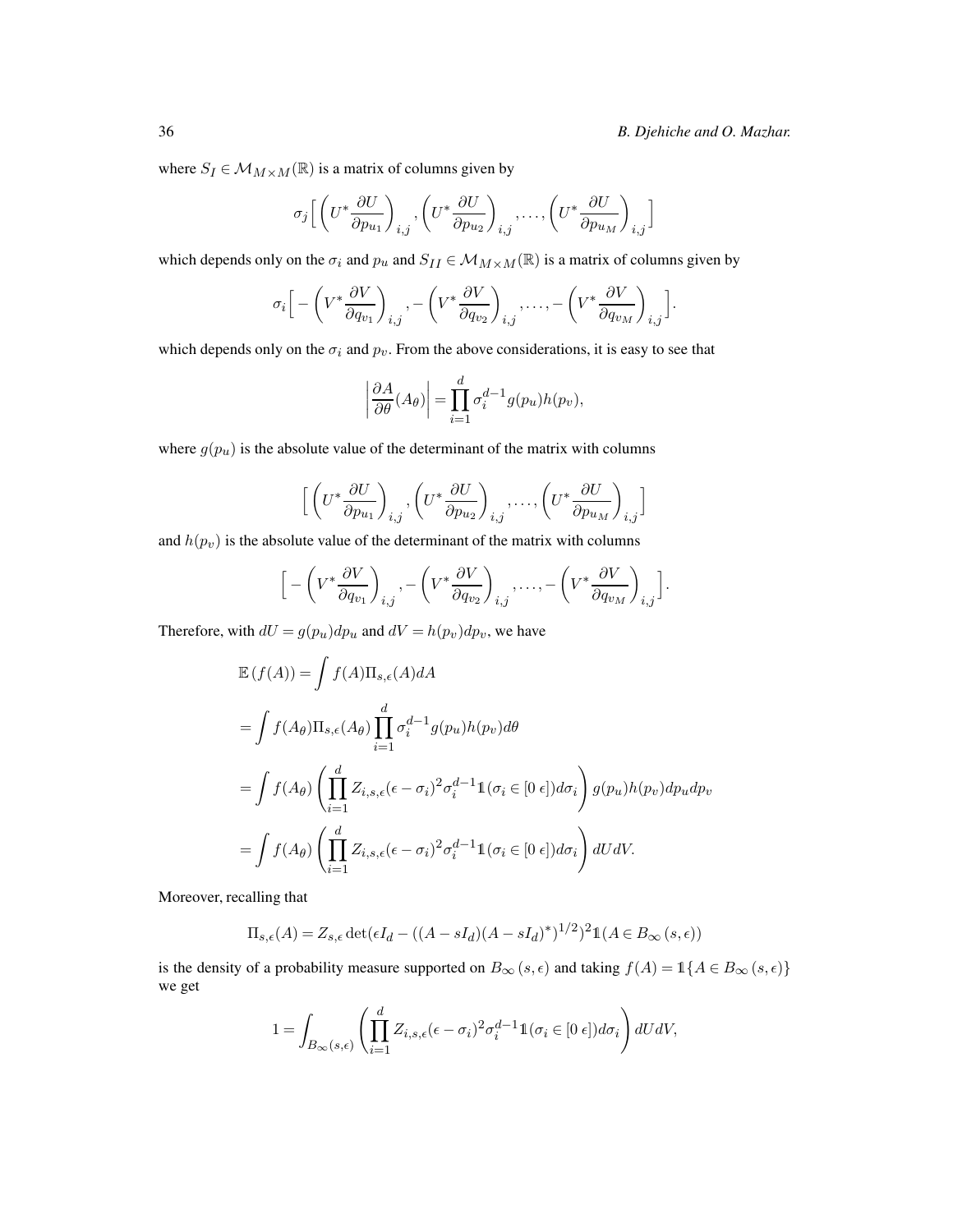where $S_I \in \mathcal{M}_{M\times M}(\mathbb{R})$ is a matrix of columns given by

$$\sigma_j\Big[\left(U^*\frac{\partial U}{\partial p_{u_1}}\right)_{i,j}, \left(U^*\frac{\partial U}{\partial p_{u_2}}\right)_{i,j}, \ldots, \left(U^*\frac{\partial U}{\partial p_{u_M}}\right)_{i,j}\Big]$$

which depends only on the $\sigma_i$ and $p_u$ and $S_{II} \in \mathcal{M}_{M\times M}(\mathbb{R})$ is a matrix of columns given by

$$\sigma_i\Big[-\left(V^*\frac{\partial V}{\partial q_{v_1}}\right)_{i,j}, -\left(V^*\frac{\partial V}{\partial q_{v_2}}\right)_{i,j}, \ldots, -\left(V^*\frac{\partial V}{\partial q_{v_M}}\right)_{i,j}\Big].$$

which depends only on the $\sigma_i$ and $p_v$. From the above considerations, it is easy to see that

$$\left|\frac{\partial A}{\partial \theta}(A_\theta)\right| = \prod_{i=1}^{d}\sigma_i^{d-1} g(p_u)h(p_v),$$

where $g(p_u)$ is the absolute value of the determinant of the matrix with columns

$$\Big[\left(U^*\frac{\partial U}{\partial p_{u_1}}\right)_{i,j}, \left(U^*\frac{\partial U}{\partial p_{u_2}}\right)_{i,j}, \ldots, \left(U^*\frac{\partial U}{\partial p_{u_M}}\right)_{i,j}\Big]$$

and $h(p_v)$ is the absolute value of the determinant of the matrix with columns

$$\Big[-\left(V^*\frac{\partial V}{\partial q_{v_1}}\right)_{i,j}, -\left(V^*\frac{\partial V}{\partial q_{v_2}}\right)_{i,j}, \ldots, -\left(V^*\frac{\partial V}{\partial q_{v_M}}\right)_{i,j}\Big].$$

Therefore, with $dU = g(p_u)dp_u$ and $dV = h(p_v)dp_v$, we have

$$\begin{aligned}
\mathbb{E}\left(f(A)\right) &= \int f(A)\Pi_{s,\epsilon}(A)dA \\
&= \int f(A_\theta)\Pi_{s,\epsilon}(A_\theta)\prod_{i=1}^{d}\sigma_i^{d-1}g(p_u)h(p_v)d\theta \\
&= \int f(A_\theta)\left(\prod_{i=1}^{d} Z_{i,s,\epsilon}(\epsilon-\sigma_i)^2\sigma_i^{d-1}\mathbb{1}(\sigma_i\in[0\ \epsilon])d\sigma_i\right)g(p_u)h(p_v)dp_u dp_v \\
&= \int f(A_\theta)\left(\prod_{i=1}^{d} Z_{i,s,\epsilon}(\epsilon-\sigma_i)^2\sigma_i^{d-1}\mathbb{1}(\sigma_i\in[0\ \epsilon])d\sigma_i\right)dUdV.
\end{aligned}$$

Moreover, recalling that

$$\Pi_{s,\epsilon}(A) = Z_{s,\epsilon}\det(\epsilon I_d - ((A-sI_d)(A-sI_d)^*)^{1/2})^2\mathbb{1}(A\in B_\infty(s,\epsilon))$$

is the density of a probability measure supported on $B_\infty(s,\epsilon)$ and taking $f(A) = \mathbb{1}\{A\in B_\infty(s,\epsilon)\}$ we get

$$1 = \int_{B_\infty(s,\epsilon)}\left(\prod_{i=1}^{d} Z_{i,s,\epsilon}(\epsilon-\sigma_i)^2\sigma_i^{d-1}\mathbb{1}(\sigma_i\in[0\ \epsilon])d\sigma_i\right)dUdV,$$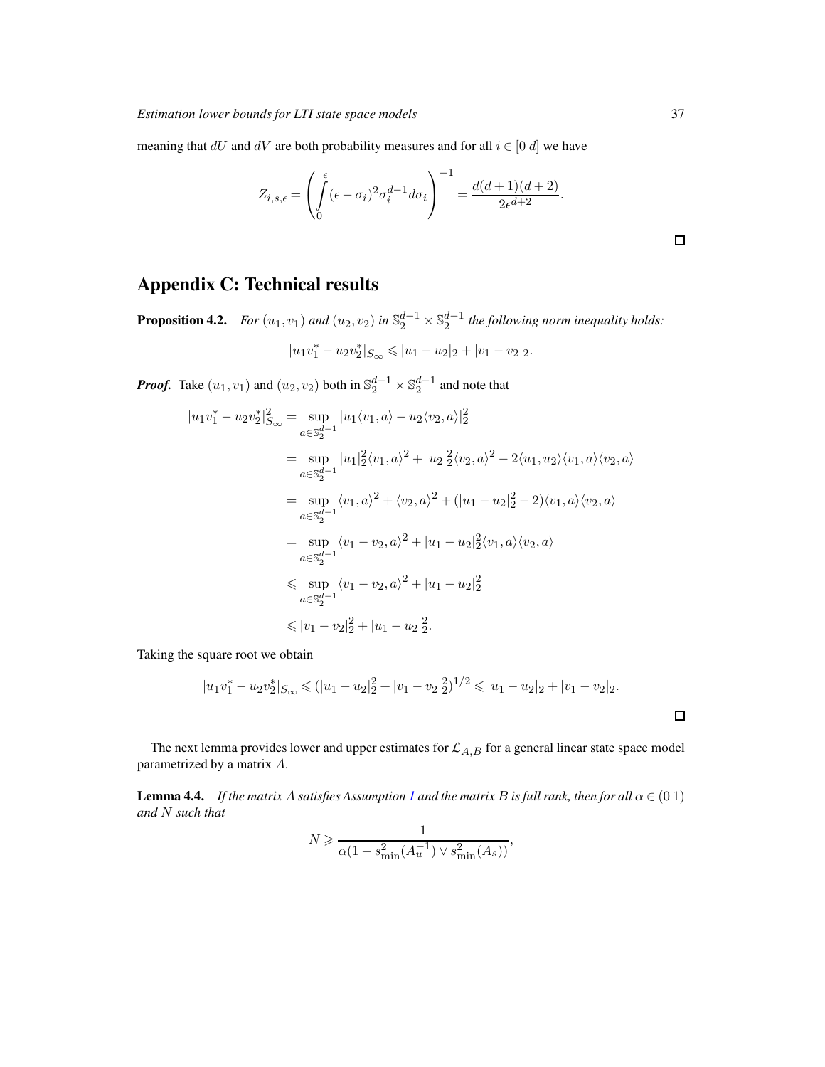meaning that $dU$ and $dV$ are both probability measures and for all $i \in [0\ d]$ we have

$$Z_{i,s,\epsilon} = \left( \int_0^\epsilon (\epsilon - \sigma_i)^2 \sigma_i^{d-1} d\sigma_i \right)^{-1} = \frac{d(d+1)(d+2)}{2\epsilon^{d+2}}.$$

□

## Appendix C: Technical results

**Proposition 4.2.** *For $(u_1, v_1)$ and $(u_2, v_2)$ in $\mathbb{S}_2^{d-1} \times \mathbb{S}_2^{d-1}$ the following norm inequality holds:*

$$|u_1 v_1^* - u_2 v_2^*|_{S_\infty} \leqslant |u_1 - u_2|_2 + |v_1 - v_2|_2.$$

***Proof.*** Take $(u_1, v_1)$ and $(u_2, v_2)$ both in $\mathbb{S}_2^{d-1} \times \mathbb{S}_2^{d-1}$ and note that

$$\begin{aligned}
|u_1 v_1^* - u_2 v_2^*|_{S_\infty}^2 &= \sup_{a \in \mathbb{S}_2^{d-1}} |u_1 \langle v_1, a \rangle - u_2 \langle v_2, a \rangle|_2^2 \\
&= \sup_{a \in \mathbb{S}_2^{d-1}} |u_1|_2^2 \langle v_1, a \rangle^2 + |u_2|_2^2 \langle v_2, a \rangle^2 - 2 \langle u_1, u_2 \rangle \langle v_1, a \rangle \langle v_2, a \rangle \\
&= \sup_{a \in \mathbb{S}_2^{d-1}} \langle v_1, a \rangle^2 + \langle v_2, a \rangle^2 + (|u_1 - u_2|_2^2 - 2) \langle v_1, a \rangle \langle v_2, a \rangle \\
&= \sup_{a \in \mathbb{S}_2^{d-1}} \langle v_1 - v_2, a \rangle^2 + |u_1 - u_2|_2^2 \langle v_1, a \rangle \langle v_2, a \rangle \\
&\leqslant \sup_{a \in \mathbb{S}_2^{d-1}} \langle v_1 - v_2, a \rangle^2 + |u_1 - u_2|_2^2 \\
&\leqslant |v_1 - v_2|_2^2 + |u_1 - u_2|_2^2.
\end{aligned}$$

Taking the square root we obtain

$$|u_1 v_1^* - u_2 v_2^*|_{S_\infty} \leqslant (|u_1 - u_2|_2^2 + |v_1 - v_2|_2^2)^{1/2} \leqslant |u_1 - u_2|_2 + |v_1 - v_2|_2.$$

□

The next lemma provides lower and upper estimates for $\mathcal{L}_{A,B}$ for a general linear state space model parametrized by a matrix $A$.

**Lemma 4.4.** *If the matrix $A$ satisfies Assumption 1 and the matrix $B$ is full rank, then for all $\alpha \in (0\ 1)$ and $N$ such that*

$$N \geqslant \frac{1}{\alpha(1 - s_{\min}^2(A_u^{-1}) \vee s_{\min}^2(A_s))},$$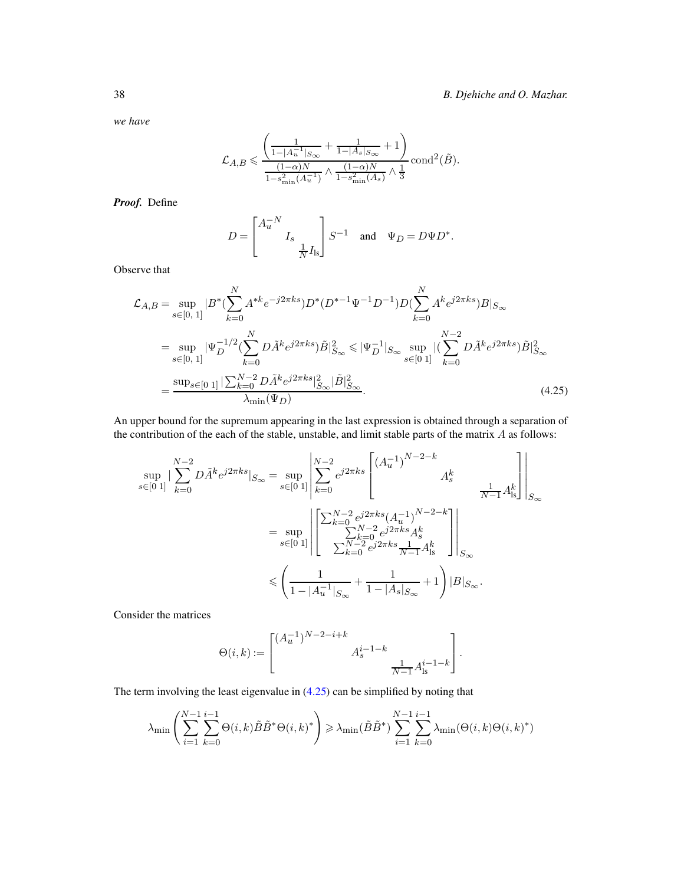*we have*

$$\mathcal{L}_{A,B} \leqslant \frac{\left(\frac{1}{1-|A_u^{-1}|_{S_\infty}} + \frac{1}{1-|A_s|_{S_\infty}} + 1\right)}{\frac{(1-\alpha)N}{1-s_{\min}^2(A_u^{-1})} \wedge \frac{(1-\alpha)N}{1-s_{\min}^2(A_s)} \wedge \frac{1}{3}} \operatorname{cond}^2(\tilde{B}).$$

***Proof.*** Define

$$D = \begin{bmatrix} A_u^{-N} & & \\ & I_s & \\ & & \frac{1}{N} I_{\text{ls}} \end{bmatrix} S^{-1} \quad \text{and} \quad \Psi_D = D\Psi D^*.$$

Observe that

$$\begin{aligned}
\mathcal{L}_{A,B} &= \sup_{s\in[0,\,1]} |B^*(\sum_{k=0}^{N} A^{*k} e^{-j2\pi ks}) D^*(D^{*-1}\Psi^{-1}D^{-1}) D(\sum_{k=0}^{N} A^k e^{j2\pi ks}) B|_{S_\infty} \\
&= \sup_{s\in[0,\,1]} |\Psi_D^{-1/2}(\sum_{k=0}^{N} D\tilde{A}^k e^{j2\pi ks})\tilde{B}|_{S_\infty}^2 \leqslant |\Psi_D^{-1}|_{S_\infty} \sup_{s\in[0\ 1]} |(\sum_{k=0}^{N-2} D\tilde{A}^k e^{j2\pi ks})\tilde{B}|_{S_\infty}^2 \\
&= \frac{\sup_{s\in[0\ 1]} |\sum_{k=0}^{N-2} D\tilde{A}^k e^{j2\pi ks}|_{S_\infty}^2 |\tilde{B}|_{S_\infty}^2}{\lambda_{\min}(\Psi_D)}. \qquad (4.25)
\end{aligned}$$

An upper bound for the supremum appearing in the last expression is obtained through a separation of the contribution of the each of the stable, unstable, and limit stable parts of the matrix $A$ as follows:

$$\begin{aligned}
\sup_{s\in[0\ 1]} |\sum_{k=0}^{N-2} D\tilde{A}^k e^{j2\pi ks}|_{S_\infty} &= \sup_{s\in[0\ 1]} \left| \sum_{k=0}^{N-2} e^{j2\pi ks} \begin{bmatrix} (A_u^{-1})^{N-2-k} & & \\ & A_s^k & \\ & & \frac{1}{N-1} A_{\text{ls}}^k \end{bmatrix} \right|_{S_\infty} \\
&= \sup_{s\in[0\ 1]} \left| \begin{bmatrix} \sum_{k=0}^{N-2} e^{j2\pi ks} (A_u^{-1})^{N-2-k} & & \\ & \sum_{k=0}^{N-2} e^{j2\pi ks} A_s^k & \\ & & \sum_{k=0}^{N-2} e^{j2\pi ks} \frac{1}{N-1} A_{\text{ls}}^k \end{bmatrix} \right|_{S_\infty} \\
&\leqslant \left( \frac{1}{1-|A_u^{-1}|_{S_\infty}} + \frac{1}{1-|A_s|_{S_\infty}} + 1 \right) |B|_{S_\infty}.
\end{aligned}$$

Consider the matrices

$$\Theta(i,k) := \begin{bmatrix} (A_u^{-1})^{N-2-i+k} & & \\ & A_s^{i-1-k} & \\ & & \frac{1}{N-1} A_{\text{ls}}^{i-1-k} \end{bmatrix}.$$

The term involving the least eigenvalue in (4.25) can be simplified by noting that

$$\lambda_{\min}\left( \sum_{i=1}^{N-1} \sum_{k=0}^{i-1} \Theta(i,k) \tilde{B}\tilde{B}^* \Theta(i,k)^* \right) \geqslant \lambda_{\min}(\tilde{B}\tilde{B}^*) \sum_{i=1}^{N-1} \sum_{k=0}^{i-1} \lambda_{\min}(\Theta(i,k)\Theta(i,k)^*)$$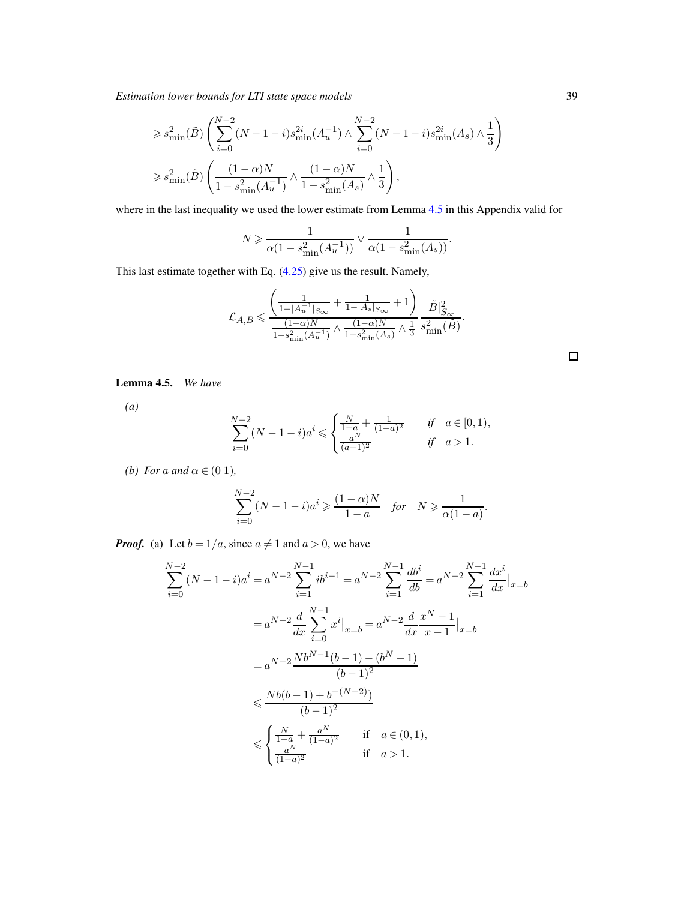$$
\geqslant s_{\min}^2(\tilde{B}) \left( \sum_{i=0}^{N-2} (N-1-i) s_{\min}^{2i}(A_u^{-1}) \wedge \sum_{i=0}^{N-2} (N-1-i) s_{\min}^{2i}(A_s) \wedge \frac{1}{3} \right)
$$

$$
\geqslant s_{\min}^2(\tilde{B}) \left( \frac{(1-\alpha)N}{1 - s_{\min}^2(A_u^{-1})} \wedge \frac{(1-\alpha)N}{1 - s_{\min}^2(A_s)} \wedge \frac{1}{3} \right),
$$

where in the last inequality we used the lower estimate from Lemma 4.5 in this Appendix valid for

$$
N \geqslant \frac{1}{\alpha(1 - s_{\min}^2(A_u^{-1}))} \vee \frac{1}{\alpha(1 - s_{\min}^2(A_s))}.
$$

This last estimate together with Eq. (4.25) give us the result. Namely,

$$
\mathcal{L}_{A,B} \leqslant \frac{\left( \frac{1}{1 - |A_u^{-1}|_{S_\infty}} + \frac{1}{1 - |A_s|_{S_\infty}} + 1 \right)}{\frac{(1-\alpha)N}{1 - s_{\min}^2(A_u^{-1})} \wedge \frac{(1-\alpha)N}{1 - s_{\min}^2(A_s)} \wedge \frac{1}{3}} \frac{|\tilde{B}|_{S_\infty}^2}{s_{\min}^2(\tilde{B})}.
$$

□

**Lemma 4.5.** *We have*

*(a)*

$$
\sum_{i=0}^{N-2} (N-1-i) a^i \leqslant \begin{cases} \frac{N}{1-a} + \frac{1}{(1-a)^2} & \text{if} \quad a \in [0,1), \\ \frac{a^N}{(a-1)^2} & \text{if} \quad a > 1. \end{cases}
$$

*(b) For $a$ and $\alpha \in (0\ 1)$,*

$$
\sum_{i=0}^{N-2} (N-1-i) a^i \geqslant \frac{(1-\alpha)N}{1-a} \quad \text{for} \quad N \geqslant \frac{1}{\alpha(1-a)}.
$$

***Proof.*** (a) Let $b = 1/a$, since $a \neq 1$ and $a > 0$, we have

$$
\begin{aligned}
\sum_{i=0}^{N-2} (N-1-i) a^i &= a^{N-2} \sum_{i=1}^{N-1} i b^{i-1} = a^{N-2} \sum_{i=1}^{N-1} \frac{db^i}{db} = a^{N-2} \sum_{i=1}^{N-1} \frac{dx^i}{dx}\Big|_{x=b} \\
&= a^{N-2} \frac{d}{dx} \sum_{i=0}^{N-1} x^i \Big|_{x=b} = a^{N-2} \frac{d}{dx} \frac{x^N - 1}{x-1}\Big|_{x=b} \\
&= a^{N-2} \frac{N b^{N-1}(b-1) - (b^N - 1)}{(b-1)^2} \\
&\leqslant \frac{N b(b-1) + b^{-(N-2)}}{(b-1)^2} \\
&\leqslant \begin{cases} \frac{N}{1-a} + \frac{a^N}{(1-a)^2} & \text{if} \quad a \in (0,1), \\ \frac{a^N}{(1-a)^2} & \text{if} \quad a > 1. \end{cases}
\end{aligned}
$$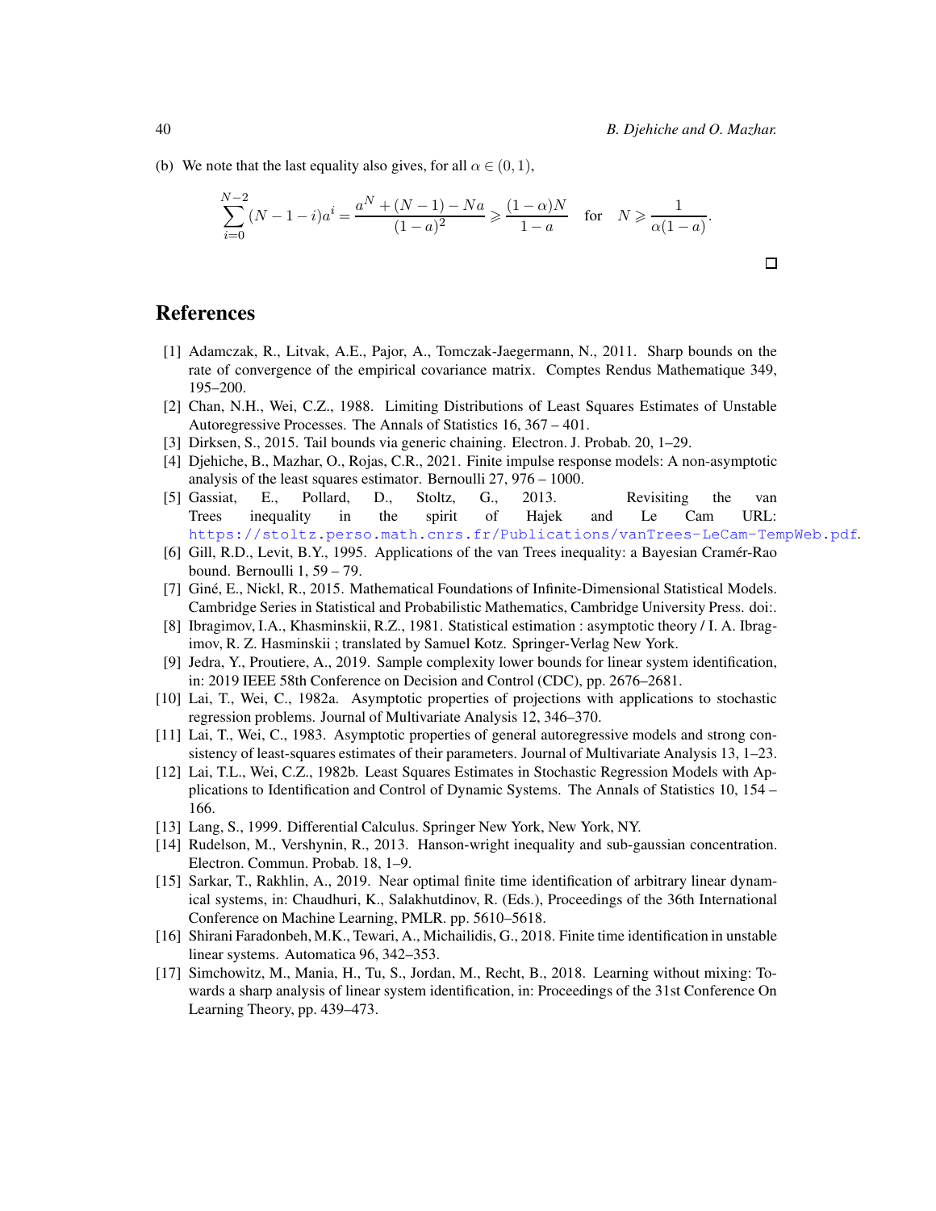(b) We note that the last equality also gives, for all $\alpha \in (0,1)$,

$$\sum_{i=0}^{N-2}(N-1-i)a^i = \frac{a^N + (N-1) - Na}{(1-a)^2} \geqslant \frac{(1-\alpha)N}{1-a} \quad \text{for} \quad N \geqslant \frac{1}{\alpha(1-a)}.$$

□

# References

[1] Adamczak, R., Litvak, A.E., Pajor, A., Tomczak-Jaegermann, N., 2011. Sharp bounds on the rate of convergence of the empirical covariance matrix. Comptes Rendus Mathematique 349, 195–200.

[2] Chan, N.H., Wei, C.Z., 1988. Limiting Distributions of Least Squares Estimates of Unstable Autoregressive Processes. The Annals of Statistics 16, 367 – 401.

[3] Dirksen, S., 2015. Tail bounds via generic chaining. Electron. J. Probab. 20, 1–29.

[4] Djehiche, B., Mazhar, O., Rojas, C.R., 2021. Finite impulse response models: A non-asymptotic analysis of the least squares estimator. Bernoulli 27, 976 – 1000.

[5] Gassiat, E., Pollard, D., Stoltz, G., 2013. Revisiting the van Trees inequality in the spirit of Hajek and Le Cam URL: https://stoltz.perso.math.cnrs.fr/Publications/vanTrees-LeCam-TempWeb.pdf.

[6] Gill, R.D., Levit, B.Y., 1995. Applications of the van Trees inequality: a Bayesian Cramér-Rao bound. Bernoulli 1, 59 – 79.

[7] Giné, E., Nickl, R., 2015. Mathematical Foundations of Infinite-Dimensional Statistical Models. Cambridge Series in Statistical and Probabilistic Mathematics, Cambridge University Press. doi:.

[8] Ibragimov, I.A., Khasminskii, R.Z., 1981. Statistical estimation : asymptotic theory / I. A. Ibragimov, R. Z. Hasminskii ; translated by Samuel Kotz. Springer-Verlag New York.

[9] Jedra, Y., Proutiere, A., 2019. Sample complexity lower bounds for linear system identification, in: 2019 IEEE 58th Conference on Decision and Control (CDC), pp. 2676–2681.

[10] Lai, T., Wei, C., 1982a. Asymptotic properties of projections with applications to stochastic regression problems. Journal of Multivariate Analysis 12, 346–370.

[11] Lai, T., Wei, C., 1983. Asymptotic properties of general autoregressive models and strong consistency of least-squares estimates of their parameters. Journal of Multivariate Analysis 13, 1–23.

[12] Lai, T.L., Wei, C.Z., 1982b. Least Squares Estimates in Stochastic Regression Models with Applications to Identification and Control of Dynamic Systems. The Annals of Statistics 10, 154 – 166.

[13] Lang, S., 1999. Differential Calculus. Springer New York, New York, NY.

[14] Rudelson, M., Vershynin, R., 2013. Hanson-wright inequality and sub-gaussian concentration. Electron. Commun. Probab. 18, 1–9.

[15] Sarkar, T., Rakhlin, A., 2019. Near optimal finite time identification of arbitrary linear dynamical systems, in: Chaudhuri, K., Salakhutdinov, R. (Eds.), Proceedings of the 36th International Conference on Machine Learning, PMLR. pp. 5610–5618.

[16] Shirani Faradonbeh, M.K., Tewari, A., Michailidis, G., 2018. Finite time identification in unstable linear systems. Automatica 96, 342–353.

[17] Simchowitz, M., Mania, H., Tu, S., Jordan, M., Recht, B., 2018. Learning without mixing: Towards a sharp analysis of linear system identification, in: Proceedings of the 31st Conference On Learning Theory, pp. 439–473.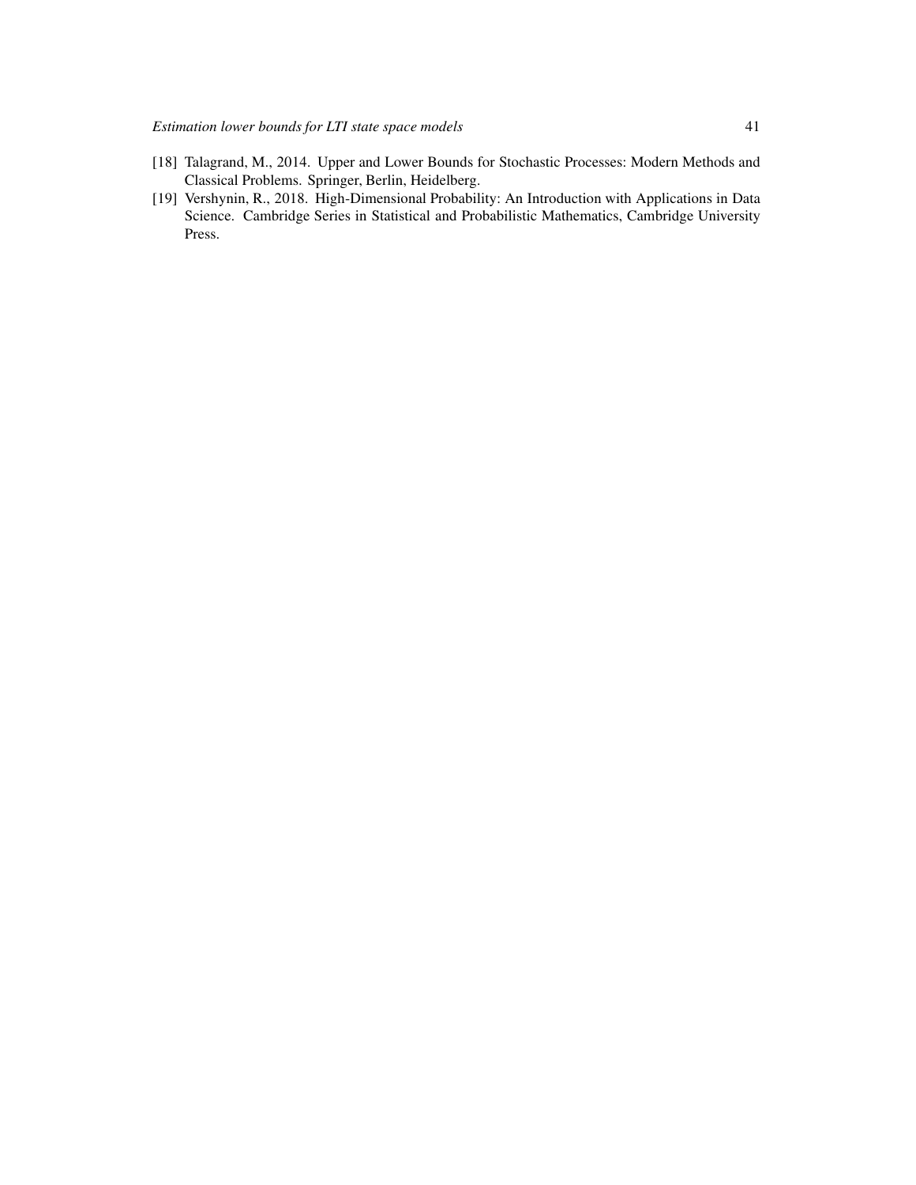[18] Talagrand, M., 2014. Upper and Lower Bounds for Stochastic Processes: Modern Methods and Classical Problems. Springer, Berlin, Heidelberg.

[19] Vershynin, R., 2018. High-Dimensional Probability: An Introduction with Applications in Data Science. Cambridge Series in Statistical and Probabilistic Mathematics, Cambridge University Press.